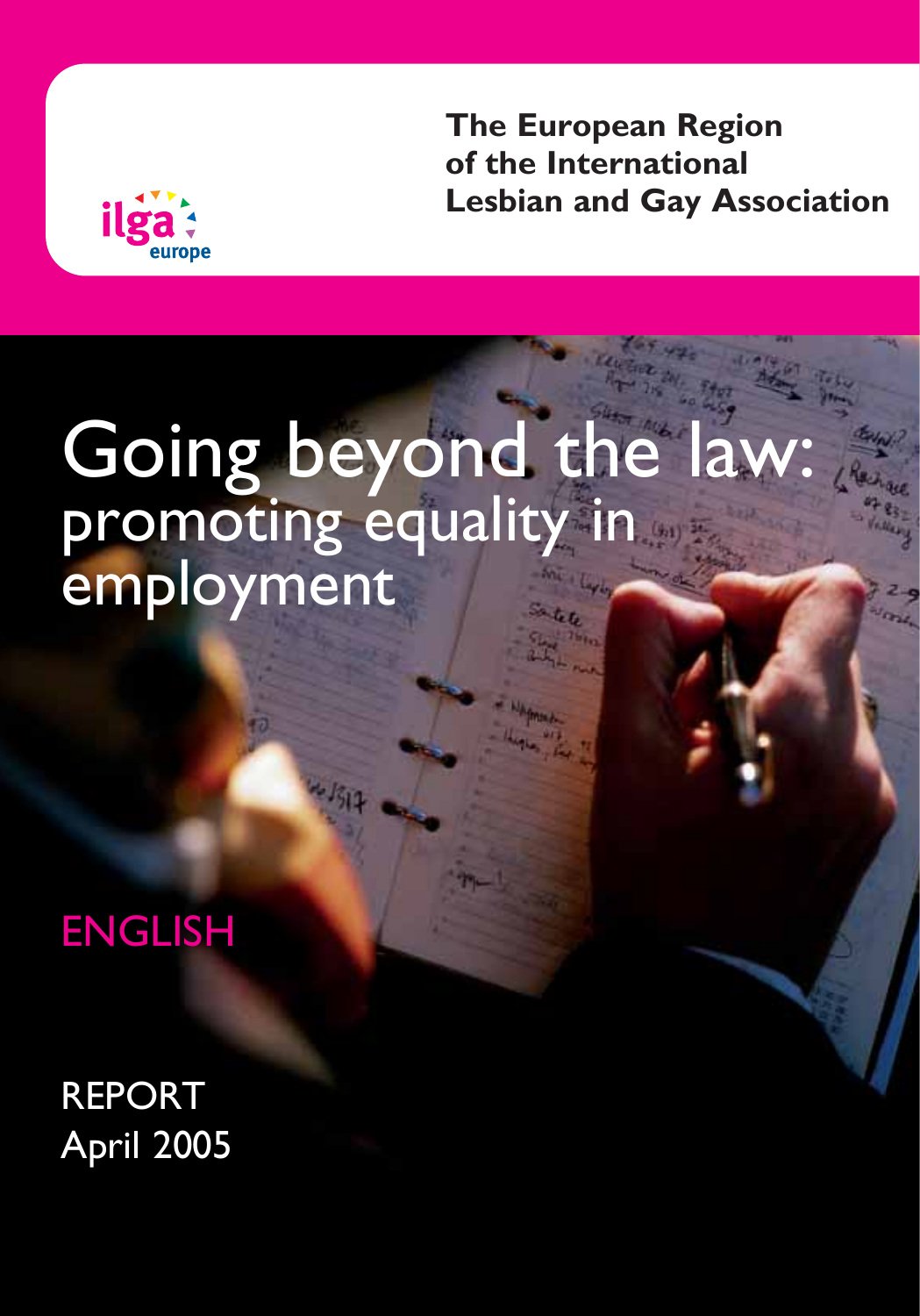ilga europe

**The European Region of the International Lesbian and Gay Association**

# Going beyond the law:
## promoting equality in employment

ENGLISH

REPORT
April 2005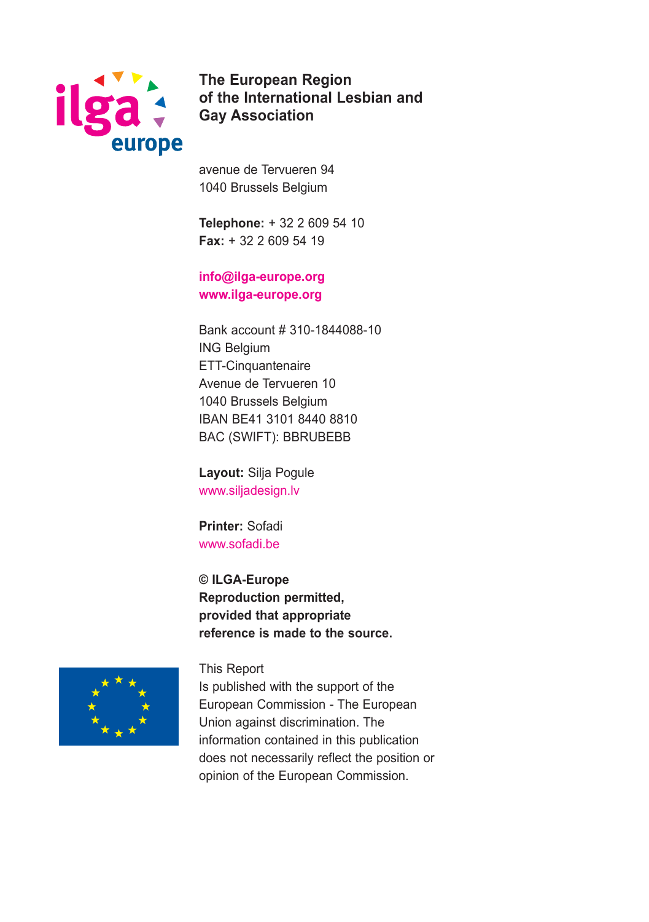**The European Region of the International Lesbian and Gay Association**

avenue de Tervueren 94
1040 Brussels Belgium

**Telephone:** + 32 2 609 54 10
**Fax:** + 32 2 609 54 19

**info@ilga-europe.org**
**www.ilga-europe.org**

Bank account # 310-1844088-10
ING Belgium
ETT-Cinquantenaire
Avenue de Tervueren 10
1040 Brussels Belgium
IBAN BE41 3101 8440 8810
BAC (SWIFT): BBRUBEBB

**Layout:** Silja Pogule
www.siljadesign.lv

**Printer:** Sofadi
www.sofadi.be

**© ILGA-Europe**
**Reproduction permitted, provided that appropriate reference is made to the source.**

This Report
Is published with the support of the European Commission - The European Union against discrimination. The information contained in this publication does not necessarily reflect the position or opinion of the European Commission.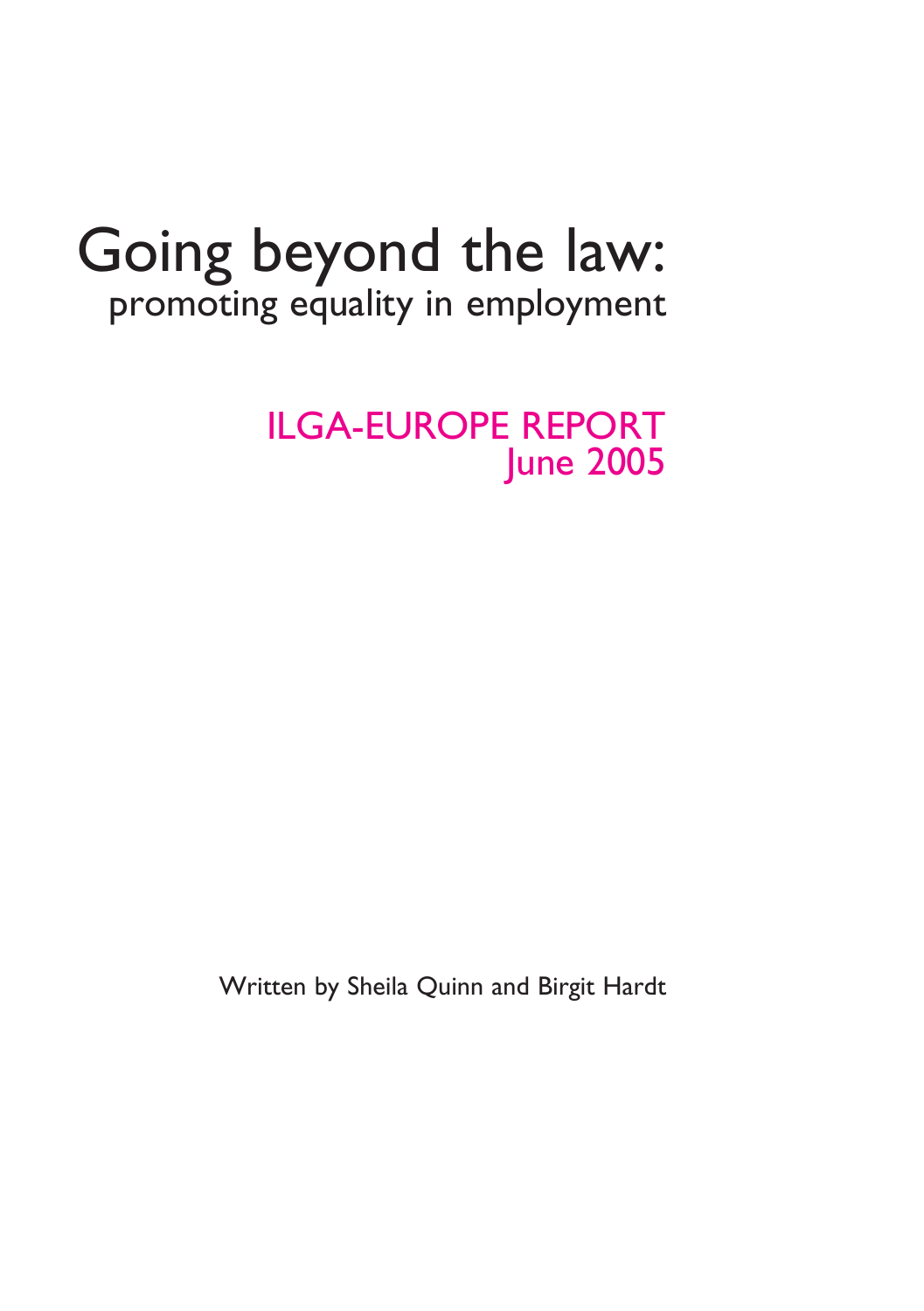# Going beyond the law:
## promoting equality in employment

ILGA-EUROPE REPORT
June 2005

Written by Sheila Quinn and Birgit Hardt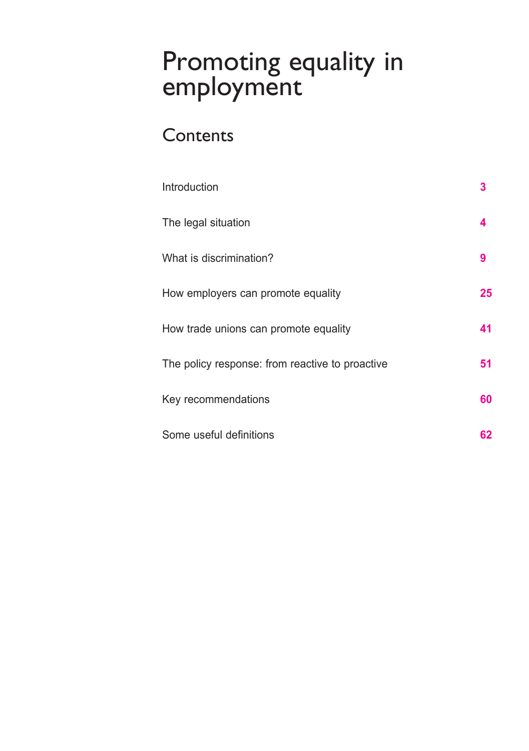# Promoting equality in employment

## Contents

| | |
|---|---|
| Introduction | 3 |
| The legal situation | 4 |
| What is discrimination? | 9 |
| How employers can promote equality | 25 |
| How trade unions can promote equality | 41 |
| The policy response: from reactive to proactive | 51 |
| Key recommendations | 60 |
| Some useful definitions | 62 |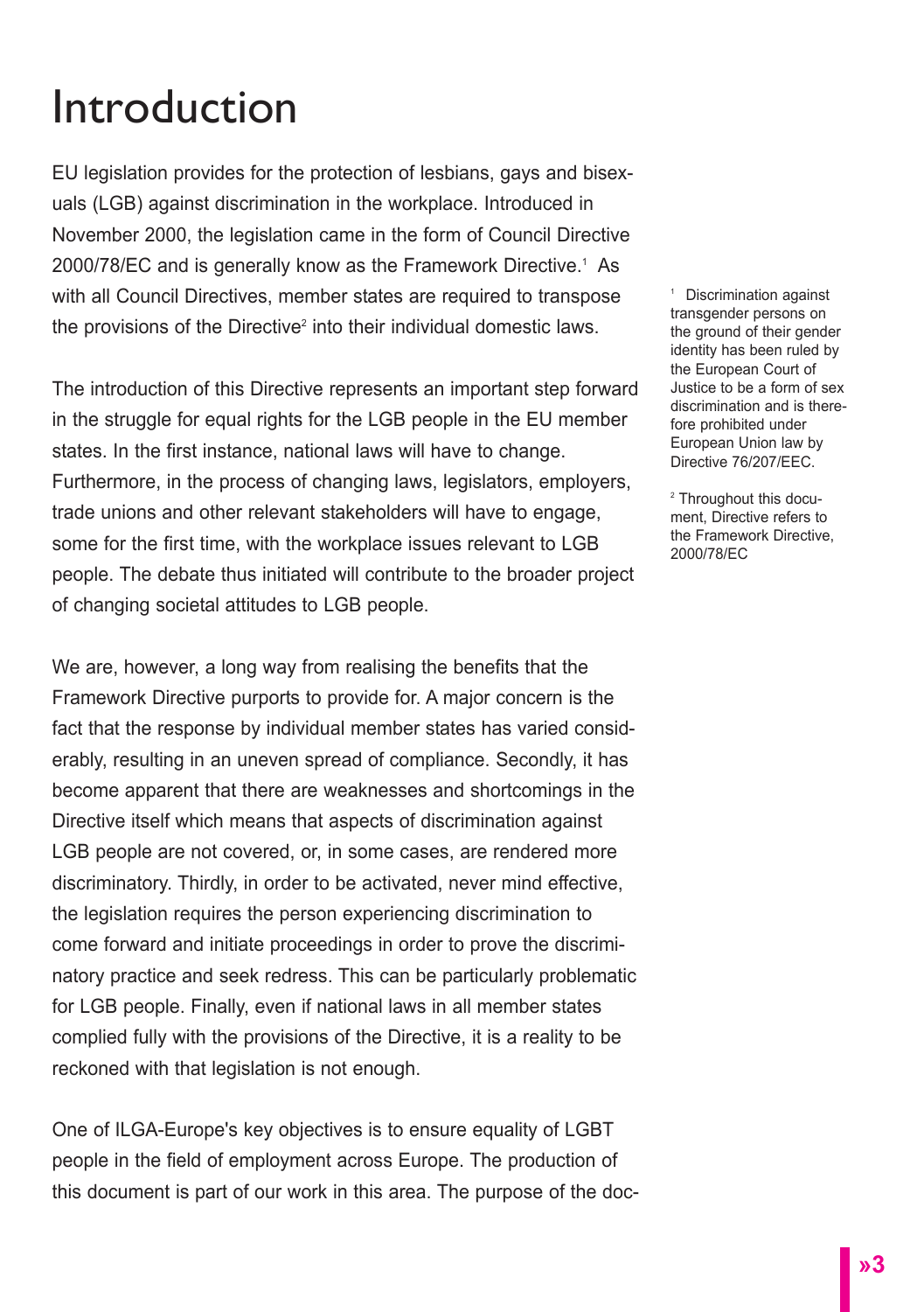# Introduction

EU legislation provides for the protection of lesbians, gays and bisexuals (LGB) against discrimination in the workplace. Introduced in November 2000, the legislation came in the form of Council Directive 2000/78/EC and is generally know as the Framework Directive.[1] As with all Council Directives, member states are required to transpose the provisions of the Directive[2] into their individual domestic laws.

The introduction of this Directive represents an important step forward in the struggle for equal rights for the LGB people in the EU member states. In the first instance, national laws will have to change. Furthermore, in the process of changing laws, legislators, employers, trade unions and other relevant stakeholders will have to engage, some for the first time, with the workplace issues relevant to LGB people. The debate thus initiated will contribute to the broader project of changing societal attitudes to LGB people.

We are, however, a long way from realising the benefits that the Framework Directive purports to provide for. A major concern is the fact that the response by individual member states has varied considerably, resulting in an uneven spread of compliance. Secondly, it has become apparent that there are weaknesses and shortcomings in the Directive itself which means that aspects of discrimination against LGB people are not covered, or, in some cases, are rendered more discriminatory. Thirdly, in order to be activated, never mind effective, the legislation requires the person experiencing discrimination to come forward and initiate proceedings in order to prove the discriminatory practice and seek redress. This can be particularly problematic for LGB people. Finally, even if national laws in all member states complied fully with the provisions of the Directive, it is a reality to be reckoned with that legislation is not enough.

One of ILGA-Europe's key objectives is to ensure equality of LGBT people in the field of employment across Europe. The production of this document is part of our work in this area. The purpose of the doc-

[1] Discrimination against transgender persons on the ground of their gender identity has been ruled by the European Court of Justice to be a form of sex discrimination and is therefore prohibited under European Union law by Directive 76/207/EEC.

[2] Throughout this document, Directive refers to the Framework Directive, 2000/78/EC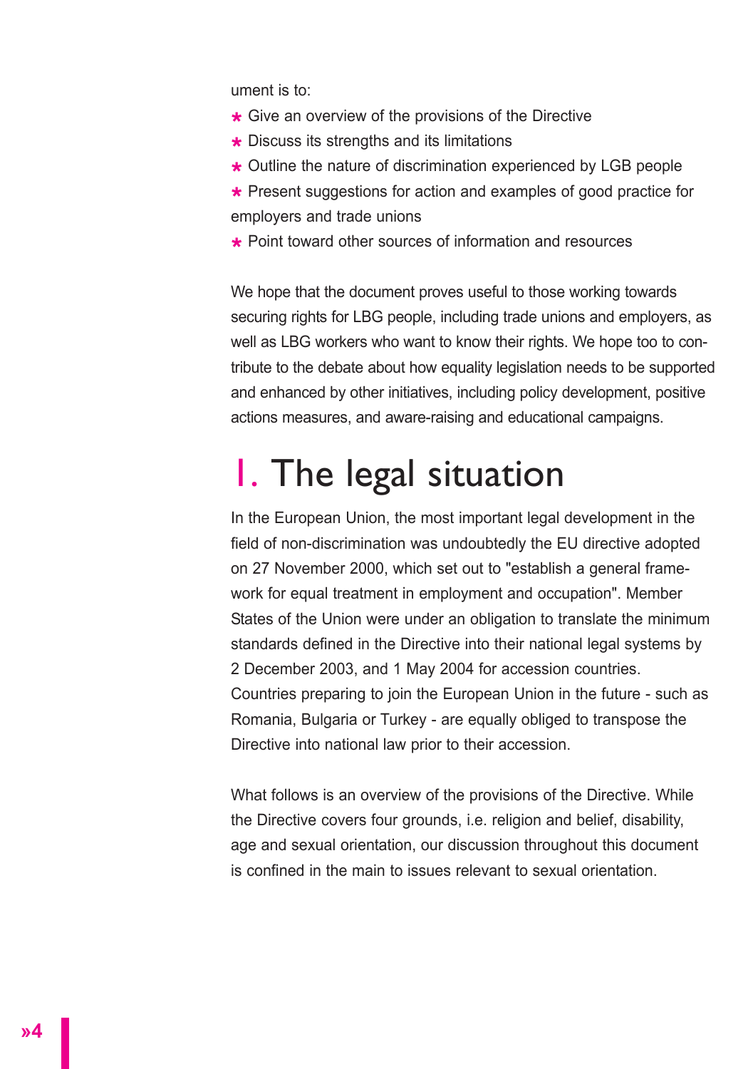ument is to:

* Give an overview of the provisions of the Directive
* Discuss its strengths and its limitations
* Outline the nature of discrimination experienced by LGB people
* Present suggestions for action and examples of good practice for employers and trade unions
* Point toward other sources of information and resources

We hope that the document proves useful to those working towards securing rights for LBG people, including trade unions and employers, as well as LBG workers who want to know their rights. We hope too to contribute to the debate about how equality legislation needs to be supported and enhanced by other initiatives, including policy development, positive actions measures, and aware-raising and educational campaigns.

# 1. The legal situation

In the European Union, the most important legal development in the field of non-discrimination was undoubtedly the EU directive adopted on 27 November 2000, which set out to "establish a general framework for equal treatment in employment and occupation". Member States of the Union were under an obligation to translate the minimum standards defined in the Directive into their national legal systems by 2 December 2003, and 1 May 2004 for accession countries. Countries preparing to join the European Union in the future - such as Romania, Bulgaria or Turkey - are equally obliged to transpose the Directive into national law prior to their accession.

What follows is an overview of the provisions of the Directive. While the Directive covers four grounds, i.e. religion and belief, disability, age and sexual orientation, our discussion throughout this document is confined in the main to issues relevant to sexual orientation.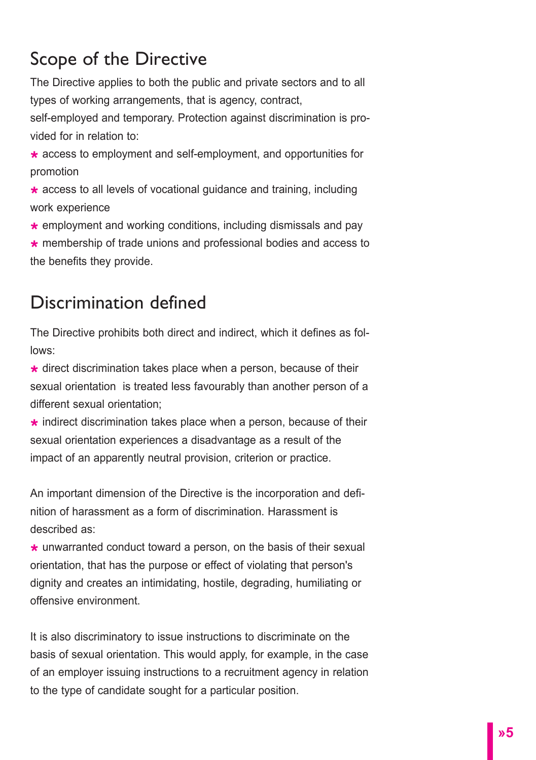## Scope of the Directive

The Directive applies to both the public and private sectors and to all types of working arrangements, that is agency, contract, self-employed and temporary. Protection against discrimination is provided for in relation to:

* access to employment and self-employment, and opportunities for promotion
* access to all levels of vocational guidance and training, including work experience
* employment and working conditions, including dismissals and pay
* membership of trade unions and professional bodies and access to the benefits they provide.

## Discrimination defined

The Directive prohibits both direct and indirect, which it defines as follows:

* direct discrimination takes place when a person, because of their sexual orientation  is treated less favourably than another person of a different sexual orientation;
* indirect discrimination takes place when a person, because of their sexual orientation experiences a disadvantage as a result of the impact of an apparently neutral provision, criterion or practice.

An important dimension of the Directive is the incorporation and definition of harassment as a form of discrimination. Harassment is described as:

* unwarranted conduct toward a person, on the basis of their sexual orientation, that has the purpose or effect of violating that person's dignity and creates an intimidating, hostile, degrading, humiliating or offensive environment.

It is also discriminatory to issue instructions to discriminate on the basis of sexual orientation. This would apply, for example, in the case of an employer issuing instructions to a recruitment agency in relation to the type of candidate sought for a particular position.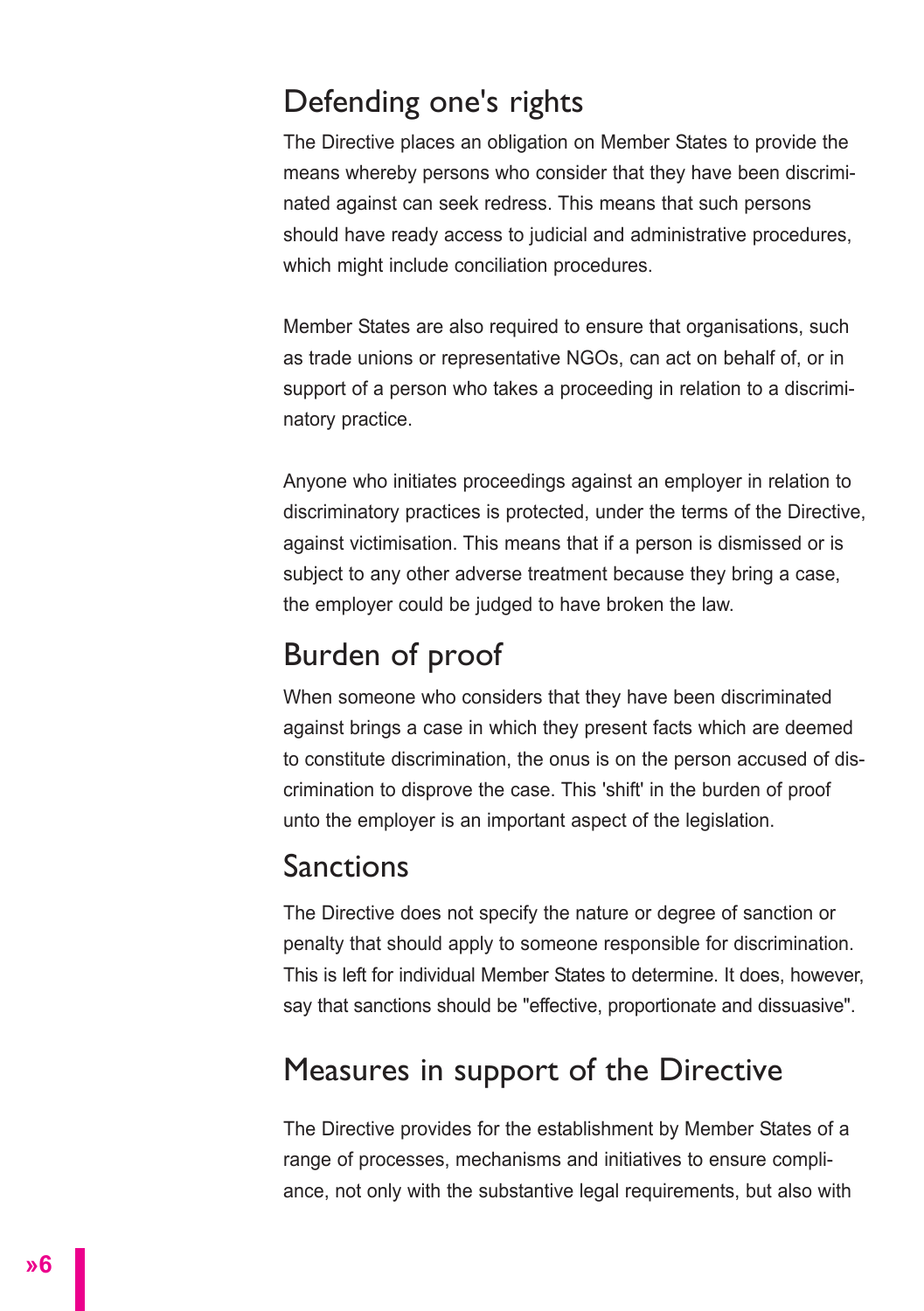## Defending one's rights

The Directive places an obligation on Member States to provide the means whereby persons who consider that they have been discriminated against can seek redress. This means that such persons should have ready access to judicial and administrative procedures, which might include conciliation procedures.

Member States are also required to ensure that organisations, such as trade unions or representative NGOs, can act on behalf of, or in support of a person who takes a proceeding in relation to a discriminatory practice.

Anyone who initiates proceedings against an employer in relation to discriminatory practices is protected, under the terms of the Directive, against victimisation. This means that if a person is dismissed or is subject to any other adverse treatment because they bring a case, the employer could be judged to have broken the law.

## Burden of proof

When someone who considers that they have been discriminated against brings a case in which they present facts which are deemed to constitute discrimination, the onus is on the person accused of discrimination to disprove the case. This 'shift' in the burden of proof unto the employer is an important aspect of the legislation.

## Sanctions

The Directive does not specify the nature or degree of sanction or penalty that should apply to someone responsible for discrimination. This is left for individual Member States to determine. It does, however, say that sanctions should be "effective, proportionate and dissuasive".

## Measures in support of the Directive

The Directive provides for the establishment by Member States of a range of processes, mechanisms and initiatives to ensure compliance, not only with the substantive legal requirements, but also with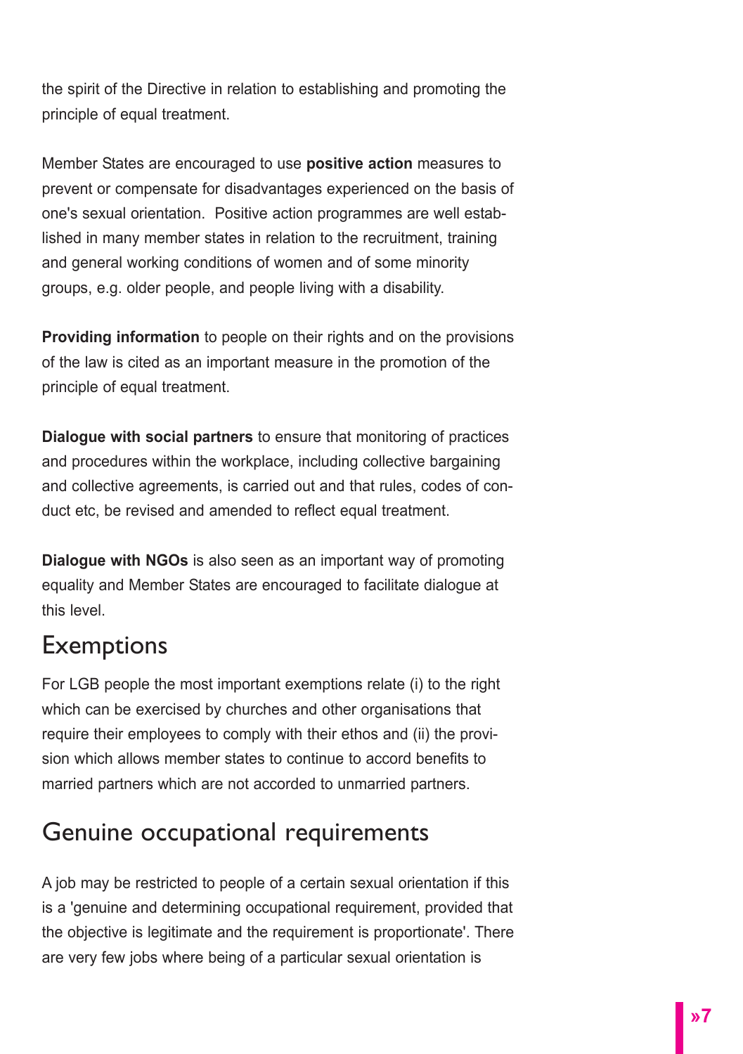the spirit of the Directive in relation to establishing and promoting the principle of equal treatment.

Member States are encouraged to use **positive action** measures to prevent or compensate for disadvantages experienced on the basis of one's sexual orientation. Positive action programmes are well established in many member states in relation to the recruitment, training and general working conditions of women and of some minority groups, e.g. older people, and people living with a disability.

**Providing information** to people on their rights and on the provisions of the law is cited as an important measure in the promotion of the principle of equal treatment.

**Dialogue with social partners** to ensure that monitoring of practices and procedures within the workplace, including collective bargaining and collective agreements, is carried out and that rules, codes of conduct etc, be revised and amended to reflect equal treatment.

**Dialogue with NGOs** is also seen as an important way of promoting equality and Member States are encouraged to facilitate dialogue at this level.

## Exemptions

For LGB people the most important exemptions relate (i) to the right which can be exercised by churches and other organisations that require their employees to comply with their ethos and (ii) the provision which allows member states to continue to accord benefits to married partners which are not accorded to unmarried partners.

## Genuine occupational requirements

A job may be restricted to people of a certain sexual orientation if this is a 'genuine and determining occupational requirement, provided that the objective is legitimate and the requirement is proportionate'. There are very few jobs where being of a particular sexual orientation is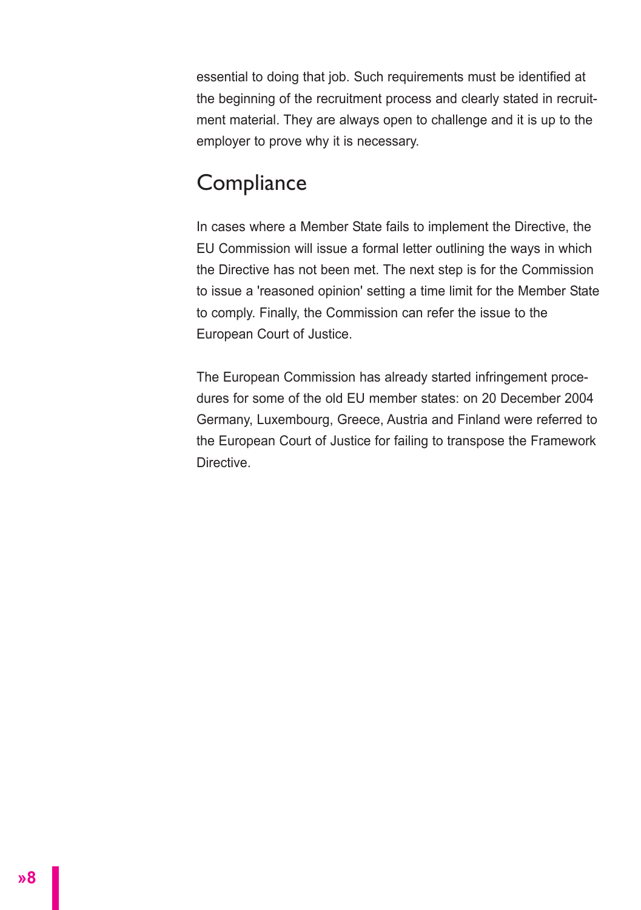essential to doing that job. Such requirements must be identified at the beginning of the recruitment process and clearly stated in recruitment material. They are always open to challenge and it is up to the employer to prove why it is necessary.

## Compliance

In cases where a Member State fails to implement the Directive, the EU Commission will issue a formal letter outlining the ways in which the Directive has not been met. The next step is for the Commission to issue a 'reasoned opinion' setting a time limit for the Member State to comply. Finally, the Commission can refer the issue to the European Court of Justice.

The European Commission has already started infringement procedures for some of the old EU member states: on 20 December 2004 Germany, Luxembourg, Greece, Austria and Finland were referred to the European Court of Justice for failing to transpose the Framework Directive.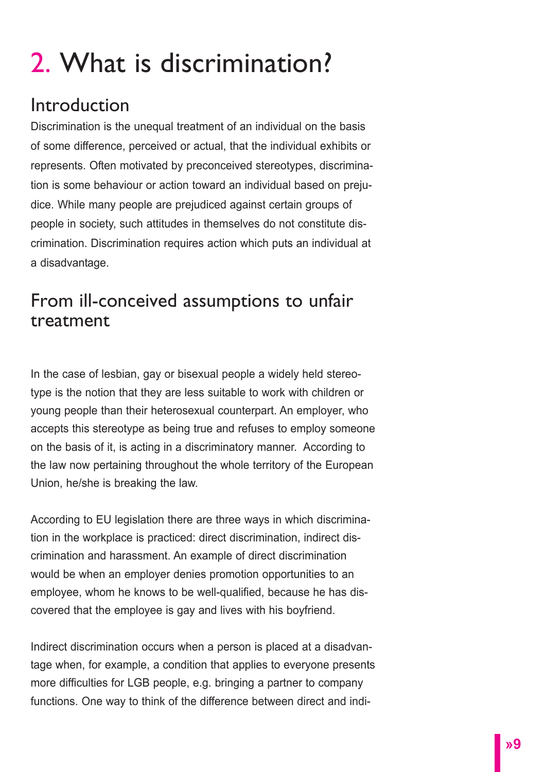# 2. What is discrimination?

## Introduction

Discrimination is the unequal treatment of an individual on the basis of some difference, perceived or actual, that the individual exhibits or represents. Often motivated by preconceived stereotypes, discrimination is some behaviour or action toward an individual based on prejudice. While many people are prejudiced against certain groups of people in society, such attitudes in themselves do not constitute discrimination. Discrimination requires action which puts an individual at a disadvantage.

## From ill-conceived assumptions to unfair treatment

In the case of lesbian, gay or bisexual people a widely held stereotype is the notion that they are less suitable to work with children or young people than their heterosexual counterpart. An employer, who accepts this stereotype as being true and refuses to employ someone on the basis of it, is acting in a discriminatory manner. According to the law now pertaining throughout the whole territory of the European Union, he/she is breaking the law.

According to EU legislation there are three ways in which discrimination in the workplace is practiced: direct discrimination, indirect discrimination and harassment. An example of direct discrimination would be when an employer denies promotion opportunities to an employee, whom he knows to be well-qualified, because he has discovered that the employee is gay and lives with his boyfriend.

Indirect discrimination occurs when a person is placed at a disadvantage when, for example, a condition that applies to everyone presents more difficulties for LGB people, e.g. bringing a partner to company functions. One way to think of the difference between direct and indi-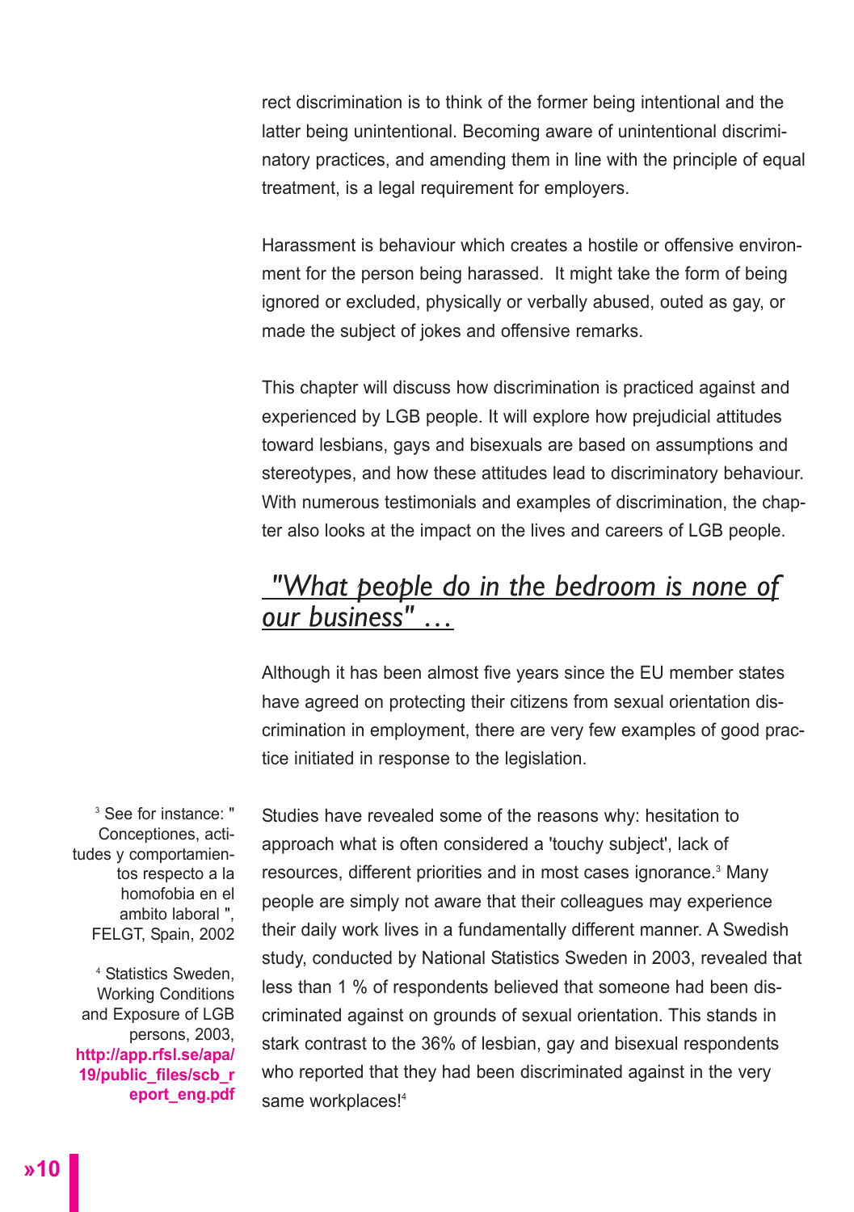rect discrimination is to think of the former being intentional and the latter being unintentional. Becoming aware of unintentional discriminatory practices, and amending them in line with the principle of equal treatment, is a legal requirement for employers.

Harassment is behaviour which creates a hostile or offensive environment for the person being harassed. It might take the form of being ignored or excluded, physically or verbally abused, outed as gay, or made the subject of jokes and offensive remarks.

This chapter will discuss how discrimination is practiced against and experienced by LGB people. It will explore how prejudicial attitudes toward lesbians, gays and bisexuals are based on assumptions and stereotypes, and how these attitudes lead to discriminatory behaviour. With numerous testimonials and examples of discrimination, the chapter also looks at the impact on the lives and careers of LGB people.

## *"What people do in the bedroom is none of our business" ...*

Although it has been almost five years since the EU member states have agreed on protecting their citizens from sexual orientation discrimination in employment, there are very few examples of good practice initiated in response to the legislation.

Studies have revealed some of the reasons why: hesitation to approach what is often considered a 'touchy subject', lack of resources, different priorities and in most cases ignorance.[3] Many people are simply not aware that their colleagues may experience their daily work lives in a fundamentally different manner. A Swedish study, conducted by National Statistics Sweden in 2003, revealed that less than 1 % of respondents believed that someone had been discriminated against on grounds of sexual orientation. This stands in stark contrast to the 36% of lesbian, gay and bisexual respondents who reported that they had been discriminated against in the very same workplaces![4]

[3] See for instance: " Conceptiones, actitudes y comportamientos respecto a la homofobia en el ambito laboral ", FELGT, Spain, 2002

[4] Statistics Sweden, Working Conditions and Exposure of LGB persons, 2003, **http://app.rfsl.se/apa/19/public_files/scb_report_eng.pdf**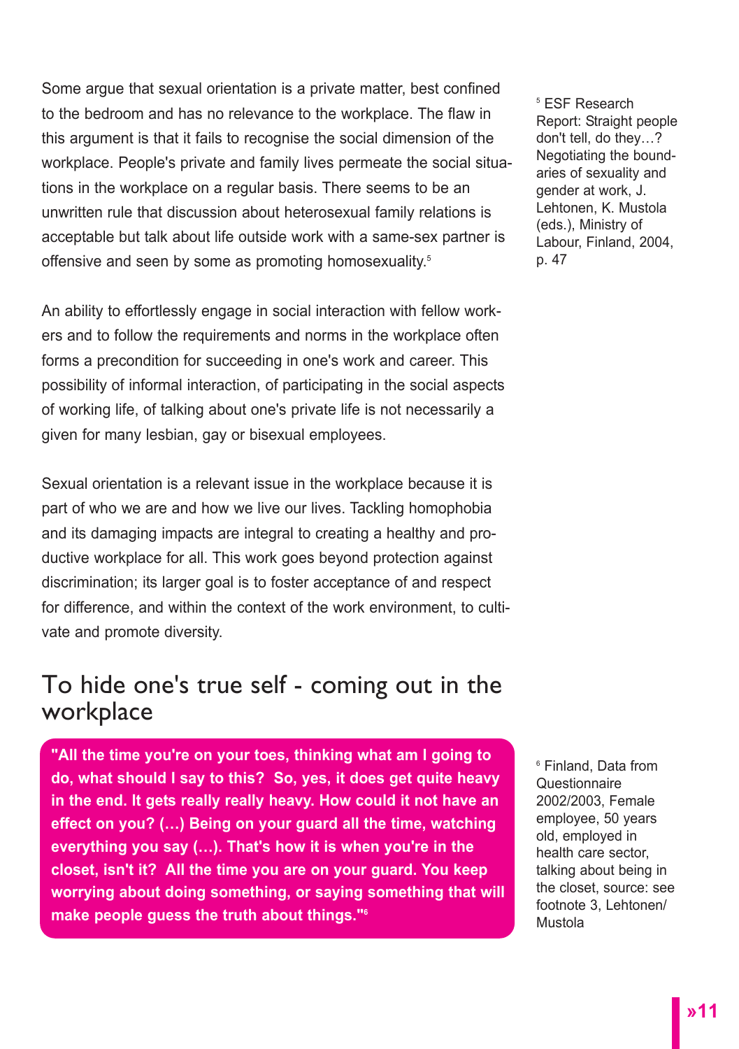Some argue that sexual orientation is a private matter, best confined to the bedroom and has no relevance to the workplace. The flaw in this argument is that it fails to recognise the social dimension of the workplace. People's private and family lives permeate the social situations in the workplace on a regular basis. There seems to be an unwritten rule that discussion about heterosexual family relations is acceptable but talk about life outside work with a same-sex partner is offensive and seen by some as promoting homosexuality.[5]

An ability to effortlessly engage in social interaction with fellow workers and to follow the requirements and norms in the workplace often forms a precondition for succeeding in one's work and career. This possibility of informal interaction, of participating in the social aspects of working life, of talking about one's private life is not necessarily a given for many lesbian, gay or bisexual employees.

Sexual orientation is a relevant issue in the workplace because it is part of who we are and how we live our lives. Tackling homophobia and its damaging impacts are integral to creating a healthy and productive workplace for all. This work goes beyond protection against discrimination; its larger goal is to foster acceptance of and respect for difference, and within the context of the work environment, to cultivate and promote diversity.

## To hide one's true self - coming out in the workplace

**"All the time you're on your toes, thinking what am I going to do, what should I say to this? So, yes, it does get quite heavy in the end. It gets really really heavy. How could it not have an effect on you? (…) Being on your guard all the time, watching everything you say (…). That's how it is when you're in the closet, isn't it? All the time you are on your guard. You keep worrying about doing something, or saying something that will make people guess the truth about things."[6]**

[5] ESF Research Report: Straight people don't tell, do they…? Negotiating the boundaries of sexuality and gender at work, J. Lehtonen, K. Mustola (eds.), Ministry of Labour, Finland, 2004, p. 47

[6] Finland, Data from Questionnaire 2002/2003, Female employee, 50 years old, employed in health care sector, talking about being in the closet, source: see footnote 3, Lehtonen/ Mustola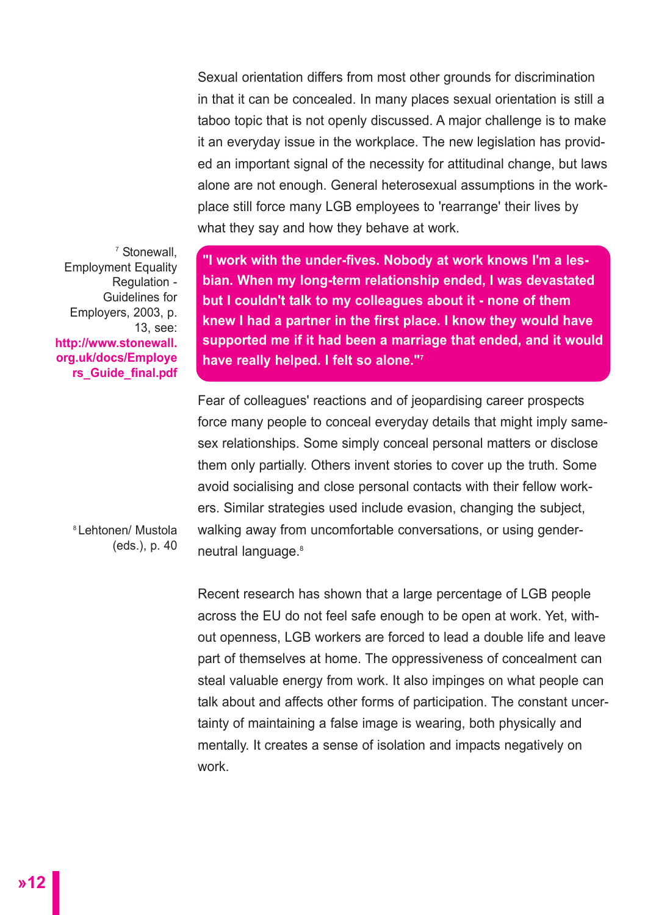Sexual orientation differs from most other grounds for discrimination in that it can be concealed. In many places sexual orientation is still a taboo topic that is not openly discussed. A major challenge is to make it an everyday issue in the workplace. The new legislation has provided an important signal of the necessity for attitudinal change, but laws alone are not enough. General heterosexual assumptions in the workplace still force many LGB employees to 'rearrange' their lives by what they say and how they behave at work.

**"I work with the under-fives. Nobody at work knows I'm a lesbian. When my long-term relationship ended, I was devastated but I couldn't talk to my colleagues about it - none of them knew I had a partner in the first place. I know they would have supported me if it had been a marriage that ended, and it would have really helped. I felt so alone."[7]**

Fear of colleagues' reactions and of jeopardising career prospects force many people to conceal everyday details that might imply same-sex relationships. Some simply conceal personal matters or disclose them only partially. Others invent stories to cover up the truth. Some avoid socialising and close personal contacts with their fellow workers. Similar strategies used include evasion, changing the subject, walking away from uncomfortable conversations, or using gender-neutral language.[8]

Recent research has shown that a large percentage of LGB people across the EU do not feel safe enough to be open at work. Yet, without openness, LGB workers are forced to lead a double life and leave part of themselves at home. The oppressiveness of concealment can steal valuable energy from work. It also impinges on what people can talk about and affects other forms of participation. The constant uncertainty of maintaining a false image is wearing, both physically and mentally. It creates a sense of isolation and impacts negatively on work.

[7] Stonewall, Employment Equality Regulation - Guidelines for Employers, 2003, p. 13, see: **http://www.stonewall.org.uk/docs/Employers_Guide_final.pdf**

[8] Lehtonen/ Mustola (eds.), p. 40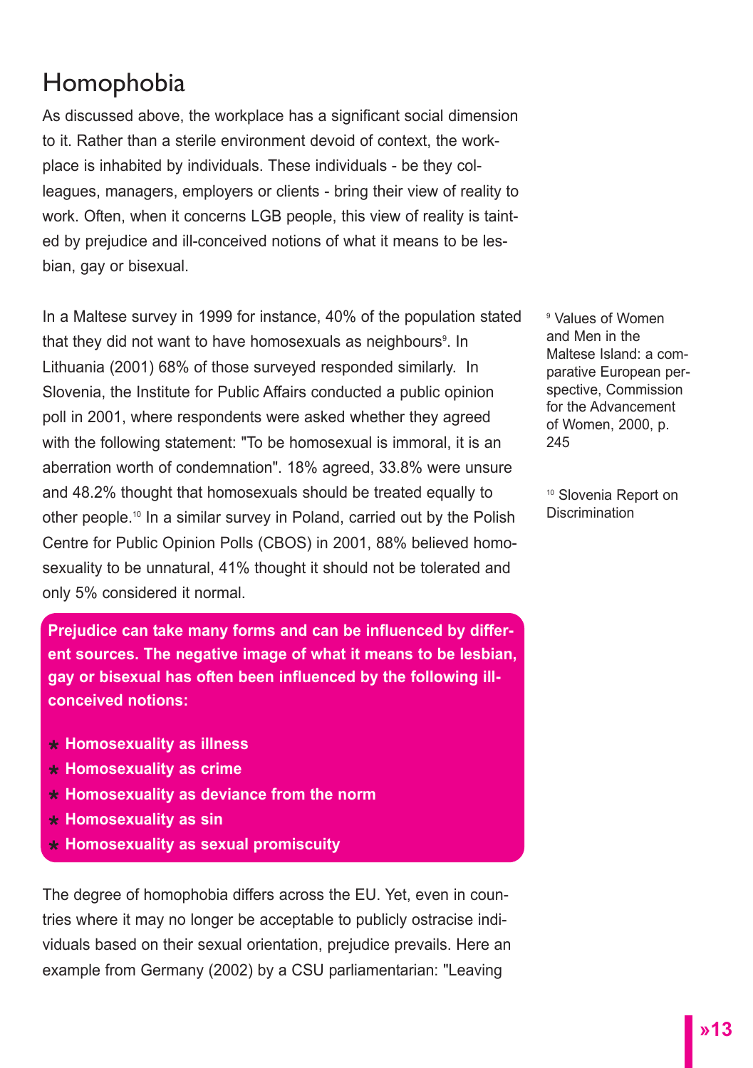# Homophobia

As discussed above, the workplace has a significant social dimension to it. Rather than a sterile environment devoid of context, the workplace is inhabited by individuals. These individuals - be they colleagues, managers, employers or clients - bring their view of reality to work. Often, when it concerns LGB people, this view of reality is tainted by prejudice and ill-conceived notions of what it means to be lesbian, gay or bisexual.

In a Maltese survey in 1999 for instance, 40% of the population stated that they did not want to have homosexuals as neighbours[9]. In Lithuania (2001) 68% of those surveyed responded similarly. In Slovenia, the Institute for Public Affairs conducted a public opinion poll in 2001, where respondents were asked whether they agreed with the following statement: "To be homosexual is immoral, it is an aberration worth of condemnation". 18% agreed, 33.8% were unsure and 48.2% thought that homosexuals should be treated equally to other people.[10] In a similar survey in Poland, carried out by the Polish Centre for Public Opinion Polls (CBOS) in 2001, 88% believed homosexuality to be unnatural, 41% thought it should not be tolerated and only 5% considered it normal.

[9] Values of Women and Men in the Maltese Island: a comparative European perspective, Commission for the Advancement of Women, 2000, p. 245

[10] Slovenia Report on Discrimination

**Prejudice can take many forms and can be influenced by different sources. The negative image of what it means to be lesbian, gay or bisexual has often been influenced by the following ill-conceived notions:**

- **Homosexuality as illness**
- **Homosexuality as crime**
- **Homosexuality as deviance from the norm**
- **Homosexuality as sin**
- **Homosexuality as sexual promiscuity**

The degree of homophobia differs across the EU. Yet, even in countries where it may no longer be acceptable to publicly ostracise individuals based on their sexual orientation, prejudice prevails. Here an example from Germany (2002) by a CSU parliamentarian: "Leaving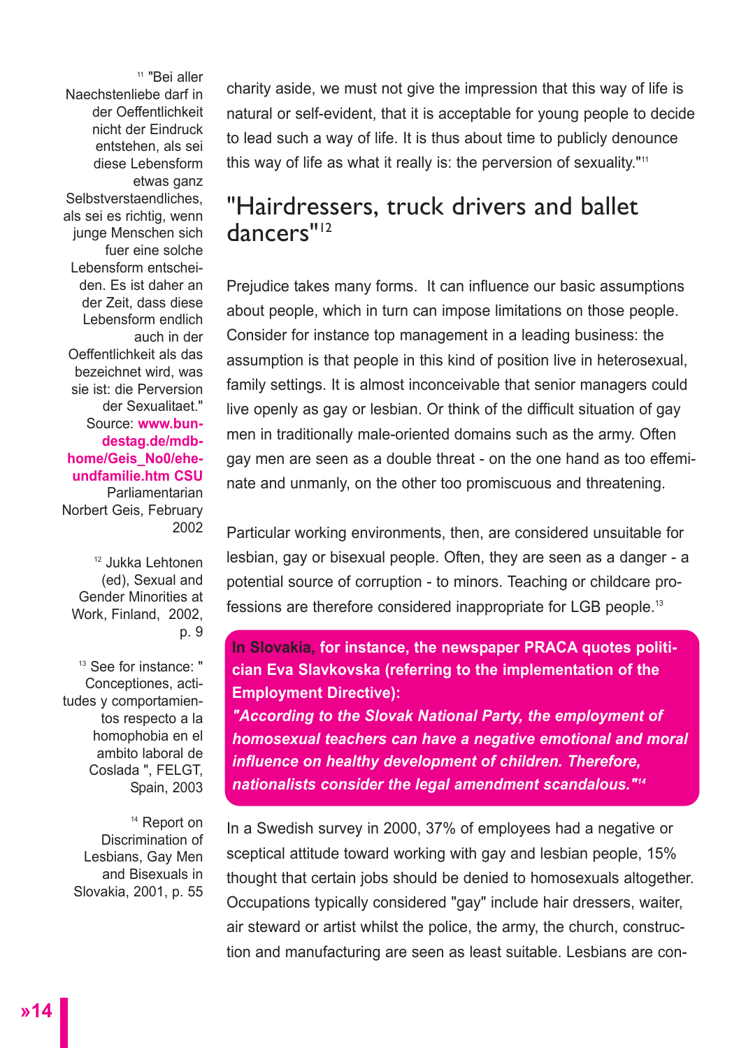charity aside, we must not give the impression that this way of life is natural or self-evident, that it is acceptable for young people to decide to lead such a way of life. It is thus about time to publicly denounce this way of life as what it really is: the perversion of sexuality."[11]

## "Hairdressers, truck drivers and ballet dancers"[12]

Prejudice takes many forms. It can influence our basic assumptions about people, which in turn can impose limitations on those people. Consider for instance top management in a leading business: the assumption is that people in this kind of position live in heterosexual, family settings. It is almost inconceivable that senior managers could live openly as gay or lesbian. Or think of the difficult situation of gay men in traditionally male-oriented domains such as the army. Often gay men are seen as a double threat - on the one hand as too effeminate and unmanly, on the other too promiscuous and threatening.

Particular working environments, then, are considered unsuitable for lesbian, gay or bisexual people. Often, they are seen as a danger - a potential source of corruption - to minors. Teaching or childcare professions are therefore considered inappropriate for LGB people.[13]

**In Slovakia, for instance, the newspaper PRACA quotes politician Eva Slavkovska (referring to the implementation of the Employment Directive):**
***"According to the Slovak National Party, the employment of homosexual teachers can have a negative emotional and moral influence on healthy development of children. Therefore, nationalists consider the legal amendment scandalous."[14]***

In a Swedish survey in 2000, 37% of employees had a negative or sceptical attitude toward working with gay and lesbian people, 15% thought that certain jobs should be denied to homosexuals altogether. Occupations typically considered "gay" include hair dressers, waiter, air steward or artist whilst the police, the army, the church, construction and manufacturing are seen as least suitable. Lesbians are con-

---

[11] "Bei aller Naechstenliebe darf in der Oeffentlichkeit nicht der Eindruck entstehen, als sei diese Lebensform etwas ganz Selbstverstaendliches, als sei es richtig, wenn junge Menschen sich fuer eine solche Lebensform entscheiden. Es ist daher an der Zeit, dass diese Lebensform endlich auch in der Oeffentlichkeit als das bezeichnet wird, was sie ist: die Perversion der Sexualitaet." Source: **www.bundestag.de/mdbhome/Geis_No0/eheundfamilie.htm CSU** Parliamentarian Norbert Geis, February 2002

[12] Jukka Lehtonen (ed), Sexual and Gender Minorities at Work, Finland, 2002, p. 9

[13] See for instance: " Conceptiones, actitudes y comportamientos respecto a la homophobia en el ambito laboral de Coslada ", FELGT, Spain, 2003

[14] Report on Discrimination of Lesbians, Gay Men and Bisexuals in Slovakia, 2001, p. 55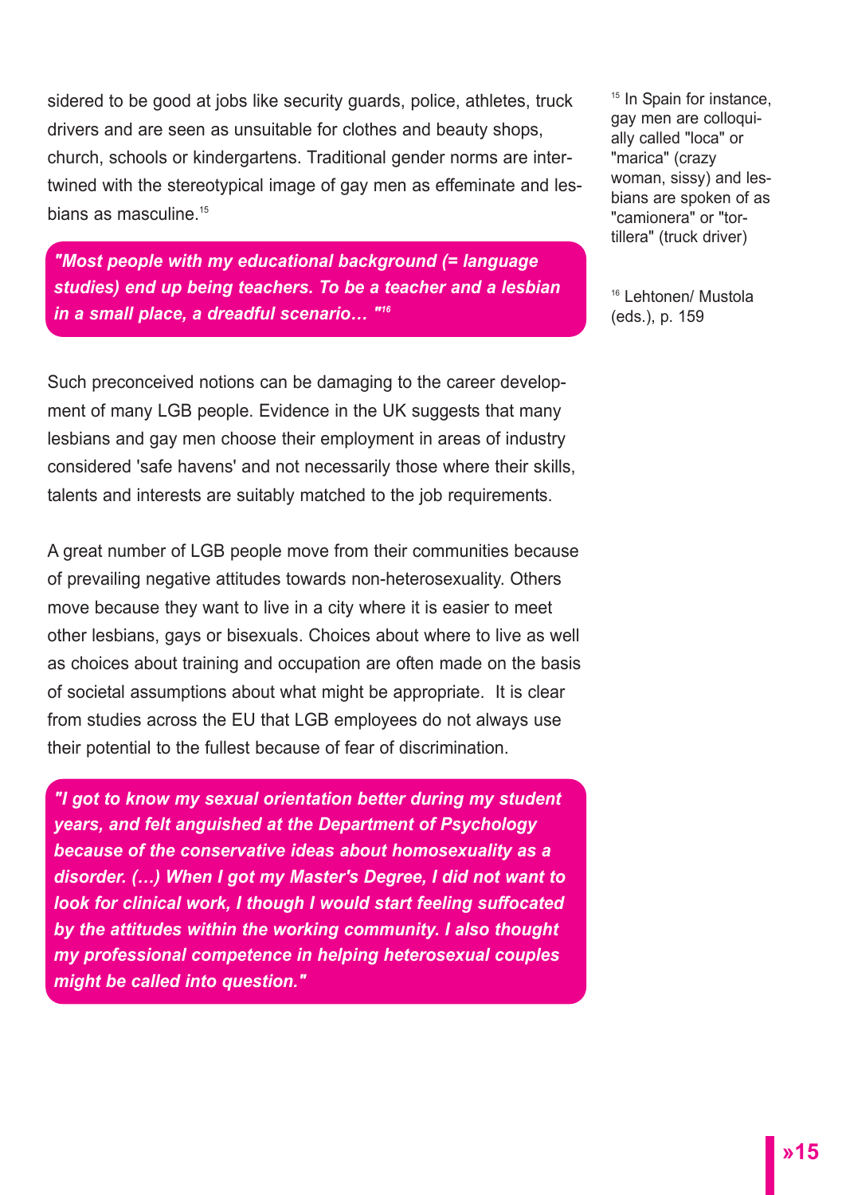sidered to be good at jobs like security guards, police, athletes, truck drivers and are seen as unsuitable for clothes and beauty shops, church, schools or kindergartens. Traditional gender norms are intertwined with the stereotypical image of gay men as effeminate and lesbians as masculine.[15]

> ***"Most people with my educational background (= language studies) end up being teachers. To be a teacher and a lesbian in a small place, a dreadful scenario… "[16]***

Such preconceived notions can be damaging to the career development of many LGB people. Evidence in the UK suggests that many lesbians and gay men choose their employment in areas of industry considered 'safe havens' and not necessarily those where their skills, talents and interests are suitably matched to the job requirements.

A great number of LGB people move from their communities because of prevailing negative attitudes towards non-heterosexuality. Others move because they want to live in a city where it is easier to meet other lesbians, gays or bisexuals. Choices about where to live as well as choices about training and occupation are often made on the basis of societal assumptions about what might be appropriate. It is clear from studies across the EU that LGB employees do not always use their potential to the fullest because of fear of discrimination.

> ***"I got to know my sexual orientation better during my student years, and felt anguished at the Department of Psychology because of the conservative ideas about homosexuality as a disorder. (…) When I got my Master's Degree, I did not want to look for clinical work, I though I would start feeling suffocated by the attitudes within the working community. I also thought my professional competence in helping heterosexual couples might be called into question."***

[15] In Spain for instance, gay men are colloquially called "loca" or "marica" (crazy woman, sissy) and lesbians are spoken of as "camionera" or "tortillera" (truck driver)

[16] Lehtonen/ Mustola (eds.), p. 159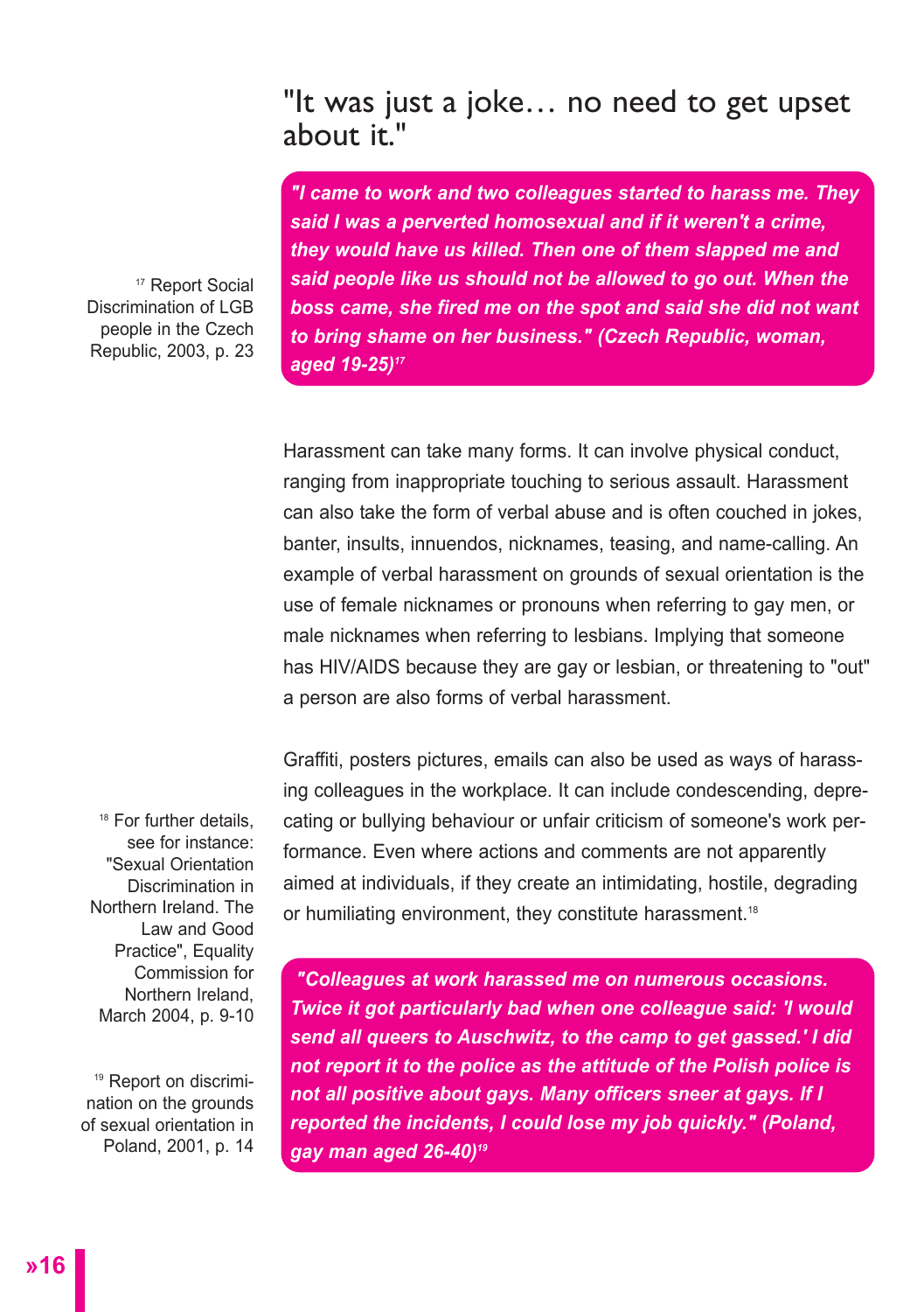## "It was just a joke… no need to get upset about it."

***"I came to work and two colleagues started to harass me. They said I was a perverted homosexual and if it weren't a crime, they would have us killed. Then one of them slapped me and said people like us should not be allowed to go out. When the boss came, she fired me on the spot and said she did not want to bring shame on her business." (Czech Republic, woman, aged 19-25)[17]***

[17] Report Social Discrimination of LGB people in the Czech Republic, 2003, p. 23

Harassment can take many forms. It can involve physical conduct, ranging from inappropriate touching to serious assault. Harassment can also take the form of verbal abuse and is often couched in jokes, banter, insults, innuendos, nicknames, teasing, and name-calling. An example of verbal harassment on grounds of sexual orientation is the use of female nicknames or pronouns when referring to gay men, or male nicknames when referring to lesbians. Implying that someone has HIV/AIDS because they are gay or lesbian, or threatening to "out" a person are also forms of verbal harassment.

Graffiti, posters pictures, emails can also be used as ways of harassing colleagues in the workplace. It can include condescending, deprecating or bullying behaviour or unfair criticism of someone's work performance. Even where actions and comments are not apparently aimed at individuals, if they create an intimidating, hostile, degrading or humiliating environment, they constitute harassment.[18]

[18] For further details, see for instance: "Sexual Orientation Discrimination in Northern Ireland. The Law and Good Practice", Equality Commission for Northern Ireland, March 2004, p. 9-10

***"Colleagues at work harassed me on numerous occasions. Twice it got particularly bad when one colleague said: 'I would send all queers to Auschwitz, to the camp to get gassed.' I did not report it to the police as the attitude of the Polish police is not all positive about gays. Many officers sneer at gays. If I reported the incidents, I could lose my job quickly." (Poland, gay man aged 26-40)[19]***

[19] Report on discrimination on the grounds of sexual orientation in Poland, 2001, p. 14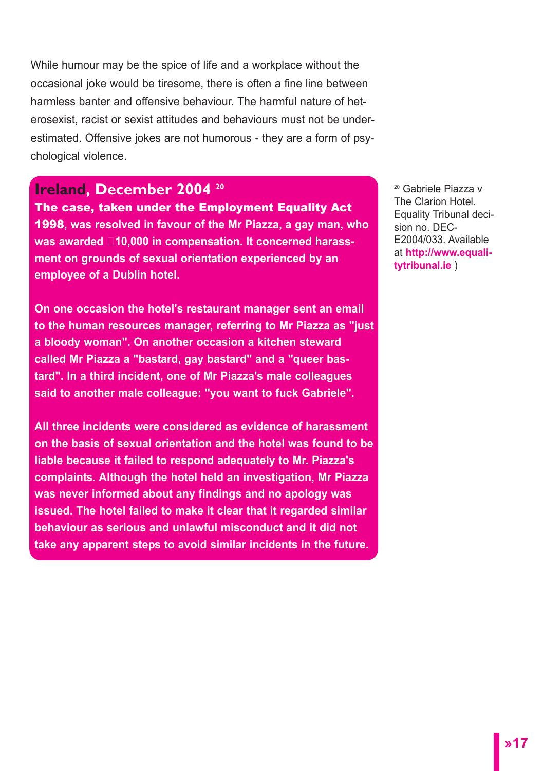While humour may be the spice of life and a workplace without the occasional joke would be tiresome, there is often a fine line between harmless banter and offensive behaviour. The harmful nature of heterosexist, racist or sexist attitudes and behaviours must not be underestimated. Offensive jokes are not humorous - they are a form of psychological violence.

## Ireland, December 2004 [20]

**The case, taken under the Employment Equality Act 1998, was resolved in favour of the Mr Piazza, a gay man, who was awarded □10,000 in compensation. It concerned harassment on grounds of sexual orientation experienced by an employee of a Dublin hotel.**

**On one occasion the hotel's restaurant manager sent an email to the human resources manager, referring to Mr Piazza as "just a bloody woman". On another occasion a kitchen steward called Mr Piazza a "bastard, gay bastard" and a "queer bastard". In a third incident, one of Mr Piazza's male colleagues said to another male colleague: "you want to fuck Gabriele".**

**All three incidents were considered as evidence of harassment on the basis of sexual orientation and the hotel was found to be liable because it failed to respond adequately to Mr. Piazza's complaints. Although the hotel held an investigation, Mr Piazza was never informed about any findings and no apology was issued. The hotel failed to make it clear that it regarded similar behaviour as serious and unlawful misconduct and it did not take any apparent steps to avoid similar incidents in the future.**

[20] Gabriele Piazza v The Clarion Hotel. Equality Tribunal decision no. DEC-E2004/033. Available at **http://www.equalitytribunal.ie** )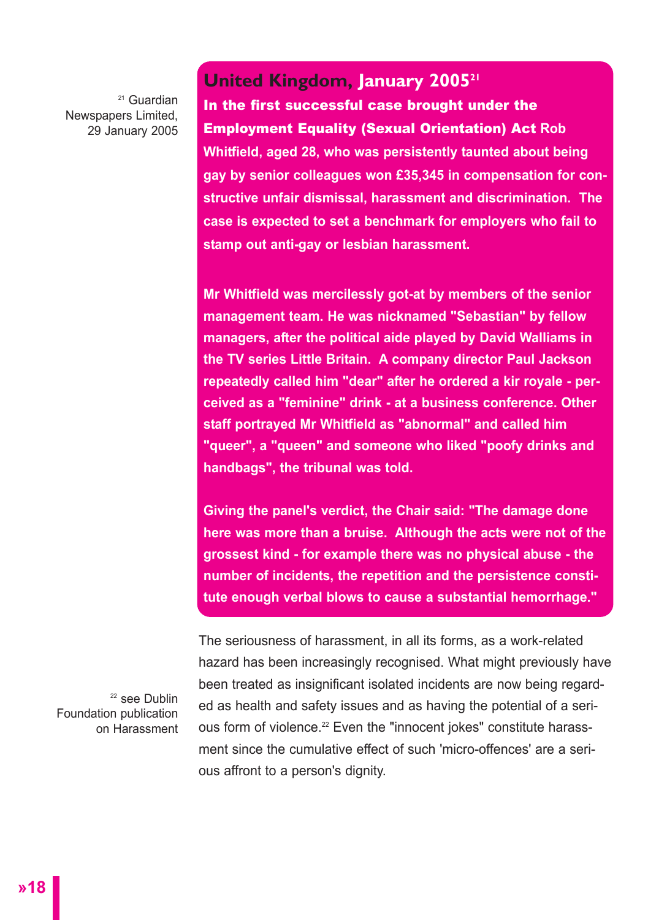## United Kingdom, January 2005[21]

**In the first successful case brought under the Employment Equality (Sexual Orientation) Act Rob Whitfield, aged 28, who was persistently taunted about being gay by senior colleagues won £35,345 in compensation for constructive unfair dismissal, harassment and discrimination. The case is expected to set a benchmark for employers who fail to stamp out anti-gay or lesbian harassment.**

**Mr Whitfield was mercilessly got-at by members of the senior management team. He was nicknamed "Sebastian" by fellow managers, after the political aide played by David Walliams in the TV series Little Britain. A company director Paul Jackson repeatedly called him "dear" after he ordered a kir royale - perceived as a "feminine" drink - at a business conference. Other staff portrayed Mr Whitfield as "abnormal" and called him "queer", a "queen" and someone who liked "poofy drinks and handbags", the tribunal was told.**

**Giving the panel's verdict, the Chair said: "The damage done here was more than a bruise. Although the acts were not of the grossest kind - for example there was no physical abuse - the number of incidents, the repetition and the persistence constitute enough verbal blows to cause a substantial hemorrhage."**

[21] Guardian Newspapers Limited, 29 January 2005

The seriousness of harassment, in all its forms, as a work-related hazard has been increasingly recognised. What might previously have been treated as insignificant isolated incidents are now being regarded as health and safety issues and as having the potential of a serious form of violence.[22] Even the "innocent jokes" constitute harassment since the cumulative effect of such 'micro-offences' are a serious affront to a person's dignity.

[22] see Dublin Foundation publication on Harassment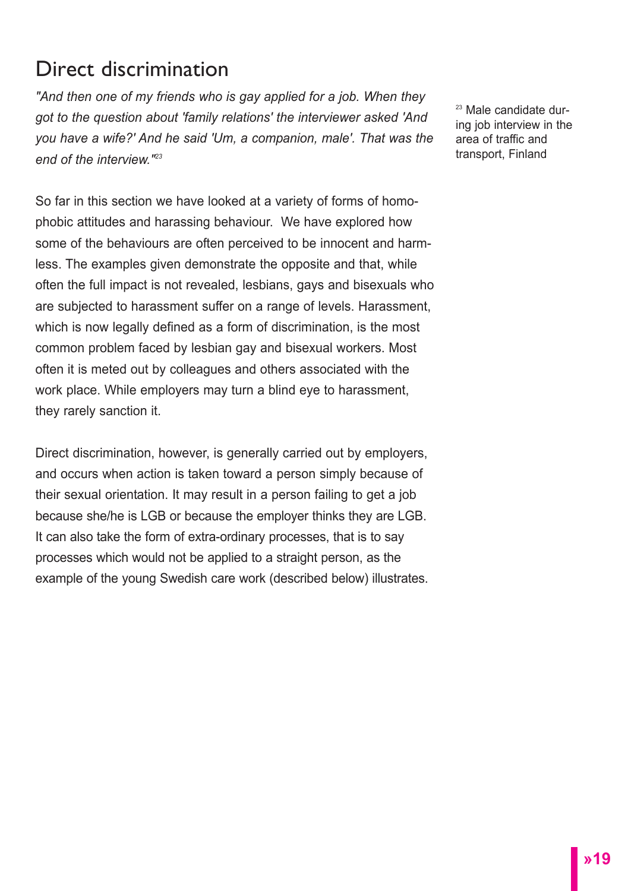## Direct discrimination

*"And then one of my friends who is gay applied for a job. When they got to the question about 'family relations' the interviewer asked 'And you have a wife?' And he said 'Um, a companion, male'. That was the end of the interview."*[23]

[23] Male candidate during job interview in the area of traffic and transport, Finland

So far in this section we have looked at a variety of forms of homophobic attitudes and harassing behaviour. We have explored how some of the behaviours are often perceived to be innocent and harmless. The examples given demonstrate the opposite and that, while often the full impact is not revealed, lesbians, gays and bisexuals who are subjected to harassment suffer on a range of levels. Harassment, which is now legally defined as a form of discrimination, is the most common problem faced by lesbian gay and bisexual workers. Most often it is meted out by colleagues and others associated with the work place. While employers may turn a blind eye to harassment, they rarely sanction it.

Direct discrimination, however, is generally carried out by employers, and occurs when action is taken toward a person simply because of their sexual orientation. It may result in a person failing to get a job because she/he is LGB or because the employer thinks they are LGB. It can also take the form of extra-ordinary processes, that is to say processes which would not be applied to a straight person, as the example of the young Swedish care work (described below) illustrates.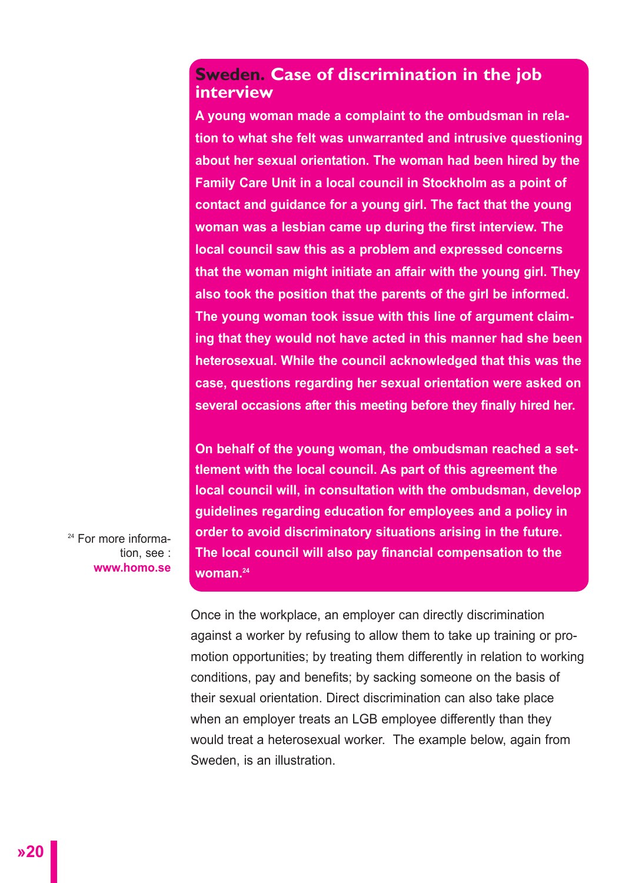## Sweden. Case of discrimination in the job interview

**A young woman made a complaint to the ombudsman in relation to what she felt was unwarranted and intrusive questioning about her sexual orientation. The woman had been hired by the Family Care Unit in a local council in Stockholm as a point of contact and guidance for a young girl. The fact that the young woman was a lesbian came up during the first interview. The local council saw this as a problem and expressed concerns that the woman might initiate an affair with the young girl. They also took the position that the parents of the girl be informed. The young woman took issue with this line of argument claiming that they would not have acted in this manner had she been heterosexual. While the council acknowledged that this was the case, questions regarding her sexual orientation were asked on several occasions after this meeting before they finally hired her.**

**On behalf of the young woman, the ombudsman reached a settlement with the local council. As part of this agreement the local council will, in consultation with the ombudsman, develop guidelines regarding education for employees and a policy in order to avoid discriminatory situations arising in the future. The local council will also pay financial compensation to the woman.[24]**

[24] For more information, see : **www.homo.se**

Once in the workplace, an employer can directly discrimination against a worker by refusing to allow them to take up training or promotion opportunities; by treating them differently in relation to working conditions, pay and benefits; by sacking someone on the basis of their sexual orientation. Direct discrimination can also take place when an employer treats an LGB employee differently than they would treat a heterosexual worker. The example below, again from Sweden, is an illustration.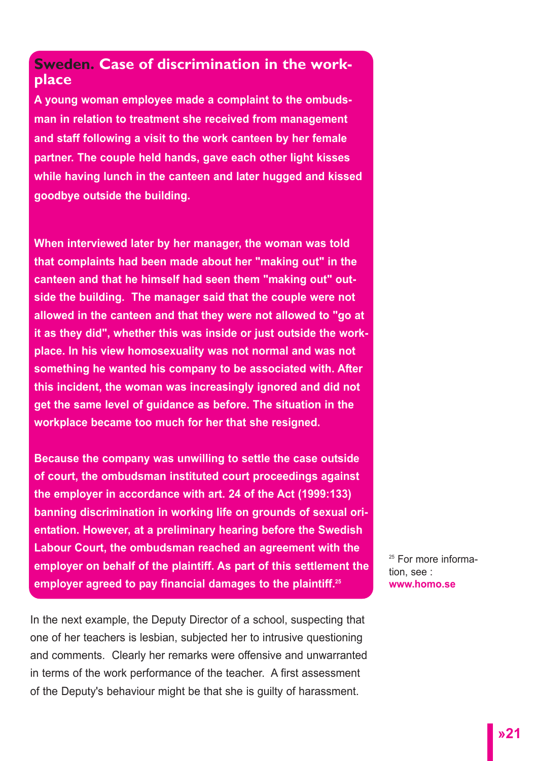## Sweden. Case of discrimination in the workplace

**A young woman employee made a complaint to the ombudsman in relation to treatment she received from management and staff following a visit to the work canteen by her female partner. The couple held hands, gave each other light kisses while having lunch in the canteen and later hugged and kissed goodbye outside the building.**

**When interviewed later by her manager, the woman was told that complaints had been made about her "making out" in the canteen and that he himself had seen them "making out" outside the building. The manager said that the couple were not allowed in the canteen and that they were not allowed to "go at it as they did", whether this was inside or just outside the workplace. In his view homosexuality was not normal and was not something he wanted his company to be associated with. After this incident, the woman was increasingly ignored and did not get the same level of guidance as before. The situation in the workplace became too much for her that she resigned.**

**Because the company was unwilling to settle the case outside of court, the ombudsman instituted court proceedings against the employer in accordance with art. 24 of the Act (1999:133) banning discrimination in working life on grounds of sexual orientation. However, at a preliminary hearing before the Swedish Labour Court, the ombudsman reached an agreement with the employer on behalf of the plaintiff. As part of this settlement the employer agreed to pay financial damages to the plaintiff.[25]**

[25] For more information, see : **www.homo.se**

In the next example, the Deputy Director of a school, suspecting that one of her teachers is lesbian, subjected her to intrusive questioning and comments. Clearly her remarks were offensive and unwarranted in terms of the work performance of the teacher. A first assessment of the Deputy's behaviour might be that she is guilty of harassment.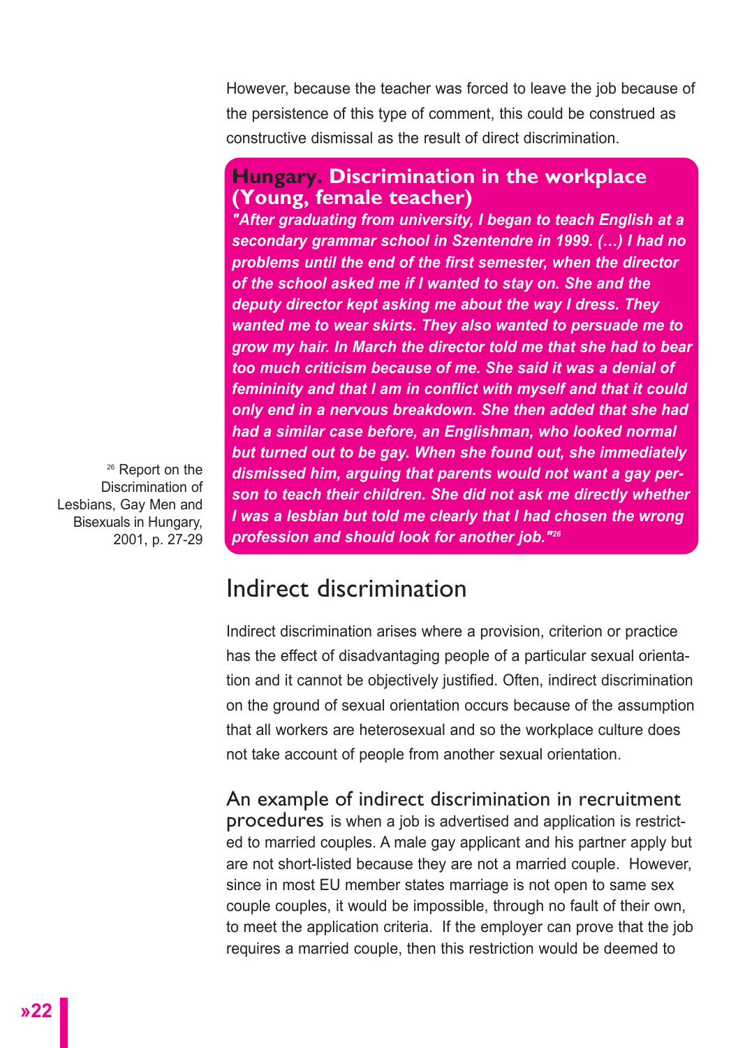However, because the teacher was forced to leave the job because of the persistence of this type of comment, this could be construed as constructive dismissal as the result of direct discrimination.

### Hungary. Discrimination in the workplace (Young, female teacher)

***"After graduating from university, I began to teach English at a secondary grammar school in Szentendre in 1999. (…) I had no problems until the end of the first semester, when the director of the school asked me if I wanted to stay on. She and the deputy director kept asking me about the way I dress. They wanted me to wear skirts. They also wanted to persuade me to grow my hair. In March the director told me that she had to bear too much criticism because of me. She said it was a denial of femininity and that I am in conflict with myself and that it could only end in a nervous breakdown. She then added that she had had a similar case before, an Englishman, who looked normal but turned out to be gay. When she found out, she immediately dismissed him, arguing that parents would not want a gay person to teach their children. She did not ask me directly whether I was a lesbian but told me clearly that I had chosen the wrong profession and should look for another job."***[26]

[26] Report on the Discrimination of Lesbians, Gay Men and Bisexuals in Hungary, 2001, p. 27-29

## Indirect discrimination

Indirect discrimination arises where a provision, criterion or practice has the effect of disadvantaging people of a particular sexual orientation and it cannot be objectively justified. Often, indirect discrimination on the ground of sexual orientation occurs because of the assumption that all workers are heterosexual and so the workplace culture does not take account of people from another sexual orientation.

An example of indirect discrimination in recruitment procedures is when a job is advertised and application is restricted to married couples. A male gay applicant and his partner apply but are not short-listed because they are not a married couple. However, since in most EU member states marriage is not open to same sex couple couples, it would be impossible, through no fault of their own, to meet the application criteria. If the employer can prove that the job requires a married couple, then this restriction would be deemed to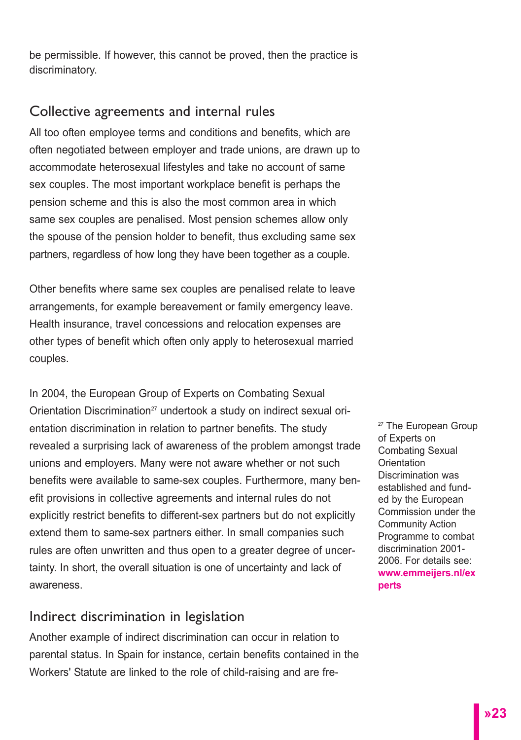be permissible. If however, this cannot be proved, then the practice is discriminatory.

## Collective agreements and internal rules

All too often employee terms and conditions and benefits, which are often negotiated between employer and trade unions, are drawn up to accommodate heterosexual lifestyles and take no account of same sex couples. The most important workplace benefit is perhaps the pension scheme and this is also the most common area in which same sex couples are penalised. Most pension schemes allow only the spouse of the pension holder to benefit, thus excluding same sex partners, regardless of how long they have been together as a couple.

Other benefits where same sex couples are penalised relate to leave arrangements, for example bereavement or family emergency leave. Health insurance, travel concessions and relocation expenses are other types of benefit which often only apply to heterosexual married couples.

In 2004, the European Group of Experts on Combating Sexual Orientation Discrimination[27] undertook a study on indirect sexual orientation discrimination in relation to partner benefits. The study revealed a surprising lack of awareness of the problem amongst trade unions and employers. Many were not aware whether or not such benefits were available to same-sex couples. Furthermore, many benefit provisions in collective agreements and internal rules do not explicitly restrict benefits to different-sex partners but do not explicitly extend them to same-sex partners either. In small companies such rules are often unwritten and thus open to a greater degree of uncertainty. In short, the overall situation is one of uncertainty and lack of awareness.

[27] The European Group of Experts on Combating Sexual Orientation Discrimination was established and funded by the European Commission under the Community Action Programme to combat discrimination 2001-2006. For details see: **www.emmeijers.nl/experts**

## Indirect discrimination in legislation

Another example of indirect discrimination can occur in relation to parental status. In Spain for instance, certain benefits contained in the Workers' Statute are linked to the role of child-raising and are fre-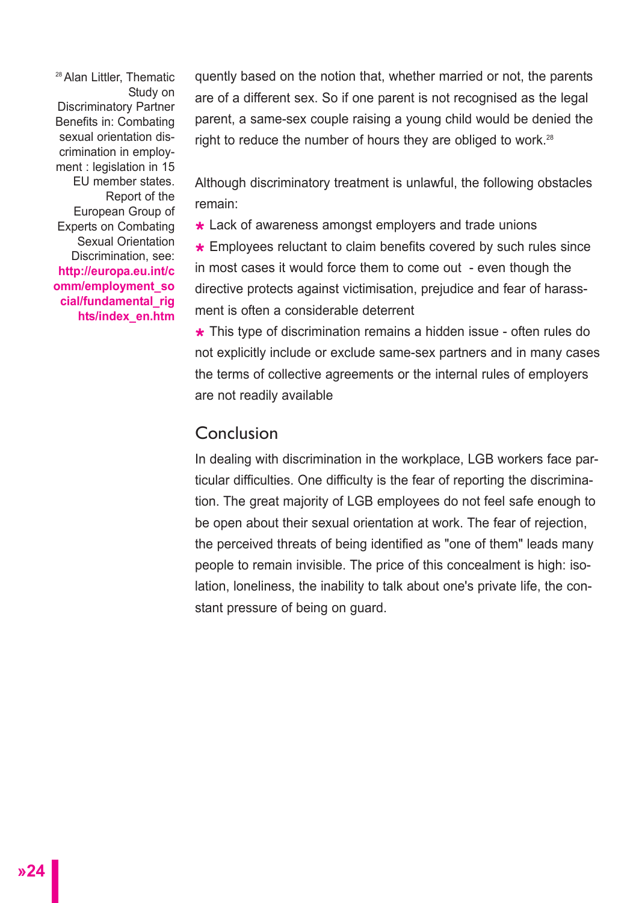quently based on the notion that, whether married or not, the parents are of a different sex. So if one parent is not recognised as the legal parent, a same-sex couple raising a young child would be denied the right to reduce the number of hours they are obliged to work.[28]

Although discriminatory treatment is unlawful, the following obstacles remain:

* Lack of awareness amongst employers and trade unions
* Employees reluctant to claim benefits covered by such rules since in most cases it would force them to come out - even though the directive protects against victimisation, prejudice and fear of harassment is often a considerable deterrent
* This type of discrimination remains a hidden issue - often rules do not explicitly include or exclude same-sex partners and in many cases the terms of collective agreements or the internal rules of employers are not readily available

## Conclusion

In dealing with discrimination in the workplace, LGB workers face particular difficulties. One difficulty is the fear of reporting the discrimination. The great majority of LGB employees do not feel safe enough to be open about their sexual orientation at work. The fear of rejection, the perceived threats of being identified as "one of them" leads many people to remain invisible. The price of this concealment is high: isolation, loneliness, the inability to talk about one's private life, the constant pressure of being on guard.

[28] Alan Littler, Thematic Study on Discriminatory Partner Benefits in: Combating sexual orientation discrimination in employment : legislation in 15 EU member states. Report of the European Group of Experts on Combating Sexual Orientation Discrimination, see: **http://europa.eu.int/comm/employment_social/fundamental_rights/index_en.htm**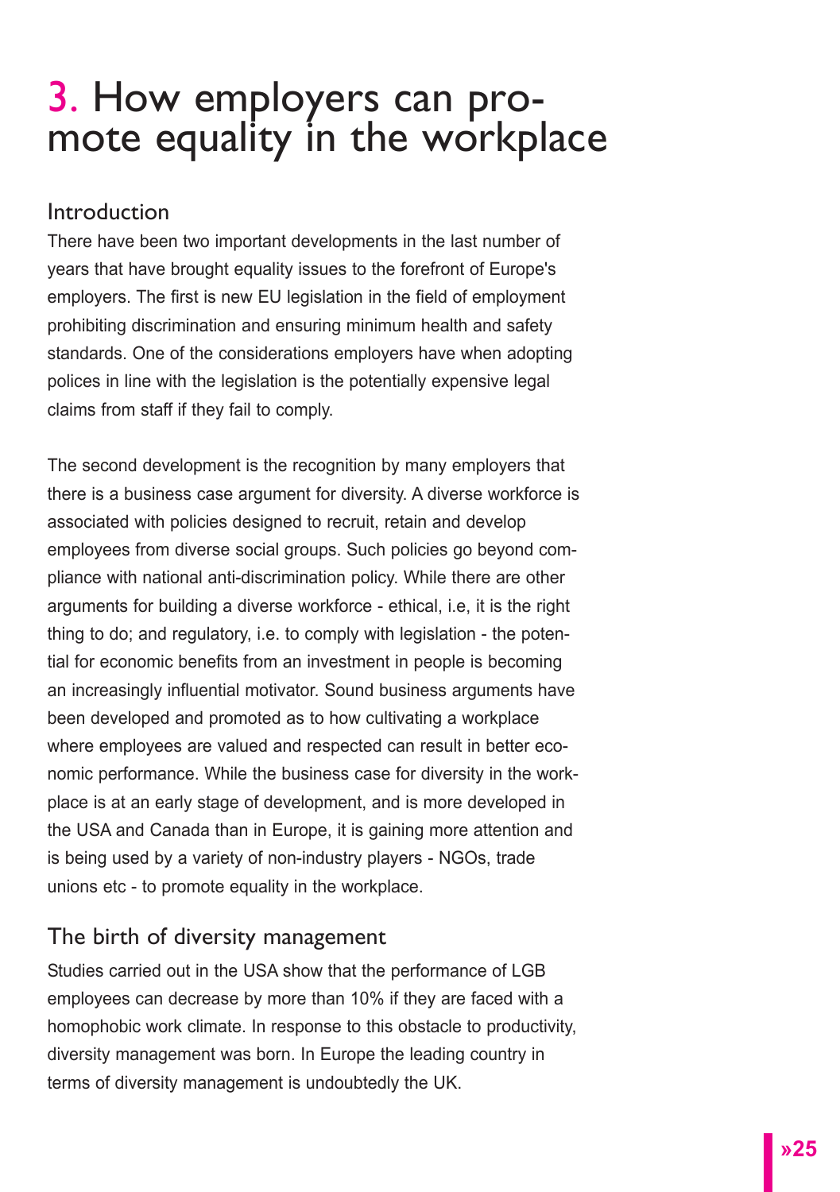# 3. How employers can promote equality in the workplace

## Introduction

There have been two important developments in the last number of years that have brought equality issues to the forefront of Europe's employers. The first is new EU legislation in the field of employment prohibiting discrimination and ensuring minimum health and safety standards. One of the considerations employers have when adopting polices in line with the legislation is the potentially expensive legal claims from staff if they fail to comply.

The second development is the recognition by many employers that there is a business case argument for diversity. A diverse workforce is associated with policies designed to recruit, retain and develop employees from diverse social groups. Such policies go beyond compliance with national anti-discrimination policy. While there are other arguments for building a diverse workforce - ethical, i.e, it is the right thing to do; and regulatory, i.e. to comply with legislation - the potential for economic benefits from an investment in people is becoming an increasingly influential motivator. Sound business arguments have been developed and promoted as to how cultivating a workplace where employees are valued and respected can result in better economic performance. While the business case for diversity in the workplace is at an early stage of development, and is more developed in the USA and Canada than in Europe, it is gaining more attention and is being used by a variety of non-industry players - NGOs, trade unions etc - to promote equality in the workplace.

## The birth of diversity management

Studies carried out in the USA show that the performance of LGB employees can decrease by more than 10% if they are faced with a homophobic work climate. In response to this obstacle to productivity, diversity management was born. In Europe the leading country in terms of diversity management is undoubtedly the UK.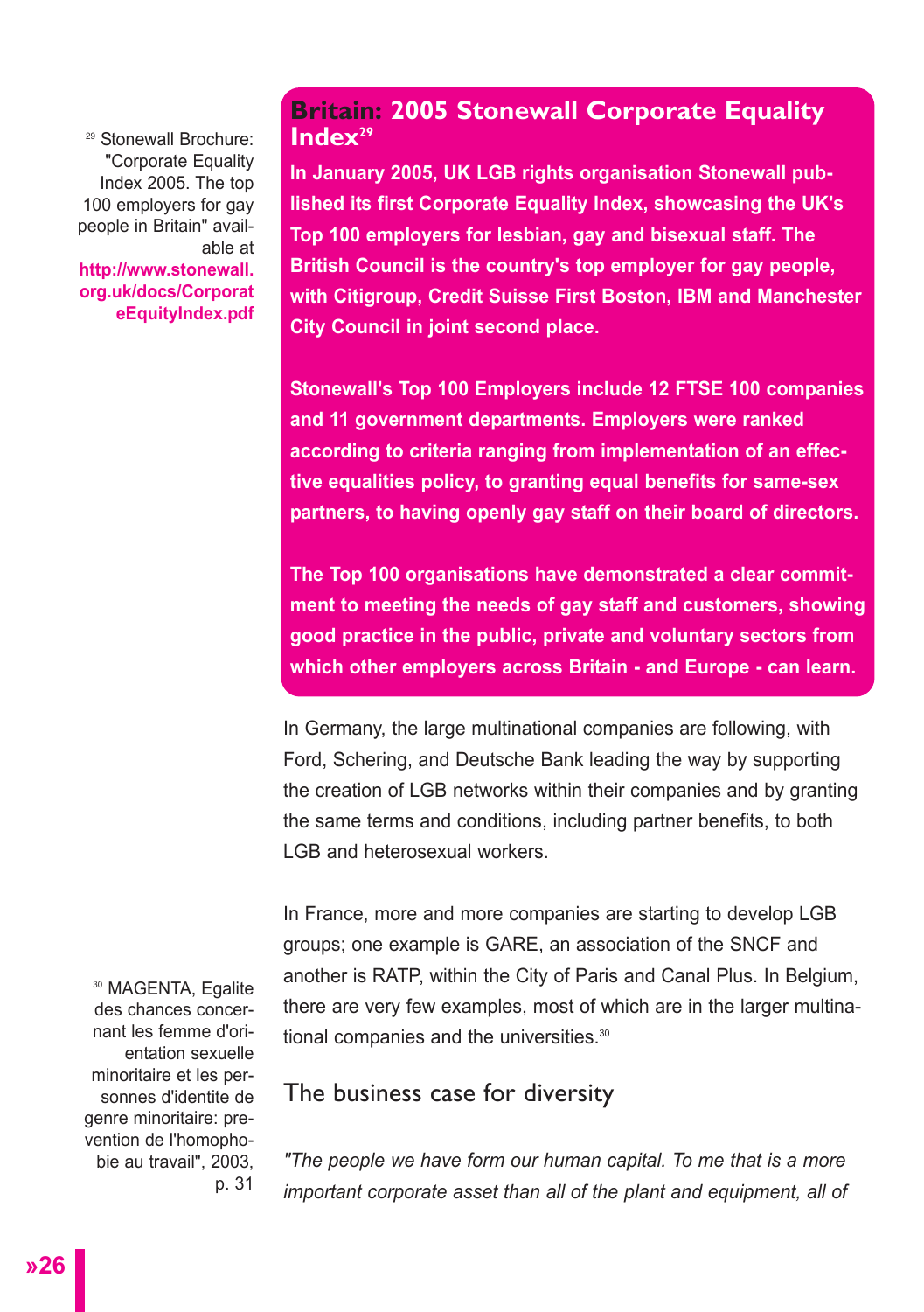### Britain: 2005 Stonewall Corporate Equality Index[29]

**In January 2005, UK LGB rights organisation Stonewall published its first Corporate Equality Index, showcasing the UK's Top 100 employers for lesbian, gay and bisexual staff. The British Council is the country's top employer for gay people, with Citigroup, Credit Suisse First Boston, IBM and Manchester City Council in joint second place.**

**Stonewall's Top 100 Employers include 12 FTSE 100 companies and 11 government departments. Employers were ranked according to criteria ranging from implementation of an effective equalities policy, to granting equal benefits for same-sex partners, to having openly gay staff on their board of directors.**

**The Top 100 organisations have demonstrated a clear commitment to meeting the needs of gay staff and customers, showing good practice in the public, private and voluntary sectors from which other employers across Britain - and Europe - can learn.**

[29] Stonewall Brochure: "Corporate Equality Index 2005. The top 100 employers for gay people in Britain" available at **http://www.stonewall.org.uk/docs/CorporateEquityIndex.pdf**

In Germany, the large multinational companies are following, with Ford, Schering, and Deutsche Bank leading the way by supporting the creation of LGB networks within their companies and by granting the same terms and conditions, including partner benefits, to both LGB and heterosexual workers.

In France, more and more companies are starting to develop LGB groups; one example is GARE, an association of the SNCF and another is RATP, within the City of Paris and Canal Plus. In Belgium, there are very few examples, most of which are in the larger multinational companies and the universities.[30]

[30] MAGENTA, Egalite des chances concernant les femme d'orientation sexuelle minoritaire et les personnes d'identite de genre minoritaire: prevention de l'homophobie au travail", 2003, p. 31

## The business case for diversity

*"The people we have form our human capital. To me that is a more important corporate asset than all of the plant and equipment, all of*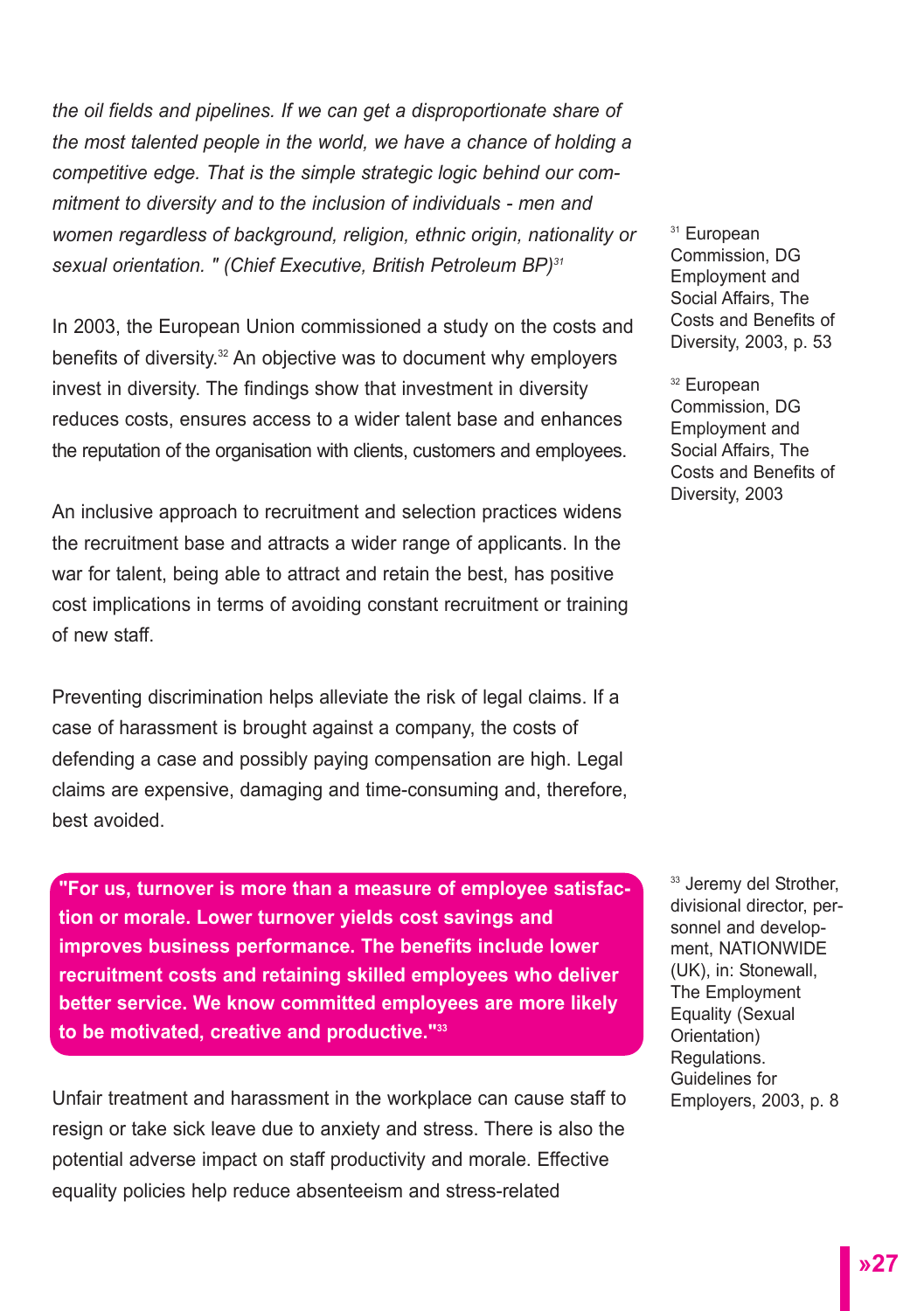*the oil fields and pipelines. If we can get a disproportionate share of the most talented people in the world, we have a chance of holding a competitive edge. That is the simple strategic logic behind our commitment to diversity and to the inclusion of individuals - men and women regardless of background, religion, ethnic origin, nationality or sexual orientation. " (Chief Executive, British Petroleum BP)*[31]

In 2003, the European Union commissioned a study on the costs and benefits of diversity.[32] An objective was to document why employers invest in diversity. The findings show that investment in diversity reduces costs, ensures access to a wider talent base and enhances the reputation of the organisation with clients, customers and employees.

An inclusive approach to recruitment and selection practices widens the recruitment base and attracts a wider range of applicants. In the war for talent, being able to attract and retain the best, has positive cost implications in terms of avoiding constant recruitment or training of new staff.

Preventing discrimination helps alleviate the risk of legal claims. If a case of harassment is brought against a company, the costs of defending a case and possibly paying compensation are high. Legal claims are expensive, damaging and time-consuming and, therefore, best avoided.

**"For us, turnover is more than a measure of employee satisfaction or morale. Lower turnover yields cost savings and improves business performance. The benefits include lower recruitment costs and retaining skilled employees who deliver better service. We know committed employees are more likely to be motivated, creative and productive."**[33]

Unfair treatment and harassment in the workplace can cause staff to resign or take sick leave due to anxiety and stress. There is also the potential adverse impact on staff productivity and morale. Effective equality policies help reduce absenteeism and stress-related

[31] European Commission, DG Employment and Social Affairs, The Costs and Benefits of Diversity, 2003, p. 53

[32] European Commission, DG Employment and Social Affairs, The Costs and Benefits of Diversity, 2003

[33] Jeremy del Strother, divisional director, personnel and development, NATIONWIDE (UK), in: Stonewall, The Employment Equality (Sexual Orientation) Regulations. Guidelines for Employers, 2003, p. 8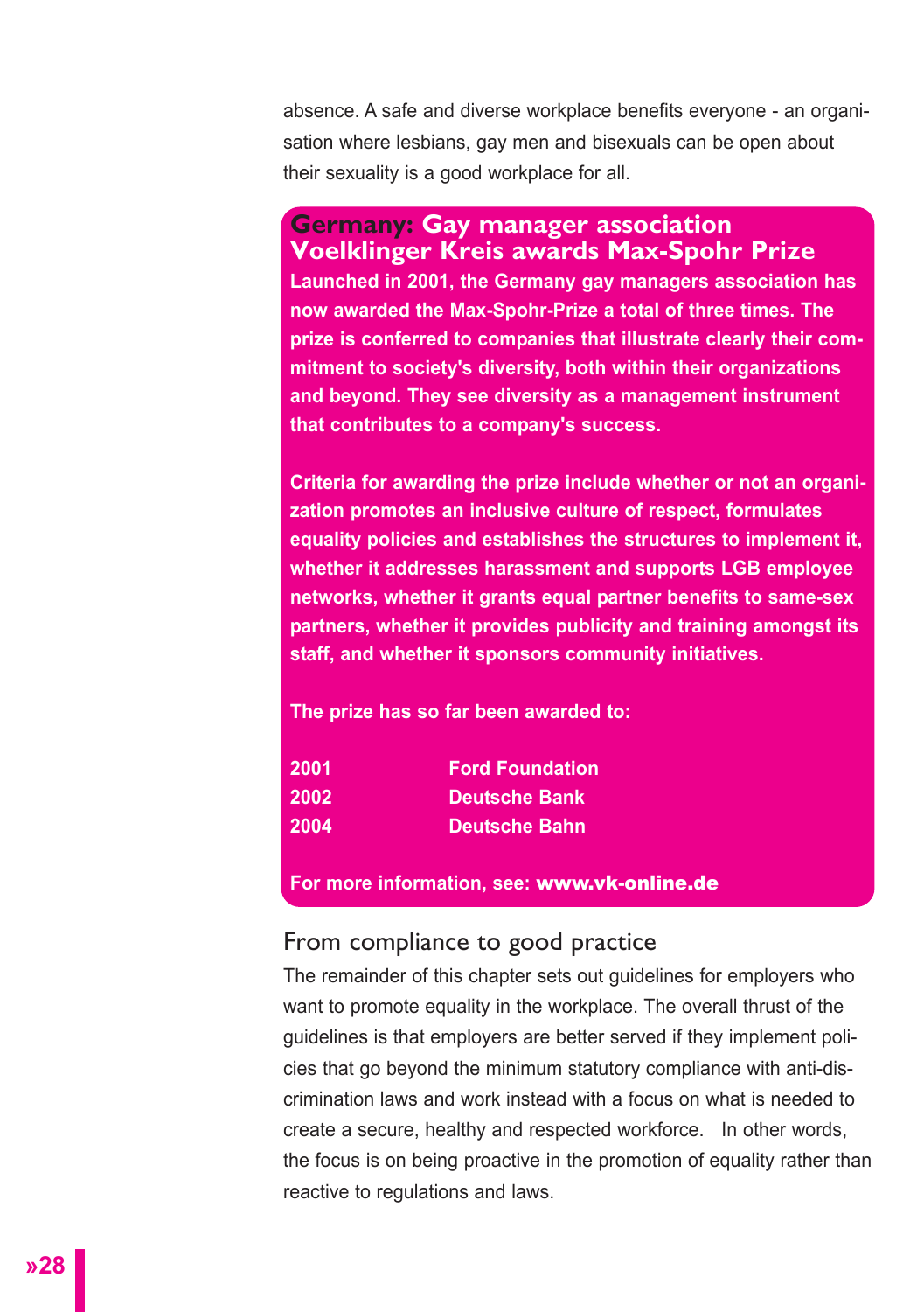absence. A safe and diverse workplace benefits everyone - an organisation where lesbians, gay men and bisexuals can be open about their sexuality is a good workplace for all.

## Germany: Gay manager association Voelklinger Kreis awards Max-Spohr Prize

**Launched in 2001, the Germany gay managers association has now awarded the Max-Spohr-Prize a total of three times. The prize is conferred to companies that illustrate clearly their commitment to society's diversity, both within their organizations and beyond. They see diversity as a management instrument that contributes to a company's success.**

**Criteria for awarding the prize include whether or not an organization promotes an inclusive culture of respect, formulates equality policies and establishes the structures to implement it, whether it addresses harassment and supports LGB employee networks, whether it grants equal partner benefits to same-sex partners, whether it provides publicity and training amongst its staff, and whether it sponsors community initiatives.**

**The prize has so far been awarded to:**

| | |
|---|---|
| **2001** | **Ford Foundation** |
| **2002** | **Deutsche Bank** |
| **2004** | **Deutsche Bahn** |

**For more information, see: www.vk-online.de**

## From compliance to good practice

The remainder of this chapter sets out guidelines for employers who want to promote equality in the workplace. The overall thrust of the guidelines is that employers are better served if they implement policies that go beyond the minimum statutory compliance with anti-discrimination laws and work instead with a focus on what is needed to create a secure, healthy and respected workforce. In other words, the focus is on being proactive in the promotion of equality rather than reactive to regulations and laws.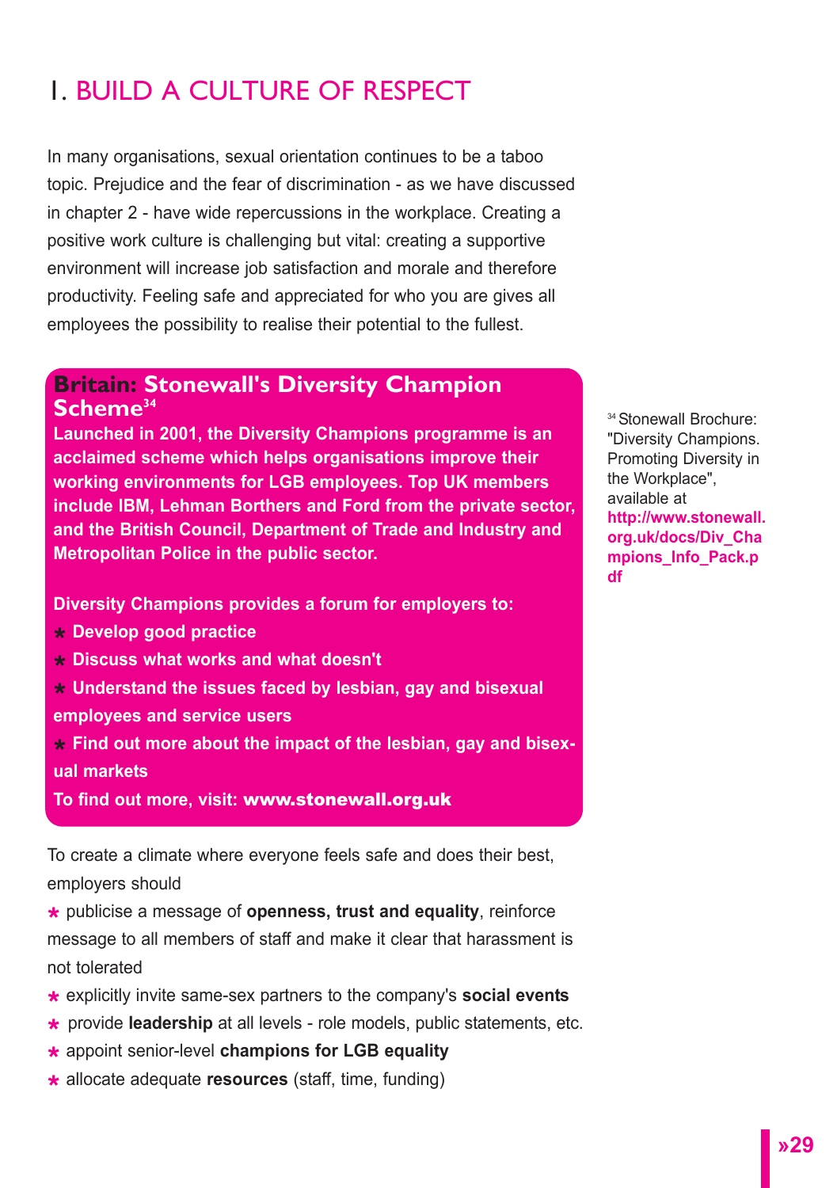# 1. BUILD A CULTURE OF RESPECT

In many organisations, sexual orientation continues to be a taboo topic. Prejudice and the fear of discrimination - as we have discussed in chapter 2 - have wide repercussions in the workplace. Creating a positive work culture is challenging but vital: creating a supportive environment will increase job satisfaction and morale and therefore productivity. Feeling safe and appreciated for who you are gives all employees the possibility to realise their potential to the fullest.

**Britain: Stonewall's Diversity Champion Scheme**[34]

**Launched in 2001, the Diversity Champions programme is an acclaimed scheme which helps organisations improve their working environments for LGB employees. Top UK members include IBM, Lehman Borthers and Ford from the private sector, and the British Council, Department of Trade and Industry and Metropolitan Police in the public sector.**

**Diversity Champions provides a forum for employers to:**

- **Develop good practice**
- **Discuss what works and what doesn't**
- **Understand the issues faced by lesbian, gay and bisexual employees and service users**
- **Find out more about the impact of the lesbian, gay and bisexual markets**

**To find out more, visit: www.stonewall.org.uk**

[34] Stonewall Brochure: "Diversity Champions. Promoting Diversity in the Workplace", available at **http://www.stonewall.org.uk/docs/Div_Champions_Info_Pack.pdf**

To create a climate where everyone feels safe and does their best, employers should

- publicise a message of **openness, trust and equality**, reinforce message to all members of staff and make it clear that harassment is not tolerated
- explicitly invite same-sex partners to the company's **social events**
- provide **leadership** at all levels - role models, public statements, etc.
- appoint senior-level **champions for LGB equality**
- allocate adequate **resources** (staff, time, funding)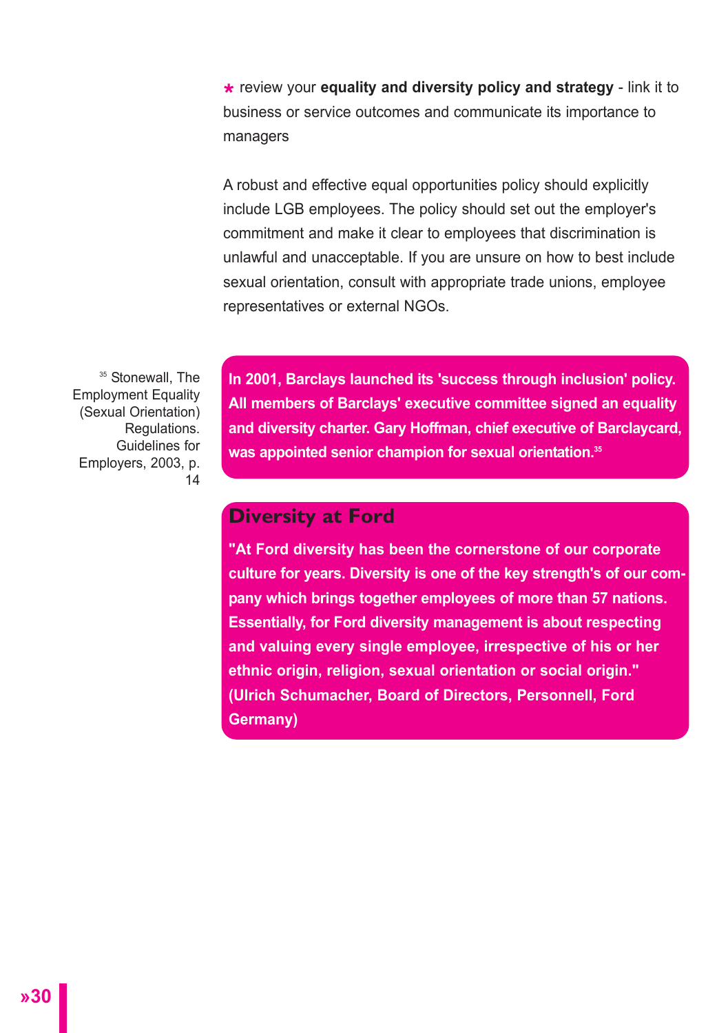* review your **equality and diversity policy and strategy** - link it to business or service outcomes and communicate its importance to managers

A robust and effective equal opportunities policy should explicitly include LGB employees. The policy should set out the employer's commitment and make it clear to employees that discrimination is unlawful and unacceptable. If you are unsure on how to best include sexual orientation, consult with appropriate trade unions, employee representatives or external NGOs.

**In 2001, Barclays launched its 'success through inclusion' policy. All members of Barclays' executive committee signed an equality and diversity charter. Gary Hoffman, chief executive of Barclaycard, was appointed senior champion for sexual orientation.[35]**

[35] Stonewall, The Employment Equality (Sexual Orientation) Regulations. Guidelines for Employers, 2003, p. 14

## Diversity at Ford

**"At Ford diversity has been the cornerstone of our corporate culture for years. Diversity is one of the key strength's of our company which brings together employees of more than 57 nations. Essentially, for Ford diversity management is about respecting and valuing every single employee, irrespective of his or her ethnic origin, religion, sexual orientation or social origin." (Ulrich Schumacher, Board of Directors, Personnell, Ford Germany)**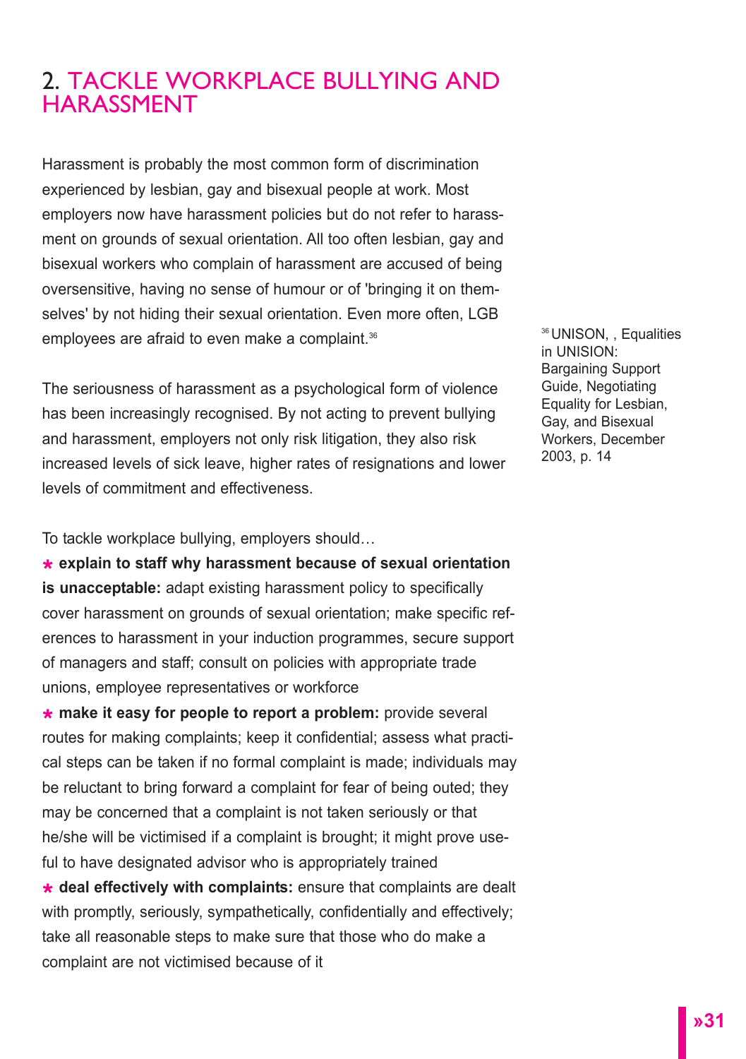## 2. TACKLE WORKPLACE BULLYING AND HARASSMENT

Harassment is probably the most common form of discrimination experienced by lesbian, gay and bisexual people at work. Most employers now have harassment policies but do not refer to harassment on grounds of sexual orientation. All too often lesbian, gay and bisexual workers who complain of harassment are accused of being oversensitive, having no sense of humour or of 'bringing it on themselves' by not hiding their sexual orientation. Even more often, LGB employees are afraid to even make a complaint.[36]

[36] UNISON, , Equalities in UNISION: Bargaining Support Guide, Negotiating Equality for Lesbian, Gay, and Bisexual Workers, December 2003, p. 14

The seriousness of harassment as a psychological form of violence has been increasingly recognised. By not acting to prevent bullying and harassment, employers not only risk litigation, they also risk increased levels of sick leave, higher rates of resignations and lower levels of commitment and effectiveness.

To tackle workplace bullying, employers should…

* **explain to staff why harassment because of sexual orientation is unacceptable:** adapt existing harassment policy to specifically cover harassment on grounds of sexual orientation; make specific references to harassment in your induction programmes, secure support of managers and staff; consult on policies with appropriate trade unions, employee representatives or workforce
* **make it easy for people to report a problem:** provide several routes for making complaints; keep it confidential; assess what practical steps can be taken if no formal complaint is made; individuals may be reluctant to bring forward a complaint for fear of being outed; they may be concerned that a complaint is not taken seriously or that he/she will be victimised if a complaint is brought; it might prove useful to have designated advisor who is appropriately trained
* **deal effectively with complaints:** ensure that complaints are dealt with promptly, seriously, sympathetically, confidentially and effectively; take all reasonable steps to make sure that those who do make a complaint are not victimised because of it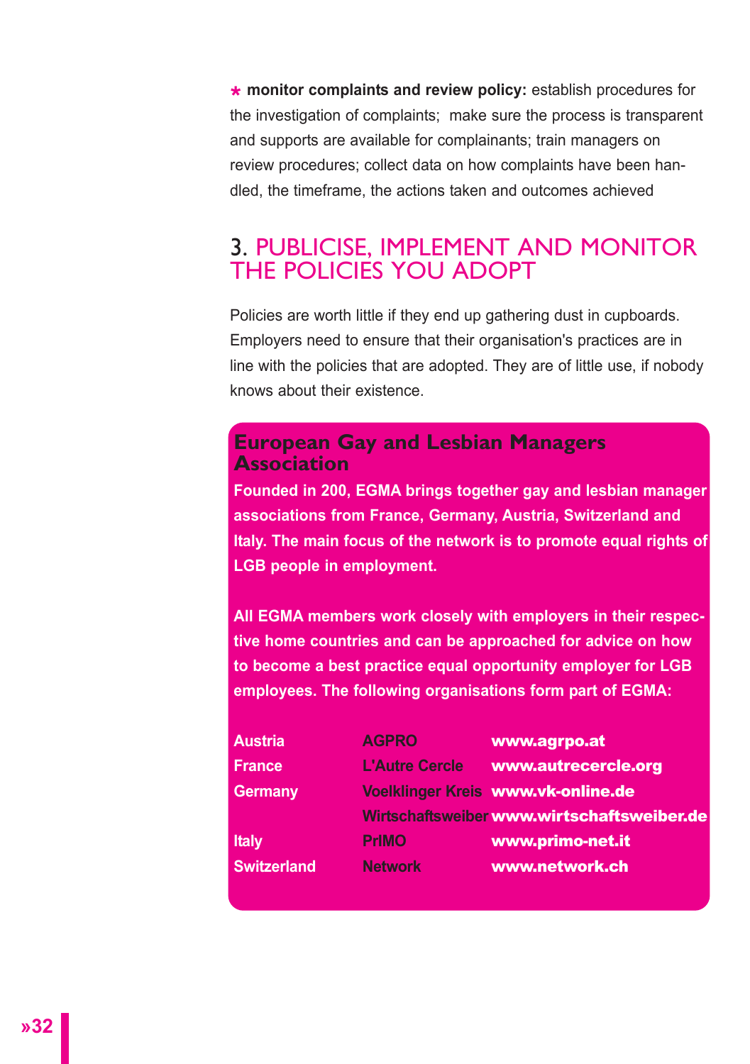* **monitor complaints and review policy:** establish procedures for the investigation of complaints; make sure the process is transparent and supports are available for complainants; train managers on review procedures; collect data on how complaints have been handled, the timeframe, the actions taken and outcomes achieved

## 3. PUBLICISE, IMPLEMENT AND MONITOR THE POLICIES YOU ADOPT

Policies are worth little if they end up gathering dust in cupboards. Employers need to ensure that their organisation's practices are in line with the policies that are adopted. They are of little use, if nobody knows about their existence.

### European Gay and Lesbian Managers Association

**Founded in 200, EGMA brings together gay and lesbian manager associations from France, Germany, Austria, Switzerland and Italy. The main focus of the network is to promote equal rights of LGB people in employment.**

**All EGMA members work closely with employers in their respective home countries and can be approached for advice on how to become a best practice equal opportunity employer for LGB employees. The following organisations form part of EGMA:**

| | | |
|---|---|---|
| Austria | AGPRO | www.agrpo.at |
| France | L'Autre Cercle | www.autrecercle.org |
| Germany | Voelklinger Kreis | www.vk-online.de |
| | Wirtschaftsweiber | www.wirtschaftsweiber.de |
| Italy | PrIMO | www.primo-net.it |
| Switzerland | Network | www.network.ch |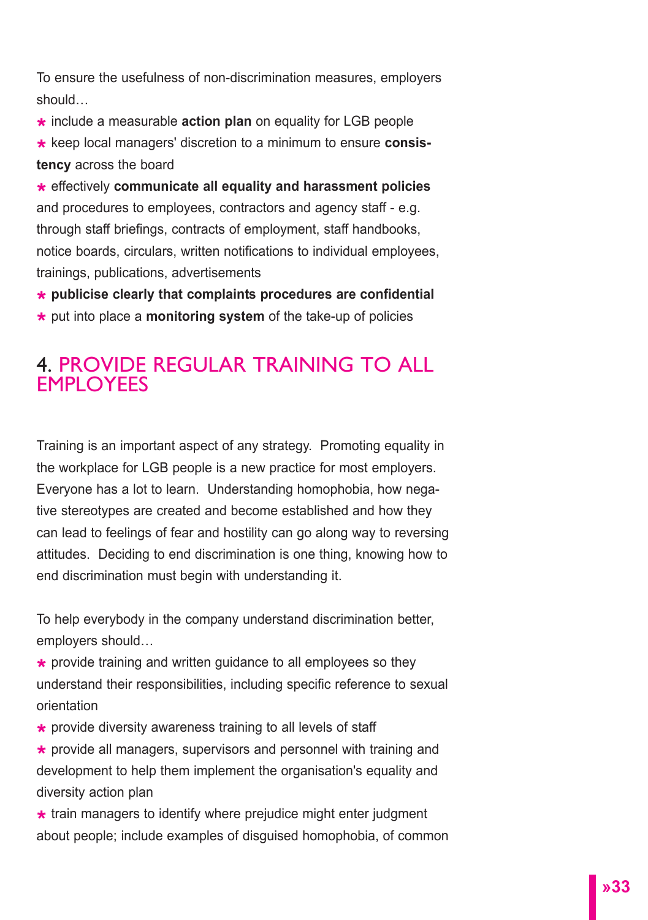To ensure the usefulness of non-discrimination measures, employers should…

- include a measurable **action plan** on equality for LGB people
- keep local managers' discretion to a minimum to ensure **consistency** across the board
- effectively **communicate all equality and harassment policies** and procedures to employees, contractors and agency staff - e.g. through staff briefings, contracts of employment, staff handbooks, notice boards, circulars, written notifications to individual employees, trainings, publications, advertisements
- **publicise clearly that complaints procedures are confidential**
- put into place a **monitoring system** of the take-up of policies

## 4. PROVIDE REGULAR TRAINING TO ALL EMPLOYEES

Training is an important aspect of any strategy. Promoting equality in the workplace for LGB people is a new practice for most employers. Everyone has a lot to learn. Understanding homophobia, how negative stereotypes are created and become established and how they can lead to feelings of fear and hostility can go along way to reversing attitudes. Deciding to end discrimination is one thing, knowing how to end discrimination must begin with understanding it.

To help everybody in the company understand discrimination better, employers should…

- provide training and written guidance to all employees so they understand their responsibilities, including specific reference to sexual orientation
- provide diversity awareness training to all levels of staff
- provide all managers, supervisors and personnel with training and development to help them implement the organisation's equality and diversity action plan
- train managers to identify where prejudice might enter judgment about people; include examples of disguised homophobia, of common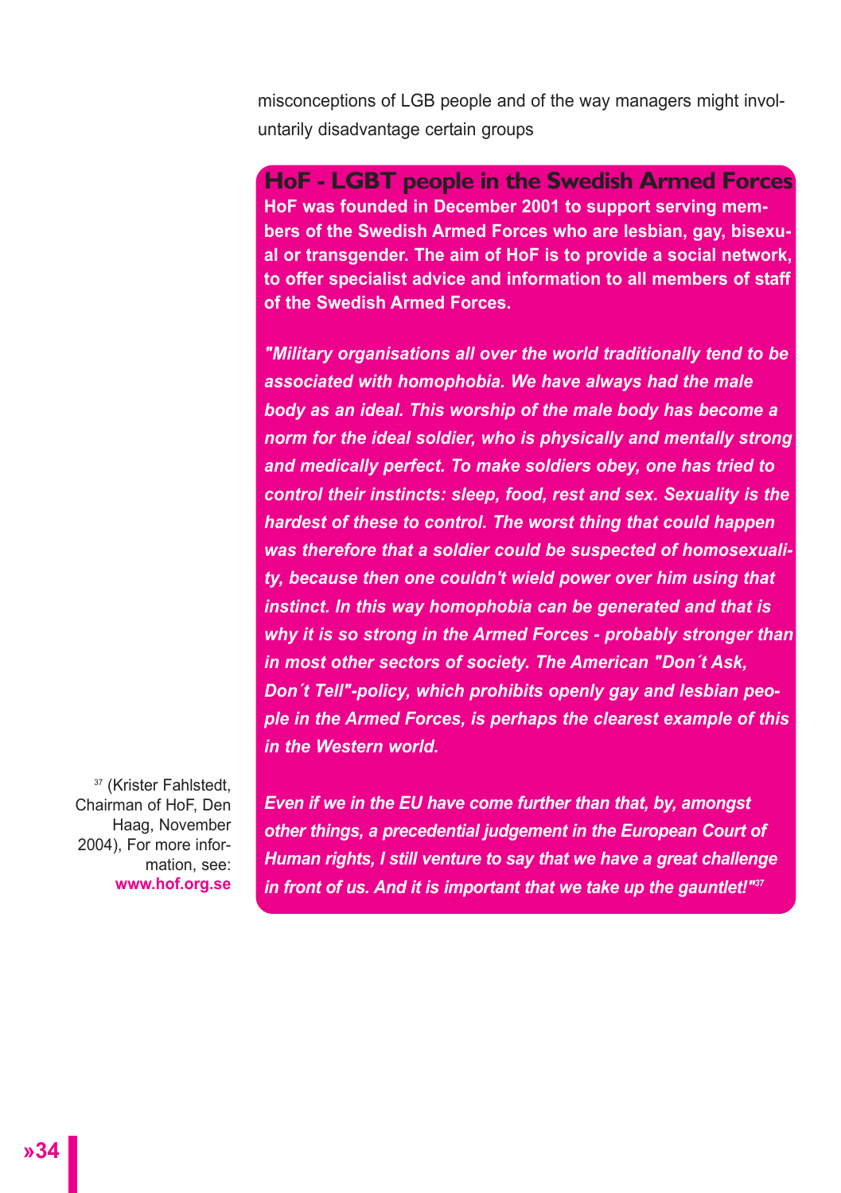misconceptions of LGB people and of the way managers might involuntarily disadvantage certain groups

## HoF - LGBT people in the Swedish Armed Forces

**HoF was founded in December 2001 to support serving members of the Swedish Armed Forces who are lesbian, gay, bisexual or transgender. The aim of HoF is to provide a social network, to offer specialist advice and information to all members of staff of the Swedish Armed Forces.**

***"Military organisations all over the world traditionally tend to be associated with homophobia. We have always had the male body as an ideal. This worship of the male body has become a norm for the ideal soldier, who is physically and mentally strong and medically perfect. To make soldiers obey, one has tried to control their instincts: sleep, food, rest and sex. Sexuality is the hardest of these to control. The worst thing that could happen was therefore that a soldier could be suspected of homosexuality, because then one couldn't wield power over him using that instinct. In this way homophobia can be generated and that is why it is so strong in the Armed Forces - probably stronger than in most other sectors of society. The American "Don´t Ask, Don´t Tell"-policy, which prohibits openly gay and lesbian people in the Armed Forces, is perhaps the clearest example of this in the Western world.***

***Even if we in the EU have come further than that, by, amongst other things, a precedential judgement in the European Court of Human rights, I still venture to say that we have a great challenge in front of us. And it is important that we take up the gauntlet!"***[37]

[37] (Krister Fahlstedt, Chairman of HoF, Den Haag, November 2004), For more information, see: **www.hof.org.se**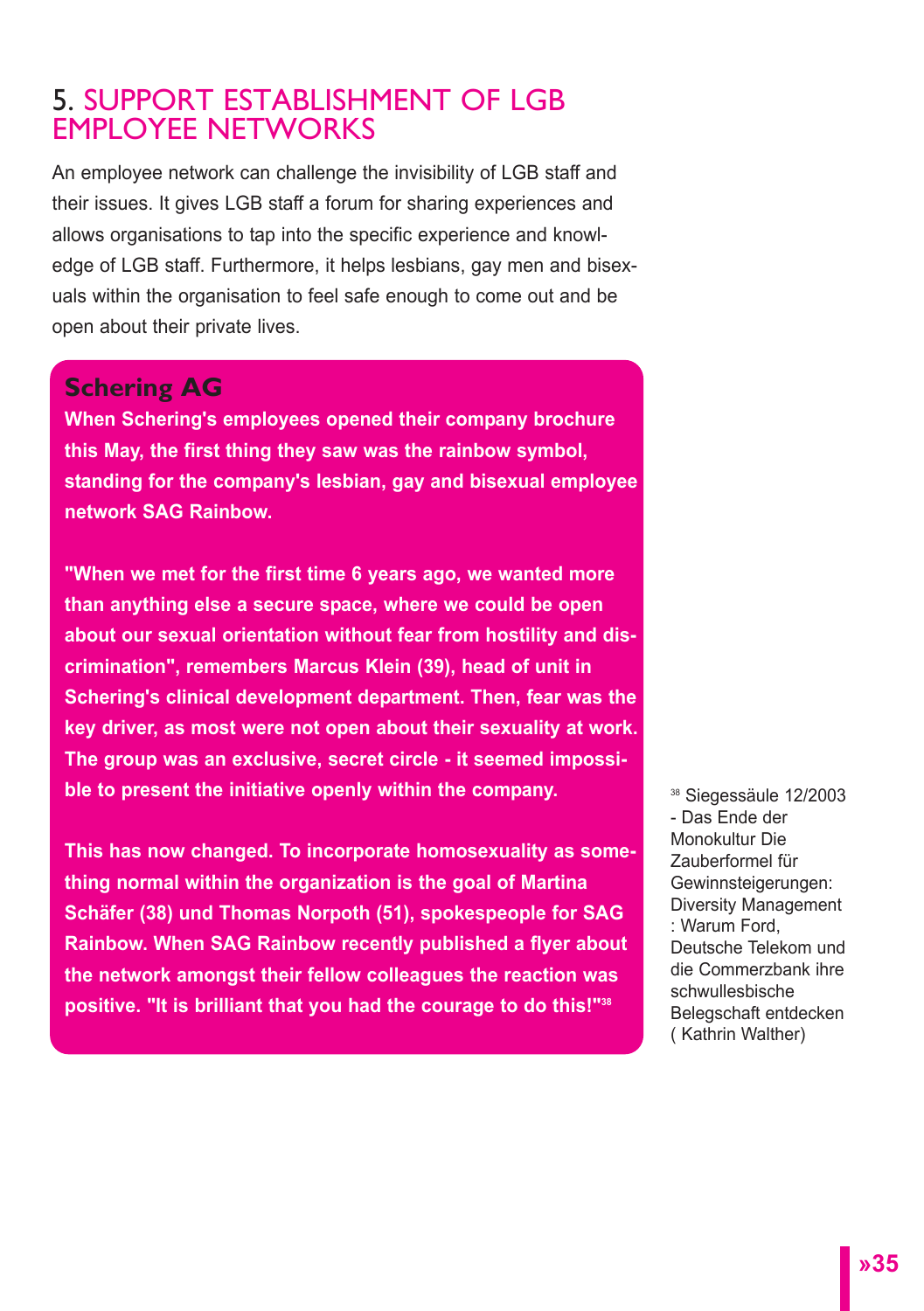## 5. SUPPORT ESTABLISHMENT OF LGB EMPLOYEE NETWORKS

An employee network can challenge the invisibility of LGB staff and their issues. It gives LGB staff a forum for sharing experiences and allows organisations to tap into the specific experience and knowledge of LGB staff. Furthermore, it helps lesbians, gay men and bisexuals within the organisation to feel safe enough to come out and be open about their private lives.

### Schering AG

**When Schering's employees opened their company brochure this May, the first thing they saw was the rainbow symbol, standing for the company's lesbian, gay and bisexual employee network SAG Rainbow.**

**"When we met for the first time 6 years ago, we wanted more than anything else a secure space, where we could be open about our sexual orientation without fear from hostility and discrimination", remembers Marcus Klein (39), head of unit in Schering's clinical development department. Then, fear was the key driver, as most were not open about their sexuality at work. The group was an exclusive, secret circle - it seemed impossible to present the initiative openly within the company.**

**This has now changed. To incorporate homosexuality as something normal within the organization is the goal of Martina Schäfer (38) und Thomas Norpoth (51), spokespeople for SAG Rainbow. When SAG Rainbow recently published a flyer about the network amongst their fellow colleagues the reaction was positive. "It is brilliant that you had the courage to do this!"[38]**

[38] Siegessäule 12/2003 - Das Ende der Monokultur Die Zauberformel für Gewinnsteigerungen: Diversity Management : Warum Ford, Deutsche Telekom und die Commerzbank ihre schwullesbische Belegschaft entdecken ( Kathrin Walther)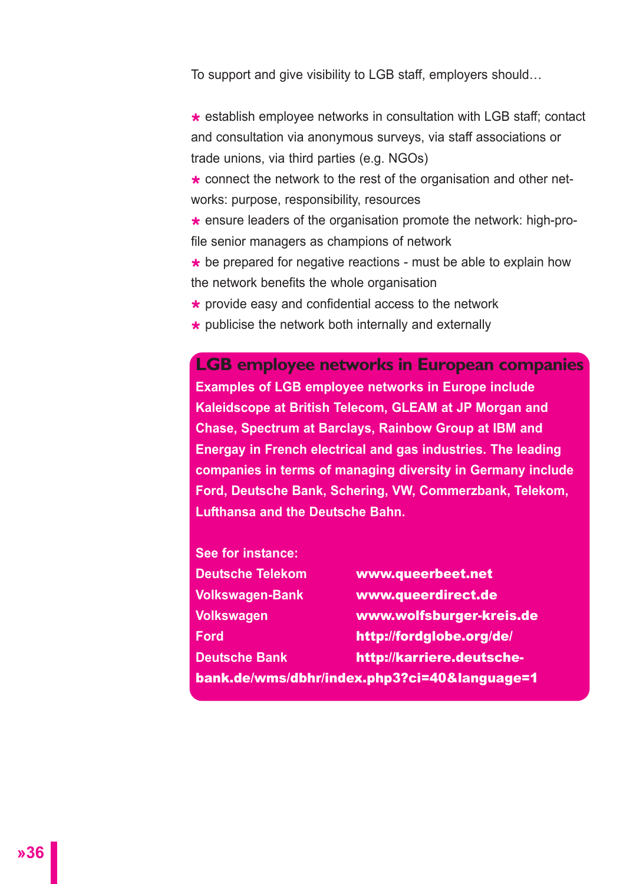To support and give visibility to LGB staff, employers should…

- establish employee networks in consultation with LGB staff; contact and consultation via anonymous surveys, via staff associations or trade unions, via third parties (e.g. NGOs)
- connect the network to the rest of the organisation and other networks: purpose, responsibility, resources
- ensure leaders of the organisation promote the network: high-profile senior managers as champions of network
- be prepared for negative reactions - must be able to explain how the network benefits the whole organisation
- provide easy and confidential access to the network
- publicise the network both internally and externally

## LGB employee networks in European companies

**Examples of LGB employee networks in Europe include Kaleidscope at British Telecom, GLEAM at JP Morgan and Chase, Spectrum at Barclays, Rainbow Group at IBM and Energay in French electrical and gas industries. The leading companies in terms of managing diversity in Germany include Ford, Deutsche Bank, Schering, VW, Commerzbank, Telekom, Lufthansa and the Deutsche Bahn.**

**See for instance:**

| | |
|---|---|
| **Deutsche Telekom** | **www.queerbeet.net** |
| **Volkswagen-Bank** | **www.queerdirect.de** |
| **Volkswagen** | **www.wolfsburger-kreis.de** |
| **Ford** | **http://fordglobe.org/de/** |
| **Deutsche Bank** | **http://karriere.deutsche-bank.de/wms/dbhr/index.php3?ci=40&language=1** |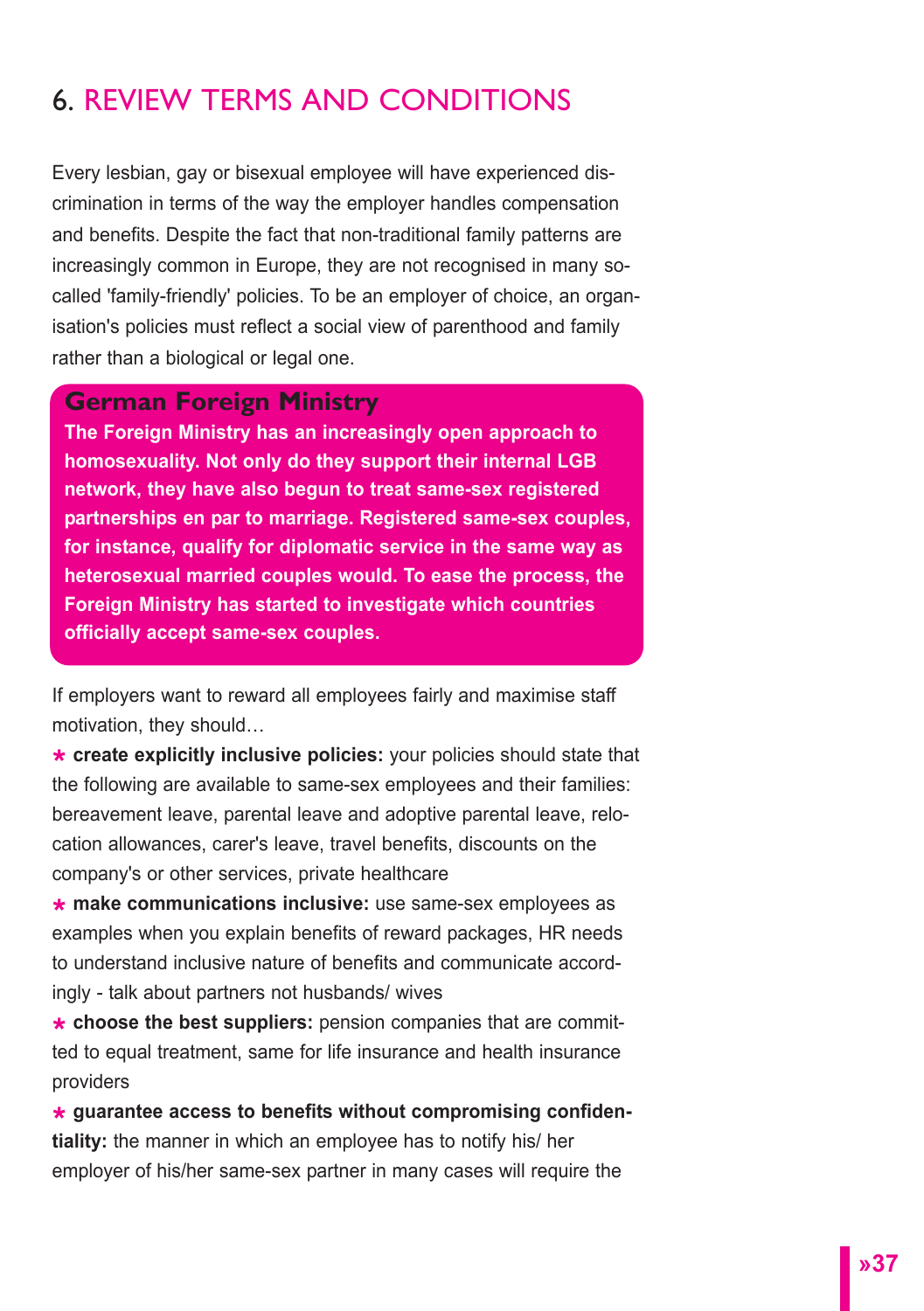# 6. REVIEW TERMS AND CONDITIONS

Every lesbian, gay or bisexual employee will have experienced discrimination in terms of the way the employer handles compensation and benefits. Despite the fact that non-traditional family patterns are increasingly common in Europe, they are not recognised in many so-called 'family-friendly' policies. To be an employer of choice, an organisation's policies must reflect a social view of parenthood and family rather than a biological or legal one.

### German Foreign Ministry

**The Foreign Ministry has an increasingly open approach to homosexuality. Not only do they support their internal LGB network, they have also begun to treat same-sex registered partnerships en par to marriage. Registered same-sex couples, for instance, qualify for diplomatic service in the same way as heterosexual married couples would. To ease the process, the Foreign Ministry has started to investigate which countries officially accept same-sex couples.**

If employers want to reward all employees fairly and maximise staff motivation, they should…

- **create explicitly inclusive policies:** your policies should state that the following are available to same-sex employees and their families: bereavement leave, parental leave and adoptive parental leave, relocation allowances, carer's leave, travel benefits, discounts on the company's or other services, private healthcare
- **make communications inclusive:** use same-sex employees as examples when you explain benefits of reward packages, HR needs to understand inclusive nature of benefits and communicate accordingly - talk about partners not husbands/ wives
- **choose the best suppliers:** pension companies that are committed to equal treatment, same for life insurance and health insurance providers
- **guarantee access to benefits without compromising confidentiality:** the manner in which an employee has to notify his/ her employer of his/her same-sex partner in many cases will require the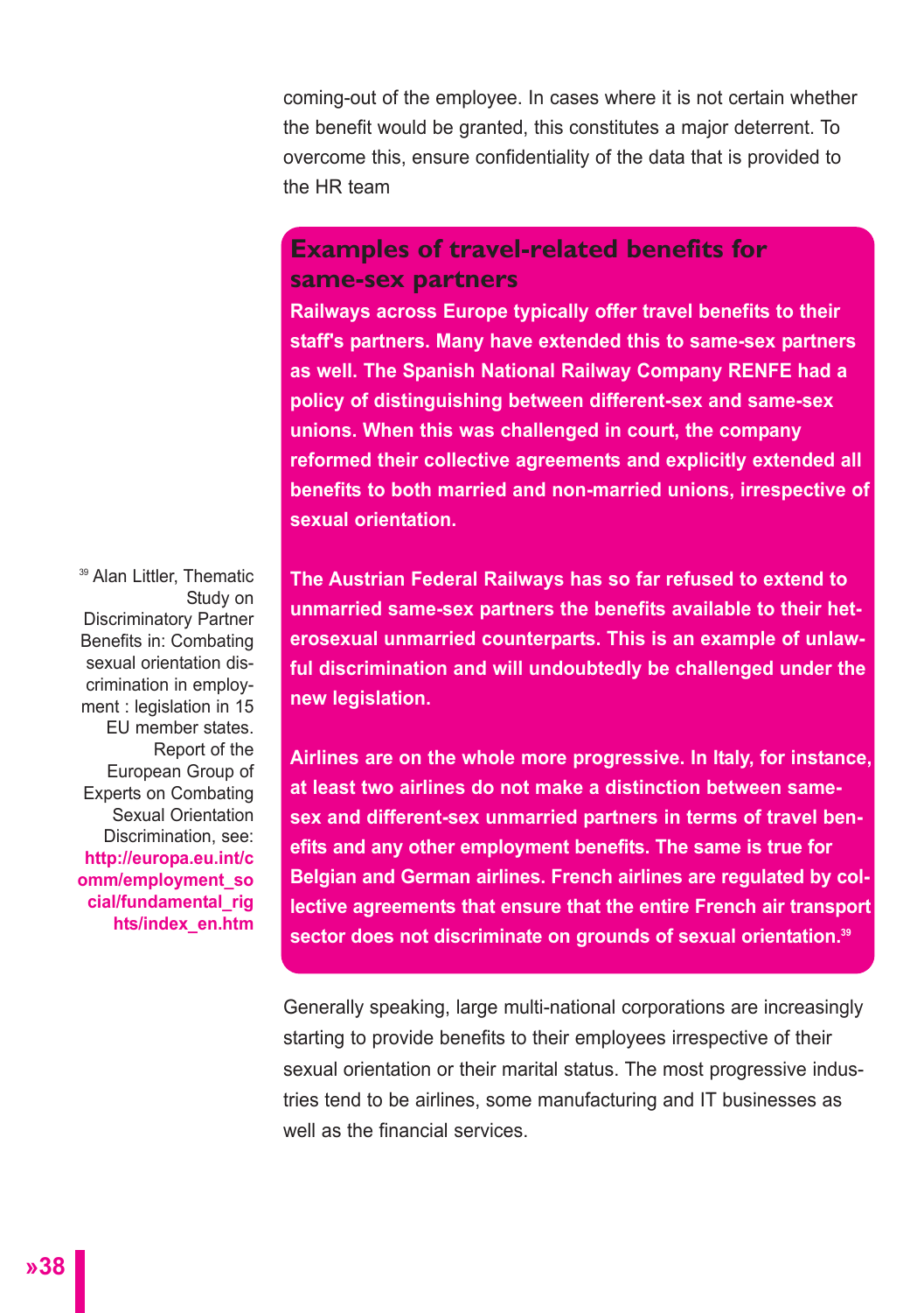coming-out of the employee. In cases where it is not certain whether the benefit would be granted, this constitutes a major deterrent. To overcome this, ensure confidentiality of the data that is provided to the HR team

## Examples of travel-related benefits for same-sex partners

**Railways across Europe typically offer travel benefits to their staff's partners. Many have extended this to same-sex partners as well. The Spanish National Railway Company RENFE had a policy of distinguishing between different-sex and same-sex unions. When this was challenged in court, the company reformed their collective agreements and explicitly extended all benefits to both married and non-married unions, irrespective of sexual orientation.**

**The Austrian Federal Railways has so far refused to extend to unmarried same-sex partners the benefits available to their heterosexual unmarried counterparts. This is an example of unlawful discrimination and will undoubtedly be challenged under the new legislation.**

**Airlines are on the whole more progressive. In Italy, for instance, at least two airlines do not make a distinction between same-sex and different-sex unmarried partners in terms of travel benefits and any other employment benefits. The same is true for Belgian and German airlines. French airlines are regulated by collective agreements that ensure that the entire French air transport sector does not discriminate on grounds of sexual orientation.[39]**

Generally speaking, large multi-national corporations are increasingly starting to provide benefits to their employees irrespective of their sexual orientation or their marital status. The most progressive industries tend to be airlines, some manufacturing and IT businesses as well as the financial services.

[39] Alan Littler, Thematic Study on Discriminatory Partner Benefits in: Combating sexual orientation discrimination in employment : legislation in 15 EU member states. Report of the European Group of Experts on Combating Sexual Orientation Discrimination, see: **http://europa.eu.int/comm/employment_social/fundamental_rights/index_en.htm**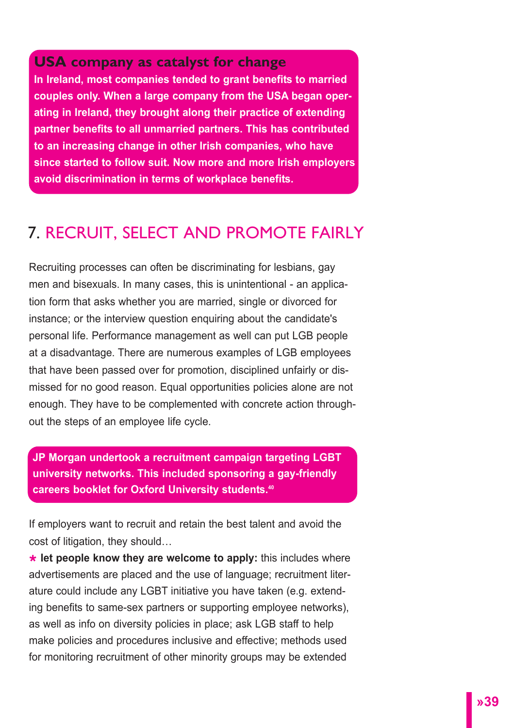**USA company as catalyst for change**

**In Ireland, most companies tended to grant benefits to married couples only. When a large company from the USA began operating in Ireland, they brought along their practice of extending partner benefits to all unmarried partners. This has contributed to an increasing change in other Irish companies, who have since started to follow suit. Now more and more Irish employers avoid discrimination in terms of workplace benefits.**

## 7. RECRUIT, SELECT AND PROMOTE FAIRLY

Recruiting processes can often be discriminating for lesbians, gay men and bisexuals. In many cases, this is unintentional - an application form that asks whether you are married, single or divorced for instance; or the interview question enquiring about the candidate's personal life. Performance management as well can put LGB people at a disadvantage. There are numerous examples of LGB employees that have been passed over for promotion, disciplined unfairly or dismissed for no good reason. Equal opportunities policies alone are not enough. They have to be complemented with concrete action throughout the steps of an employee life cycle.

**JP Morgan undertook a recruitment campaign targeting LGBT university networks. This included sponsoring a gay-friendly careers booklet for Oxford University students.[40]**

If employers want to recruit and retain the best talent and avoid the cost of litigation, they should…

* **let people know they are welcome to apply:** this includes where advertisements are placed and the use of language; recruitment literature could include any LGBT initiative you have taken (e.g. extending benefits to same-sex partners or supporting employee networks), as well as info on diversity policies in place; ask LGB staff to help make policies and procedures inclusive and effective; methods used for monitoring recruitment of other minority groups may be extended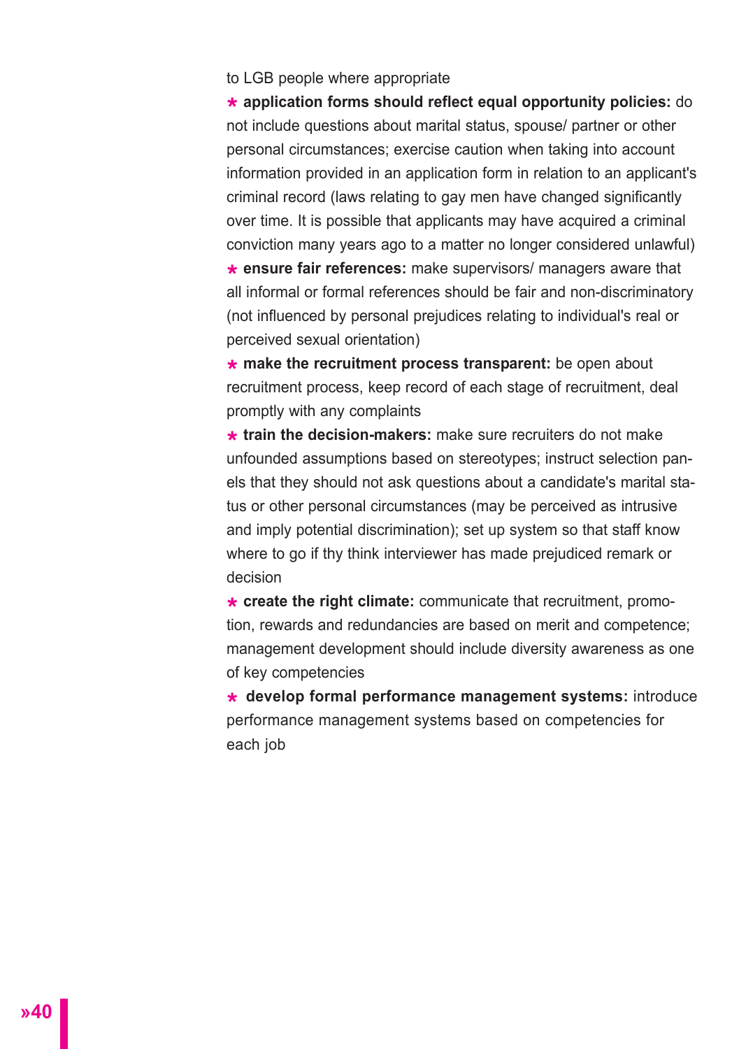to LGB people where appropriate

- **application forms should reflect equal opportunity policies:** do not include questions about marital status, spouse/ partner or other personal circumstances; exercise caution when taking into account information provided in an application form in relation to an applicant's criminal record (laws relating to gay men have changed significantly over time. It is possible that applicants may have acquired a criminal conviction many years ago to a matter no longer considered unlawful)
- **ensure fair references:** make supervisors/ managers aware that all informal or formal references should be fair and non-discriminatory (not influenced by personal prejudices relating to individual's real or perceived sexual orientation)
- **make the recruitment process transparent:** be open about recruitment process, keep record of each stage of recruitment, deal promptly with any complaints
- **train the decision-makers:** make sure recruiters do not make unfounded assumptions based on stereotypes; instruct selection panels that they should not ask questions about a candidate's marital status or other personal circumstances (may be perceived as intrusive and imply potential discrimination); set up system so that staff know where to go if thy think interviewer has made prejudiced remark or decision
- **create the right climate:** communicate that recruitment, promotion, rewards and redundancies are based on merit and competence; management development should include diversity awareness as one of key competencies
- **develop formal performance management systems:** introduce performance management systems based on competencies for each job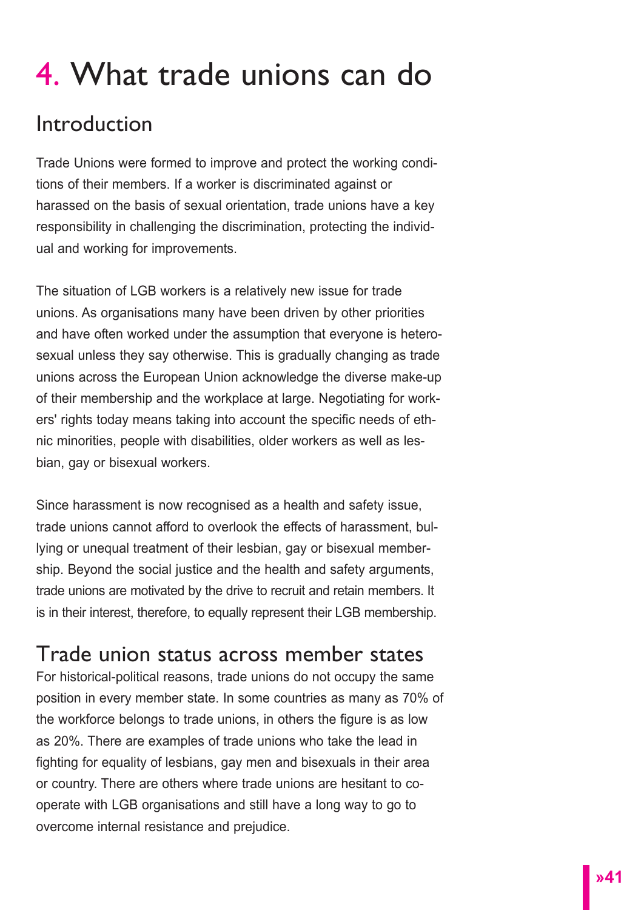# 4. What trade unions can do

## Introduction

Trade Unions were formed to improve and protect the working conditions of their members. If a worker is discriminated against or harassed on the basis of sexual orientation, trade unions have a key responsibility in challenging the discrimination, protecting the individual and working for improvements.

The situation of LGB workers is a relatively new issue for trade unions. As organisations many have been driven by other priorities and have often worked under the assumption that everyone is heterosexual unless they say otherwise. This is gradually changing as trade unions across the European Union acknowledge the diverse make-up of their membership and the workplace at large. Negotiating for workers' rights today means taking into account the specific needs of ethnic minorities, people with disabilities, older workers as well as lesbian, gay or bisexual workers.

Since harassment is now recognised as a health and safety issue, trade unions cannot afford to overlook the effects of harassment, bullying or unequal treatment of their lesbian, gay or bisexual membership. Beyond the social justice and the health and safety arguments, trade unions are motivated by the drive to recruit and retain members. It is in their interest, therefore, to equally represent their LGB membership.

## Trade union status across member states

For historical-political reasons, trade unions do not occupy the same position in every member state. In some countries as many as 70% of the workforce belongs to trade unions, in others the figure is as low as 20%. There are examples of trade unions who take the lead in fighting for equality of lesbians, gay men and bisexuals in their area or country. There are others where trade unions are hesitant to co-operate with LGB organisations and still have a long way to go to overcome internal resistance and prejudice.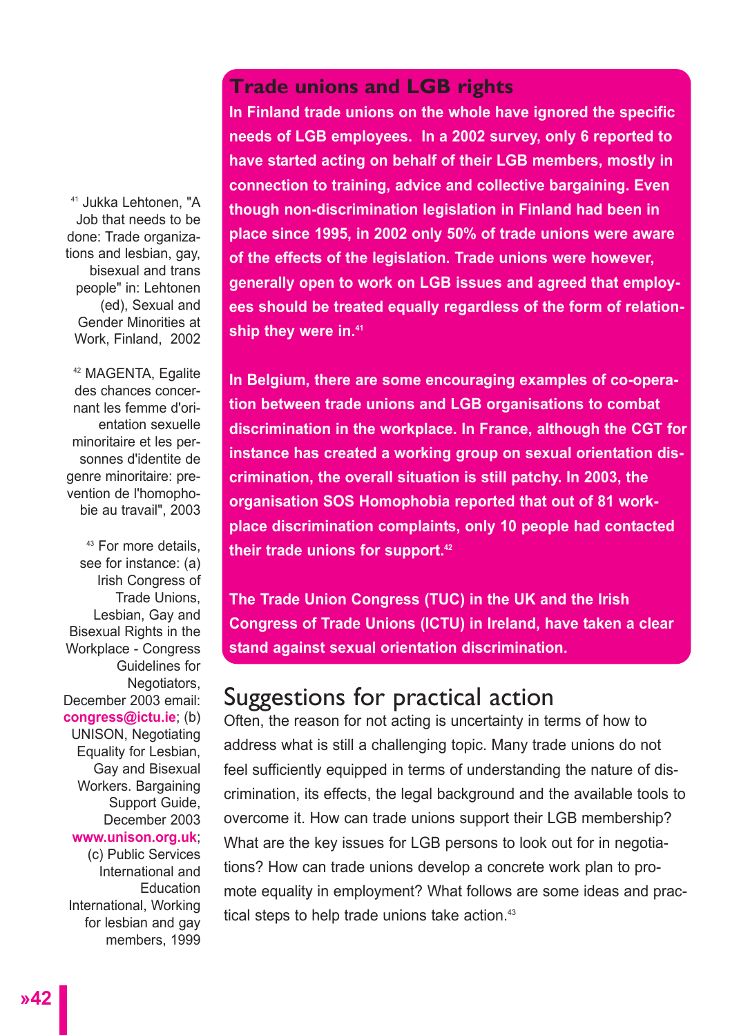## Trade unions and LGB rights

**In Finland trade unions on the whole have ignored the specific needs of LGB employees. In a 2002 survey, only 6 reported to have started acting on behalf of their LGB members, mostly in connection to training, advice and collective bargaining. Even though non-discrimination legislation in Finland had been in place since 1995, in 2002 only 50% of trade unions were aware of the effects of the legislation. Trade unions were however, generally open to work on LGB issues and agreed that employees should be treated equally regardless of the form of relationship they were in.[41]**

**In Belgium, there are some encouraging examples of co-operation between trade unions and LGB organisations to combat discrimination in the workplace. In France, although the CGT for instance has created a working group on sexual orientation discrimination, the overall situation is still patchy. In 2003, the organisation SOS Homophobia reported that out of 81 workplace discrimination complaints, only 10 people had contacted their trade unions for support.[42]**

**The Trade Union Congress (TUC) in the UK and the Irish Congress of Trade Unions (ICTU) in Ireland, have taken a clear stand against sexual orientation discrimination.**

## Suggestions for practical action

Often, the reason for not acting is uncertainty in terms of how to address what is still a challenging topic. Many trade unions do not feel sufficiently equipped in terms of understanding the nature of discrimination, its effects, the legal background and the available tools to overcome it. How can trade unions support their LGB membership? What are the key issues for LGB persons to look out for in negotiations? How can trade unions develop a concrete work plan to promote equality in employment? What follows are some ideas and practical steps to help trade unions take action.[43]

[41] Jukka Lehtonen, "A Job that needs to be done: Trade organizations and lesbian, gay, bisexual and trans people" in: Lehtonen (ed), Sexual and Gender Minorities at Work, Finland, 2002

[42] MAGENTA, Egalite des chances concernant les femme d'orientation sexuelle minoritaire et les personnes d'identite de genre minoritaire: prevention de l'homophobie au travail", 2003

[43] For more details, see for instance: (a) Irish Congress of Trade Unions, Lesbian, Gay and Bisexual Rights in the Workplace - Congress Guidelines for Negotiators, December 2003 email: congress@ictu.ie; (b) UNISON, Negotiating Equality for Lesbian, Gay and Bisexual Workers. Bargaining Support Guide, December 2003 www.unison.org.uk; (c) Public Services International and Education International, Working for lesbian and gay members, 1999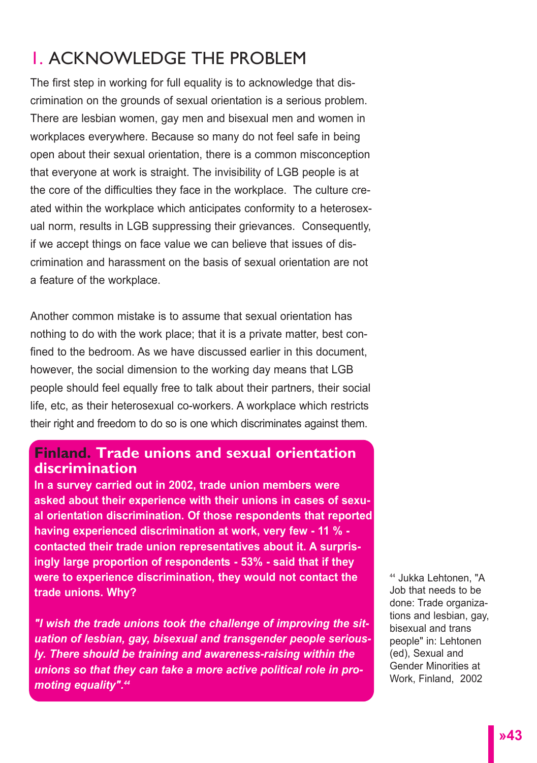## 1. ACKNOWLEDGE THE PROBLEM

The first step in working for full equality is to acknowledge that discrimination on the grounds of sexual orientation is a serious problem. There are lesbian women, gay men and bisexual men and women in workplaces everywhere. Because so many do not feel safe in being open about their sexual orientation, there is a common misconception that everyone at work is straight. The invisibility of LGB people is at the core of the difficulties they face in the workplace. The culture created within the workplace which anticipates conformity to a heterosexual norm, results in LGB suppressing their grievances. Consequently, if we accept things on face value we can believe that issues of discrimination and harassment on the basis of sexual orientation are not a feature of the workplace.

Another common mistake is to assume that sexual orientation has nothing to do with the work place; that it is a private matter, best confined to the bedroom. As we have discussed earlier in this document, however, the social dimension to the working day means that LGB people should feel equally free to talk about their partners, their social life, etc, as their heterosexual co-workers. A workplace which restricts their right and freedom to do so is one which discriminates against them.

### Finland. Trade unions and sexual orientation discrimination

**In a survey carried out in 2002, trade union members were asked about their experience with their unions in cases of sexual orientation discrimination. Of those respondents that reported having experienced discrimination at work, very few - 11 % - contacted their trade union representatives about it. A surprisingly large proportion of respondents - 53% - said that if they were to experience discrimination, they would not contact the trade unions. Why?**

***"I wish the trade unions took the challenge of improving the situation of lesbian, gay, bisexual and transgender people seriously. There should be training and awareness-raising within the unions so that they can take a more active political role in promoting equality".[44]***

[44] Jukka Lehtonen, "A Job that needs to be done: Trade organizations and lesbian, gay, bisexual and trans people" in: Lehtonen (ed), Sexual and Gender Minorities at Work, Finland, 2002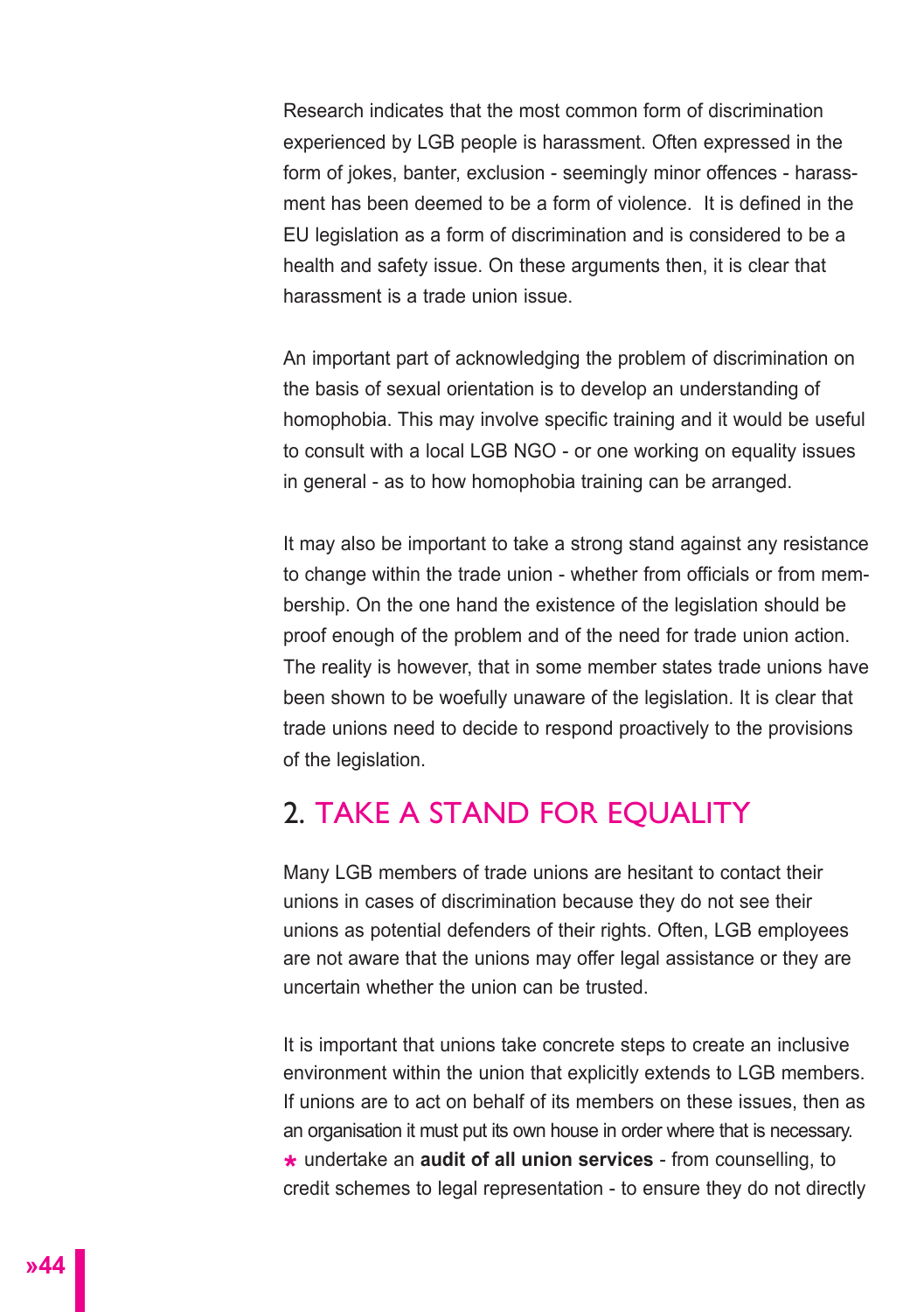Research indicates that the most common form of discrimination experienced by LGB people is harassment. Often expressed in the form of jokes, banter, exclusion - seemingly minor offences - harassment has been deemed to be a form of violence. It is defined in the EU legislation as a form of discrimination and is considered to be a health and safety issue. On these arguments then, it is clear that harassment is a trade union issue.

An important part of acknowledging the problem of discrimination on the basis of sexual orientation is to develop an understanding of homophobia. This may involve specific training and it would be useful to consult with a local LGB NGO - or one working on equality issues in general - as to how homophobia training can be arranged.

It may also be important to take a strong stand against any resistance to change within the trade union - whether from officials or from membership. On the one hand the existence of the legislation should be proof enough of the problem and of the need for trade union action. The reality is however, that in some member states trade unions have been shown to be woefully unaware of the legislation. It is clear that trade unions need to decide to respond proactively to the provisions of the legislation.

## 2. TAKE A STAND FOR EQUALITY

Many LGB members of trade unions are hesitant to contact their unions in cases of discrimination because they do not see their unions as potential defenders of their rights. Often, LGB employees are not aware that the unions may offer legal assistance or they are uncertain whether the union can be trusted.

It is important that unions take concrete steps to create an inclusive environment within the union that explicitly extends to LGB members. If unions are to act on behalf of its members on these issues, then as an organisation it must put its own house in order where that is necessary.

* undertake an **audit of all union services** - from counselling, to credit schemes to legal representation - to ensure they do not directly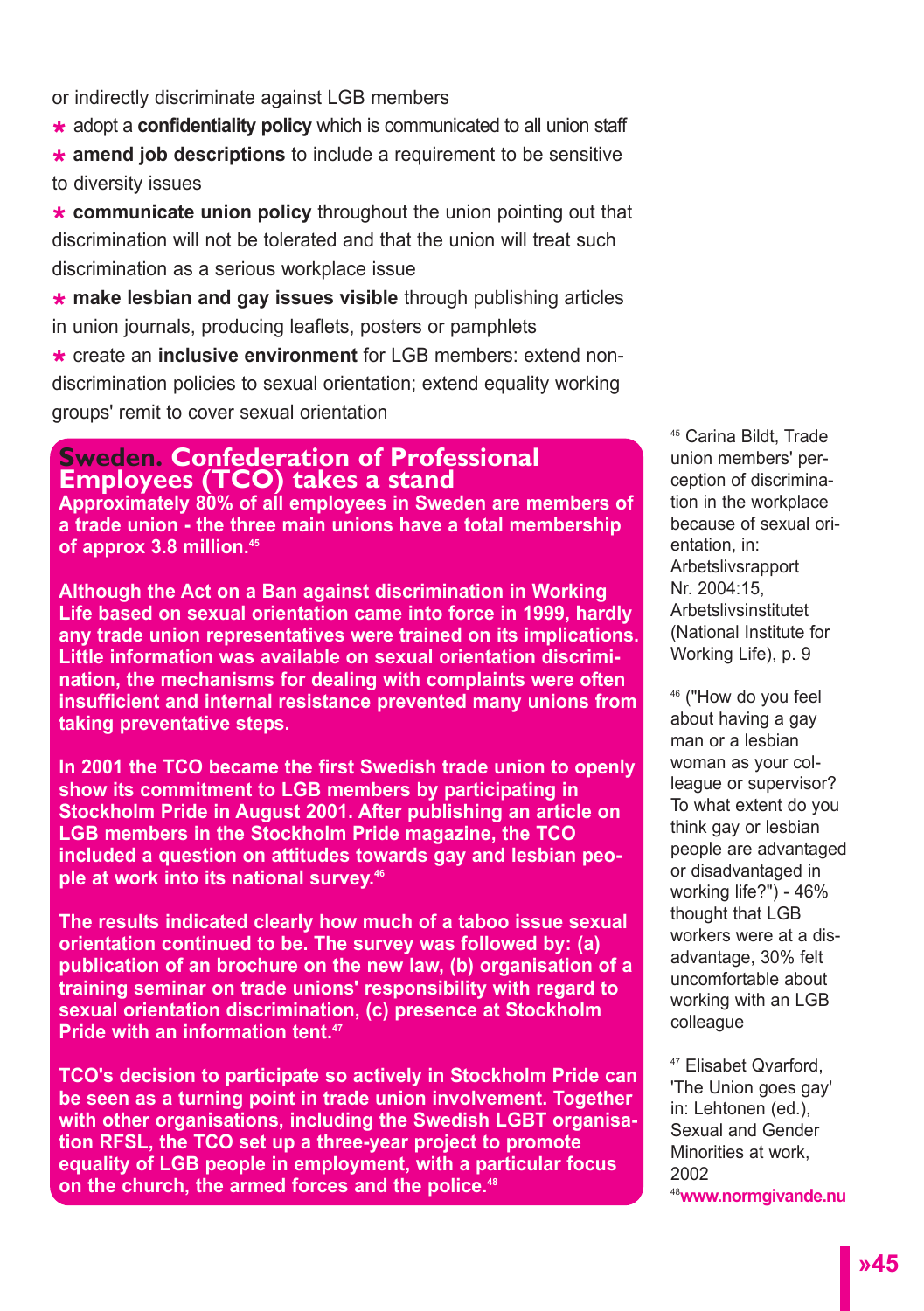or indirectly discriminate against LGB members

- adopt a **confidentiality policy** which is communicated to all union staff
- **amend job descriptions** to include a requirement to be sensitive to diversity issues
- **communicate union policy** throughout the union pointing out that discrimination will not be tolerated and that the union will treat such discrimination as a serious workplace issue
- **make lesbian and gay issues visible** through publishing articles in union journals, producing leaflets, posters or pamphlets
- create an **inclusive environment** for LGB members: extend non-discrimination policies to sexual orientation; extend equality working groups' remit to cover sexual orientation

## Sweden. Confederation of Professional Employees (TCO) takes a stand

**Approximately 80% of all employees in Sweden are members of a trade union - the three main unions have a total membership of approx 3.8 million.[45]**

**Although the Act on a Ban against discrimination in Working Life based on sexual orientation came into force in 1999, hardly any trade union representatives were trained on its implications. Little information was available on sexual orientation discrimination, the mechanisms for dealing with complaints were often insufficient and internal resistance prevented many unions from taking preventative steps.**

**In 2001 the TCO became the first Swedish trade union to openly show its commitment to LGB members by participating in Stockholm Pride in August 2001. After publishing an article on LGB members in the Stockholm Pride magazine, the TCO included a question on attitudes towards gay and lesbian people at work into its national survey.[46]**

**The results indicated clearly how much of a taboo issue sexual orientation continued to be. The survey was followed by: (a) publication of an brochure on the new law, (b) organisation of a training seminar on trade unions' responsibility with regard to sexual orientation discrimination, (c) presence at Stockholm Pride with an information tent.[47]**

**TCO's decision to participate so actively in Stockholm Pride can be seen as a turning point in trade union involvement. Together with other organisations, including the Swedish LGBT organisation RFSL, the TCO set up a three-year project to promote equality of LGB people in employment, with a particular focus on the church, the armed forces and the police.[48]**

[45] Carina Bildt, Trade union members' perception of discrimination in the workplace because of sexual orientation, in: Arbetslivsrapport Nr. 2004:15, Arbetslivsinstitutet (National Institute for Working Life), p. 9

[46] ("How do you feel about having a gay man or a lesbian woman as your colleague or supervisor? To what extent do you think gay or lesbian people are advantaged or disadvantaged in working life?") - 46% thought that LGB workers were at a disadvantage, 30% felt uncomfortable about working with an LGB colleague

[47] Elisabet Qvarford, 'The Union goes gay' in: Lehtonen (ed.), Sexual and Gender Minorities at work, 2002

[48] **www.normgivande.nu**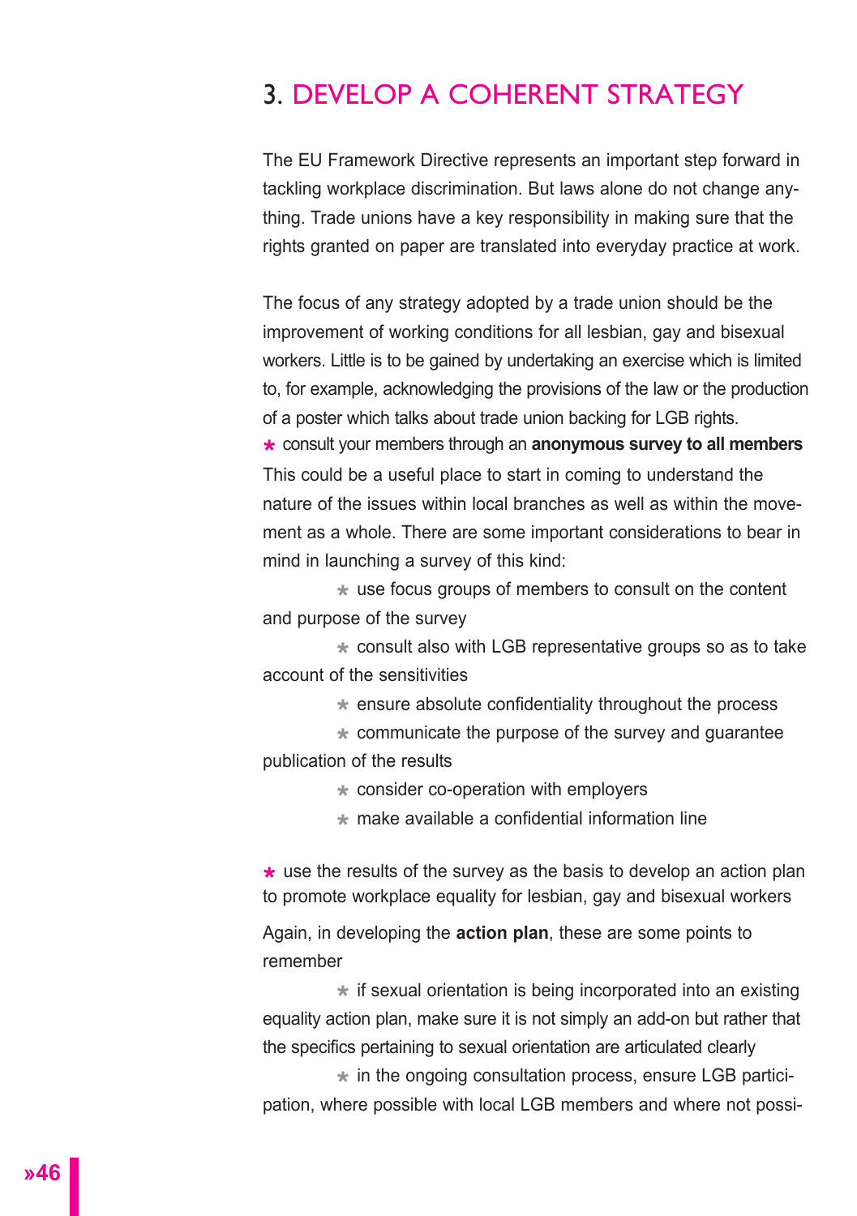# 3. DEVELOP A COHERENT STRATEGY

The EU Framework Directive represents an important step forward in tackling workplace discrimination. But laws alone do not change anything. Trade unions have a key responsibility in making sure that the rights granted on paper are translated into everyday practice at work.

The focus of any strategy adopted by a trade union should be the improvement of working conditions for all lesbian, gay and bisexual workers. Little is to be gained by undertaking an exercise which is limited to, for example, acknowledging the provisions of the law or the production of a poster which talks about trade union backing for LGB rights.

* consult your members through an **anonymous survey to all members**

This could be a useful place to start in coming to understand the nature of the issues within local branches as well as within the movement as a whole. There are some important considerations to bear in mind in launching a survey of this kind:

- use focus groups of members to consult on the content and purpose of the survey
- consult also with LGB representative groups so as to take account of the sensitivities
- ensure absolute confidentiality throughout the process
- communicate the purpose of the survey and guarantee publication of the results
- consider co-operation with employers
- make available a confidential information line

* use the results of the survey as the basis to develop an action plan to promote workplace equality for lesbian, gay and bisexual workers

Again, in developing the **action plan**, these are some points to remember

- if sexual orientation is being incorporated into an existing equality action plan, make sure it is not simply an add-on but rather that the specifics pertaining to sexual orientation are articulated clearly
- in the ongoing consultation process, ensure LGB participation, where possible with local LGB members and where not possi-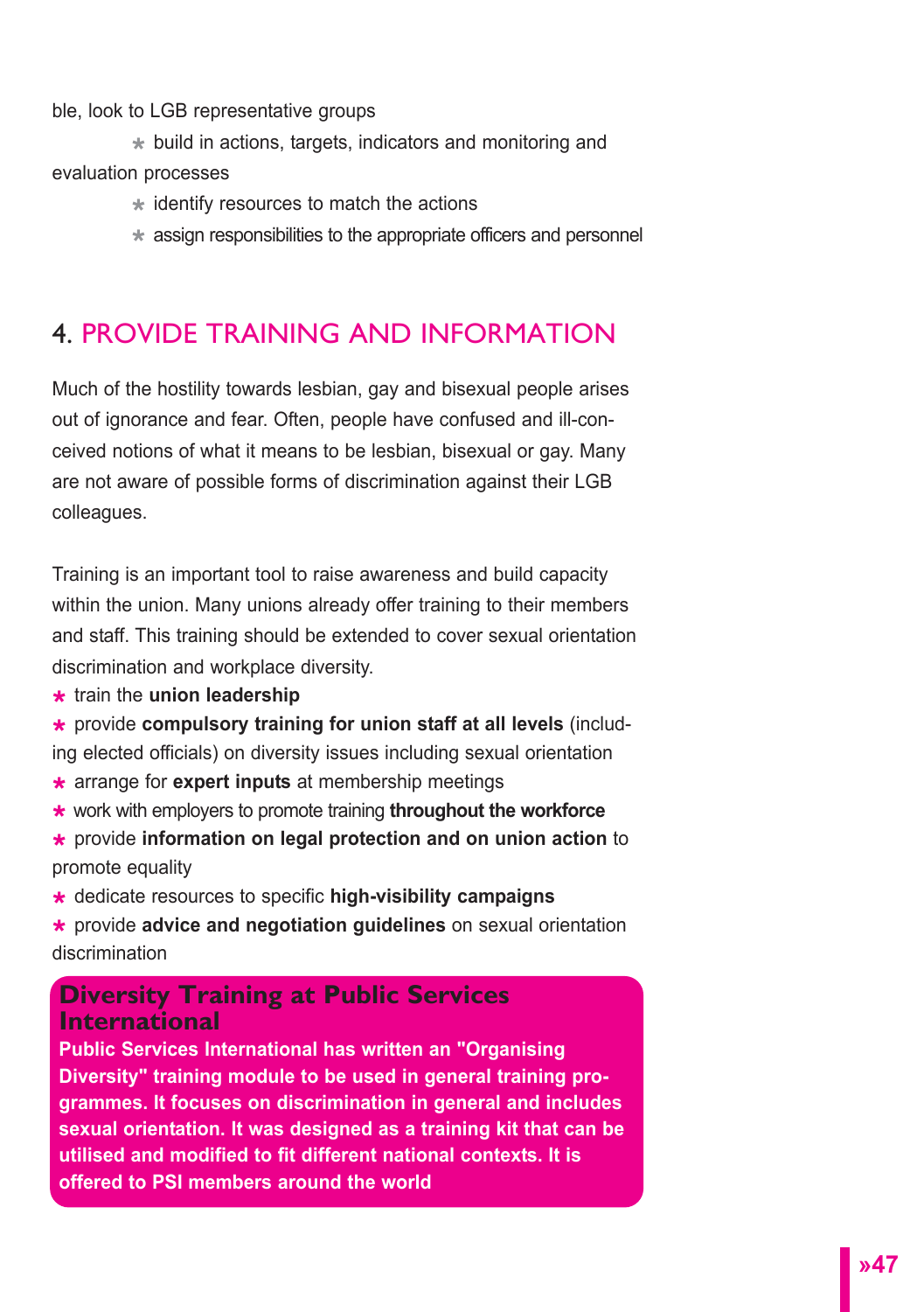ble, look to LGB representative groups

- build in actions, targets, indicators and monitoring and evaluation processes
- identify resources to match the actions
- assign responsibilities to the appropriate officers and personnel

## 4. PROVIDE TRAINING AND INFORMATION

Much of the hostility towards lesbian, gay and bisexual people arises out of ignorance and fear. Often, people have confused and ill-conceived notions of what it means to be lesbian, bisexual or gay. Many are not aware of possible forms of discrimination against their LGB colleagues.

Training is an important tool to raise awareness and build capacity within the union. Many unions already offer training to their members and staff. This training should be extended to cover sexual orientation discrimination and workplace diversity.

- train the **union leadership**
- provide **compulsory training for union staff at all levels** (including elected officials) on diversity issues including sexual orientation
- arrange for **expert inputs** at membership meetings
- work with employers to promote training **throughout the workforce**
- provide **information on legal protection and on union action** to promote equality
- dedicate resources to specific **high-visibility campaigns**
- provide **advice and negotiation guidelines** on sexual orientation discrimination

### Diversity Training at Public Services International

**Public Services International has written an "Organising Diversity" training module to be used in general training programmes. It focuses on discrimination in general and includes sexual orientation. It was designed as a training kit that can be utilised and modified to fit different national contexts. It is offered to PSI members around the world**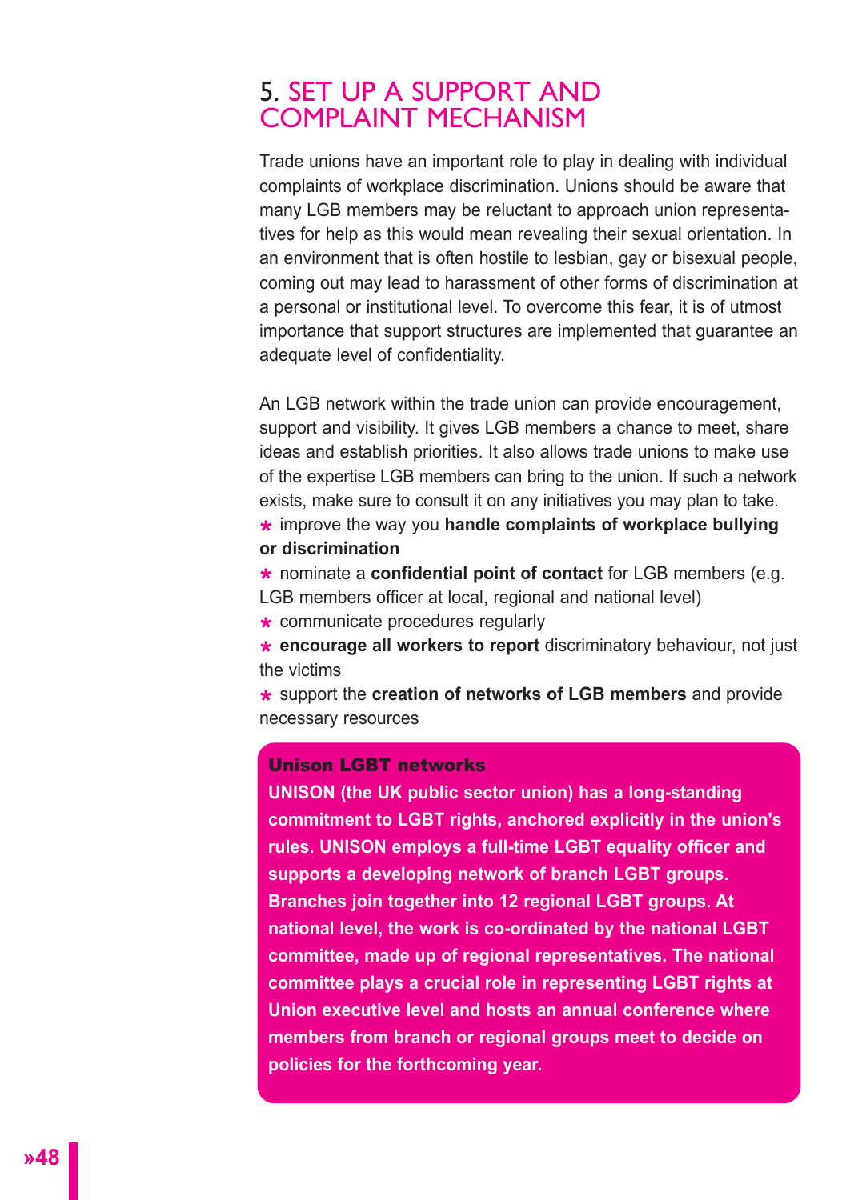# 5. SET UP A SUPPORT AND COMPLAINT MECHANISM

Trade unions have an important role to play in dealing with individual complaints of workplace discrimination. Unions should be aware that many LGB members may be reluctant to approach union representatives for help as this would mean revealing their sexual orientation. In an environment that is often hostile to lesbian, gay or bisexual people, coming out may lead to harassment of other forms of discrimination at a personal or institutional level. To overcome this fear, it is of utmost importance that support structures are implemented that guarantee an adequate level of confidentiality.

An LGB network within the trade union can provide encouragement, support and visibility. It gives LGB members a chance to meet, share ideas and establish priorities. It also allows trade unions to make use of the expertise LGB members can bring to the union. If such a network exists, make sure to consult it on any initiatives you may plan to take.

- improve the way you **handle complaints of workplace bullying or discrimination**
- nominate a **confidential point of contact** for LGB members (e.g. LGB members officer at local, regional and national level)
- communicate procedures regularly
- **encourage all workers to report** discriminatory behaviour, not just the victims
- support the **creation of networks of LGB members** and provide necessary resources

**Unison LGBT networks**

**UNISON (the UK public sector union) has a long-standing commitment to LGBT rights, anchored explicitly in the union's rules. UNISON employs a full-time LGBT equality officer and supports a developing network of branch LGBT groups. Branches join together into 12 regional LGBT groups. At national level, the work is co-ordinated by the national LGBT committee, made up of regional representatives. The national committee plays a crucial role in representing LGBT rights at Union executive level and hosts an annual conference where members from branch or regional groups meet to decide on policies for the forthcoming year.**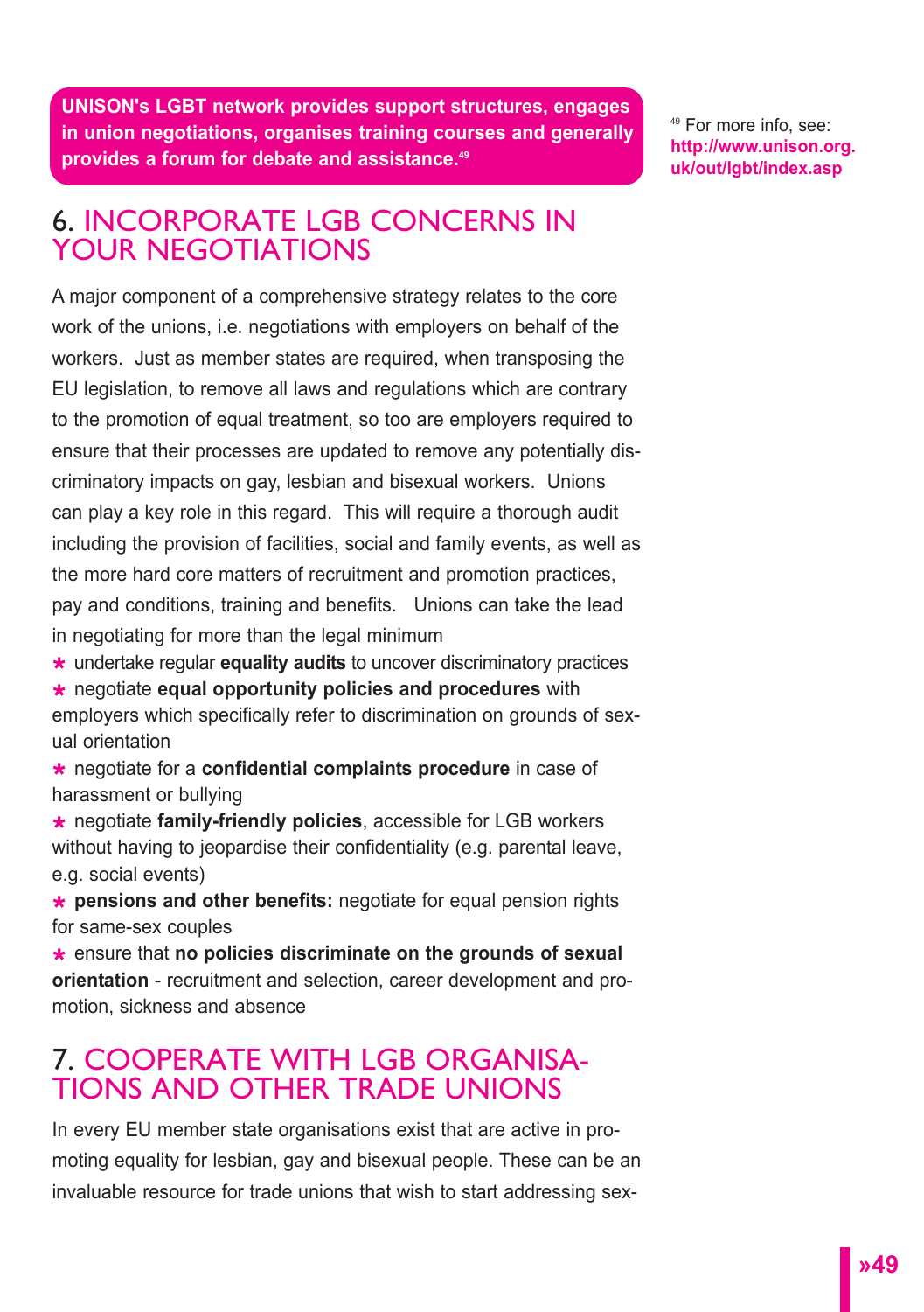**UNISON's LGBT network provides support structures, engages in union negotiations, organises training courses and generally provides a forum for debate and assistance.[49]**

[49] For more info, see: http://www.unison.org.uk/out/lgbt/index.asp

## 6. INCORPORATE LGB CONCERNS IN YOUR NEGOTIATIONS

A major component of a comprehensive strategy relates to the core work of the unions, i.e. negotiations with employers on behalf of the workers. Just as member states are required, when transposing the EU legislation, to remove all laws and regulations which are contrary to the promotion of equal treatment, so too are employers required to ensure that their processes are updated to remove any potentially discriminatory impacts on gay, lesbian and bisexual workers. Unions can play a key role in this regard. This will require a thorough audit including the provision of facilities, social and family events, as well as the more hard core matters of recruitment and promotion practices, pay and conditions, training and benefits. Unions can take the lead in negotiating for more than the legal minimum

* undertake regular **equality audits** to uncover discriminatory practices
* negotiate **equal opportunity policies and procedures** with employers which specifically refer to discrimination on grounds of sexual orientation
* negotiate for a **confidential complaints procedure** in case of harassment or bullying
* negotiate **family-friendly policies**, accessible for LGB workers without having to jeopardise their confidentiality (e.g. parental leave, e.g. social events)
* **pensions and other benefits:** negotiate for equal pension rights for same-sex couples
* ensure that **no policies discriminate on the grounds of sexual orientation** - recruitment and selection, career development and promotion, sickness and absence

## 7. COOPERATE WITH LGB ORGANISATIONS AND OTHER TRADE UNIONS

In every EU member state organisations exist that are active in promoting equality for lesbian, gay and bisexual people. These can be an invaluable resource for trade unions that wish to start addressing sex-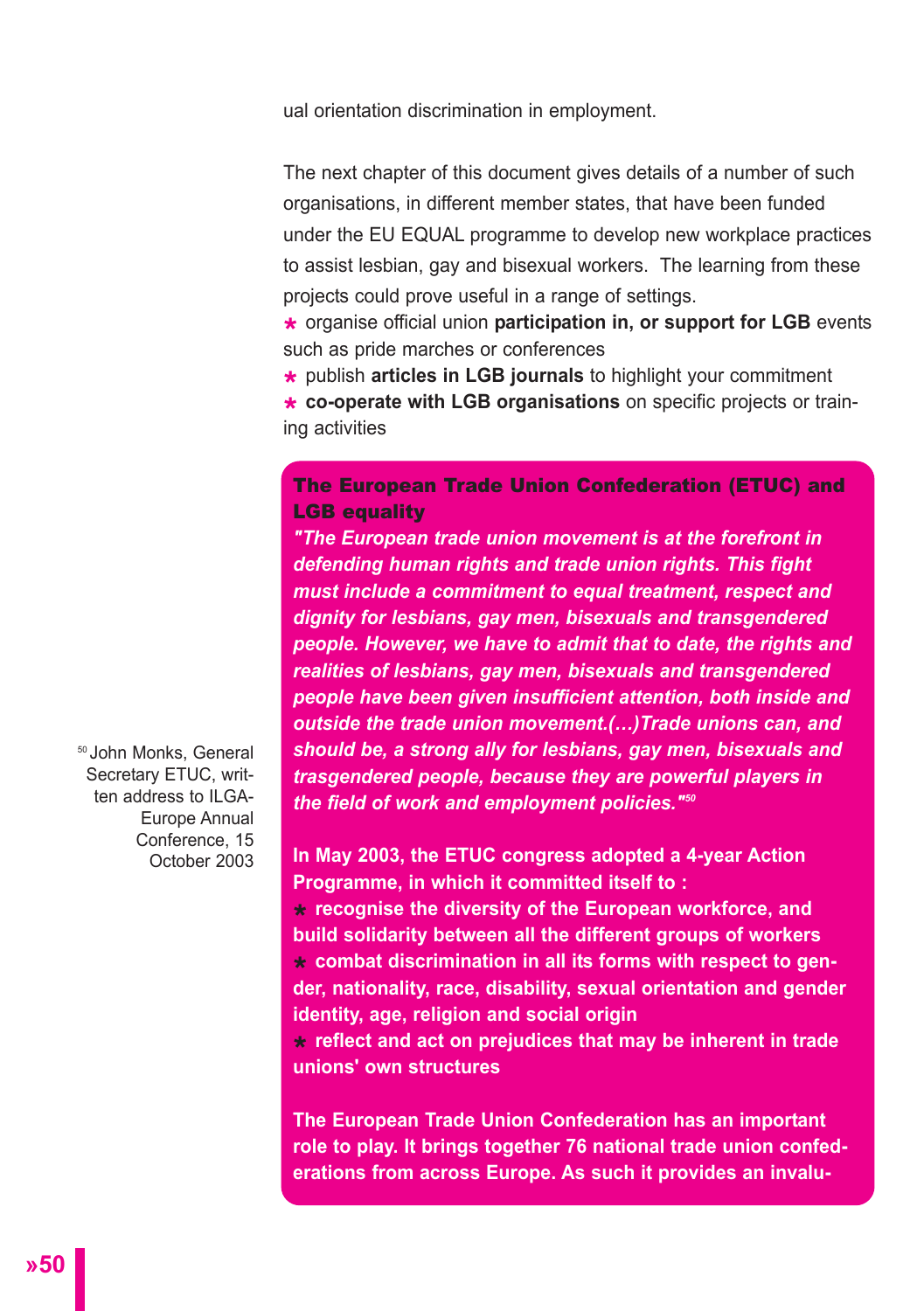ual orientation discrimination in employment.

The next chapter of this document gives details of a number of such organisations, in different member states, that have been funded under the EU EQUAL programme to develop new workplace practices to assist lesbian, gay and bisexual workers. The learning from these projects could prove useful in a range of settings.

- organise official union **participation in, or support for LGB** events such as pride marches or conferences
- publish **articles in LGB journals** to highlight your commitment
- **co-operate with LGB organisations** on specific projects or training activities

### The European Trade Union Confederation (ETUC) and LGB equality

***"The European trade union movement is at the forefront in defending human rights and trade union rights. This fight must include a commitment to equal treatment, respect and dignity for lesbians, gay men, bisexuals and transgendered people. However, we have to admit that to date, the rights and realities of lesbians, gay men, bisexuals and transgendered people have been given insufficient attention, both inside and outside the trade union movement.(…)Trade unions can, and should be, a strong ally for lesbians, gay men, bisexuals and trasgendered people, because they are powerful players in the field of work and employment policies."[50]***

**In May 2003, the ETUC congress adopted a 4-year Action Programme, in which it committed itself to :**

- **recognise the diversity of the European workforce, and build solidarity between all the different groups of workers**
- **combat discrimination in all its forms with respect to gender, nationality, race, disability, sexual orientation and gender identity, age, religion and social origin**
- **reflect and act on prejudices that may be inherent in trade unions' own structures**

**The European Trade Union Confederation has an important role to play. It brings together 76 national trade union confederations from across Europe. As such it provides an invalu-**

[50] John Monks, General Secretary ETUC, written address to ILGA-Europe Annual Conference, 15 October 2003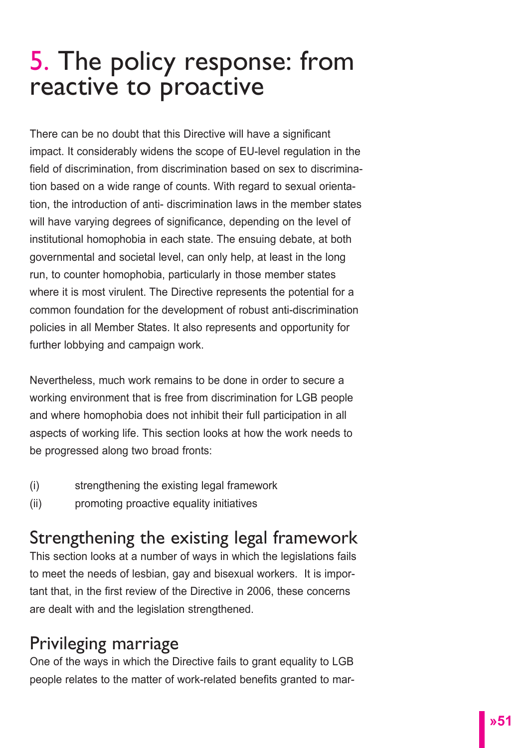# 5. The policy response: from reactive to proactive

There can be no doubt that this Directive will have a significant impact. It considerably widens the scope of EU-level regulation in the field of discrimination, from discrimination based on sex to discrimination based on a wide range of counts. With regard to sexual orientation, the introduction of anti- discrimination laws in the member states will have varying degrees of significance, depending on the level of institutional homophobia in each state. The ensuing debate, at both governmental and societal level, can only help, at least in the long run, to counter homophobia, particularly in those member states where it is most virulent. The Directive represents the potential for a common foundation for the development of robust anti-discrimination policies in all Member States. It also represents and opportunity for further lobbying and campaign work.

Nevertheless, much work remains to be done in order to secure a working environment that is free from discrimination for LGB people and where homophobia does not inhibit their full participation in all aspects of working life. This section looks at how the work needs to be progressed along two broad fronts:

(i) strengthening the existing legal framework
(ii) promoting proactive equality initiatives

## Strengthening the existing legal framework

This section looks at a number of ways in which the legislations fails to meet the needs of lesbian, gay and bisexual workers. It is important that, in the first review of the Directive in 2006, these concerns are dealt with and the legislation strengthened.

## Privileging marriage

One of the ways in which the Directive fails to grant equality to LGB people relates to the matter of work-related benefits granted to mar-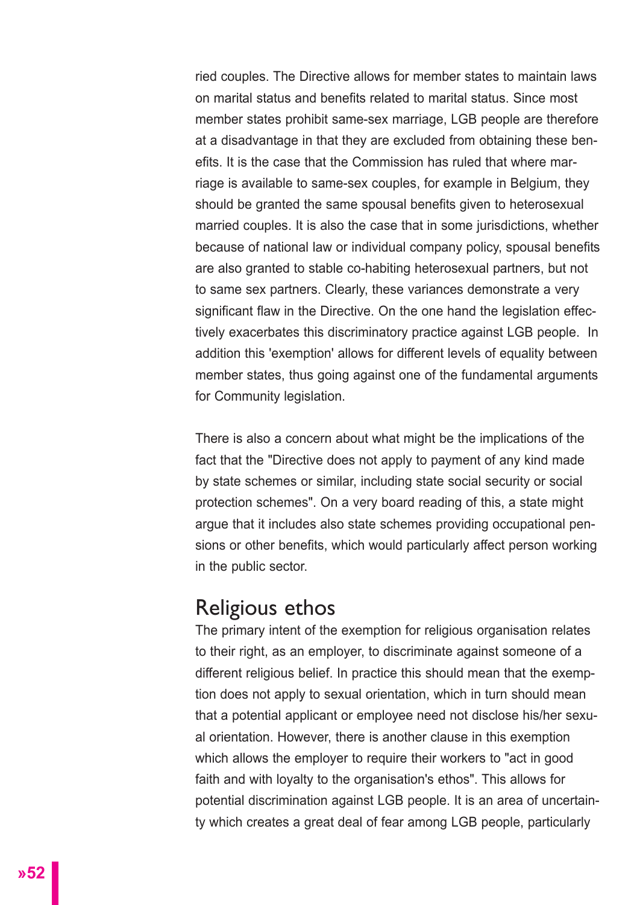ried couples. The Directive allows for member states to maintain laws on marital status and benefits related to marital status. Since most member states prohibit same-sex marriage, LGB people are therefore at a disadvantage in that they are excluded from obtaining these benefits. It is the case that the Commission has ruled that where marriage is available to same-sex couples, for example in Belgium, they should be granted the same spousal benefits given to heterosexual married couples. It is also the case that in some jurisdictions, whether because of national law or individual company policy, spousal benefits are also granted to stable co-habiting heterosexual partners, but not to same sex partners. Clearly, these variances demonstrate a very significant flaw in the Directive. On the one hand the legislation effectively exacerbates this discriminatory practice against LGB people. In addition this 'exemption' allows for different levels of equality between member states, thus going against one of the fundamental arguments for Community legislation.

There is also a concern about what might be the implications of the fact that the "Directive does not apply to payment of any kind made by state schemes or similar, including state social security or social protection schemes". On a very board reading of this, a state might argue that it includes also state schemes providing occupational pensions or other benefits, which would particularly affect person working in the public sector.

## Religious ethos

The primary intent of the exemption for religious organisation relates to their right, as an employer, to discriminate against someone of a different religious belief. In practice this should mean that the exemption does not apply to sexual orientation, which in turn should mean that a potential applicant or employee need not disclose his/her sexual orientation. However, there is another clause in this exemption which allows the employer to require their workers to "act in good faith and with loyalty to the organisation's ethos". This allows for potential discrimination against LGB people. It is an area of uncertainty which creates a great deal of fear among LGB people, particularly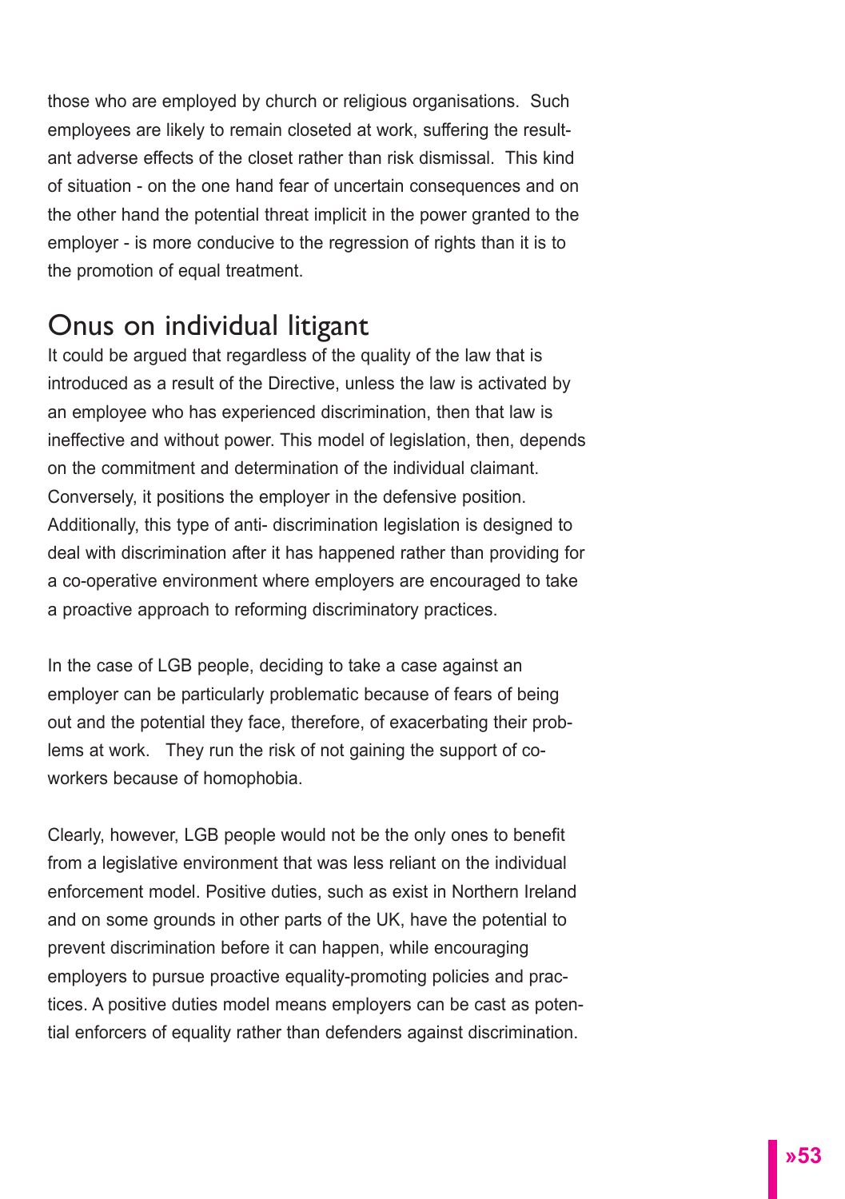those who are employed by church or religious organisations. Such employees are likely to remain closeted at work, suffering the resultant adverse effects of the closet rather than risk dismissal. This kind of situation - on the one hand fear of uncertain consequences and on the other hand the potential threat implicit in the power granted to the employer - is more conducive to the regression of rights than it is to the promotion of equal treatment.

## Onus on individual litigant

It could be argued that regardless of the quality of the law that is introduced as a result of the Directive, unless the law is activated by an employee who has experienced discrimination, then that law is ineffective and without power. This model of legislation, then, depends on the commitment and determination of the individual claimant. Conversely, it positions the employer in the defensive position. Additionally, this type of anti- discrimination legislation is designed to deal with discrimination after it has happened rather than providing for a co-operative environment where employers are encouraged to take a proactive approach to reforming discriminatory practices.

In the case of LGB people, deciding to take a case against an employer can be particularly problematic because of fears of being out and the potential they face, therefore, of exacerbating their problems at work. They run the risk of not gaining the support of co-workers because of homophobia.

Clearly, however, LGB people would not be the only ones to benefit from a legislative environment that was less reliant on the individual enforcement model. Positive duties, such as exist in Northern Ireland and on some grounds in other parts of the UK, have the potential to prevent discrimination before it can happen, while encouraging employers to pursue proactive equality-promoting policies and practices. A positive duties model means employers can be cast as potential enforcers of equality rather than defenders against discrimination.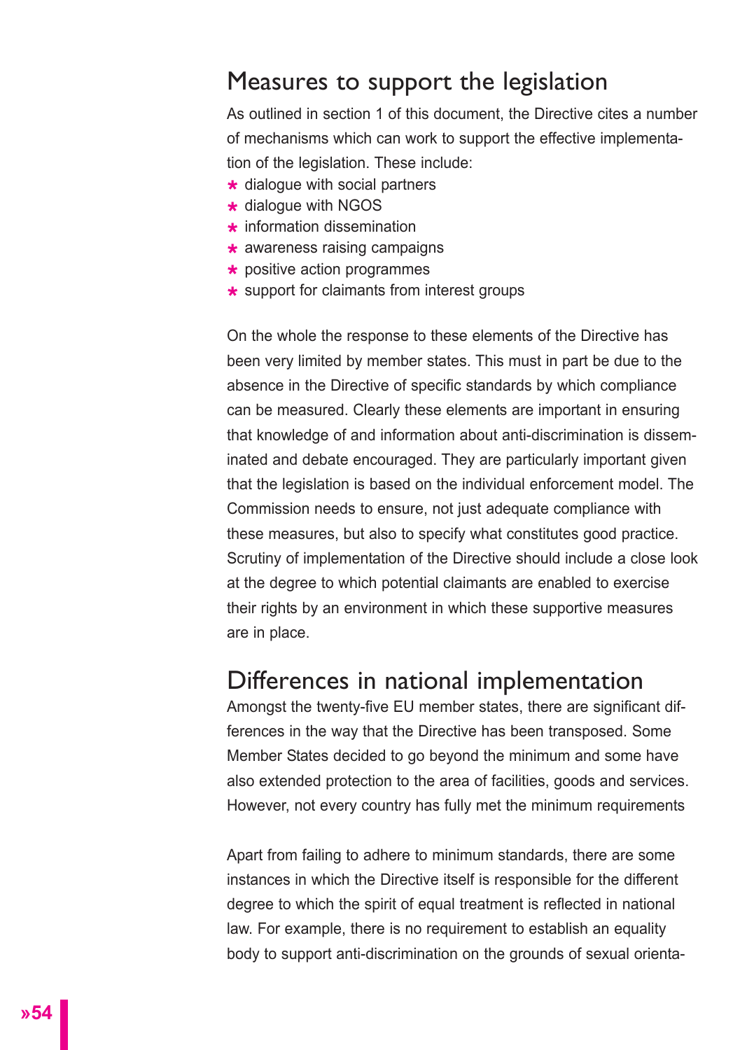## Measures to support the legislation

As outlined in section 1 of this document, the Directive cites a number of mechanisms which can work to support the effective implementation of the legislation. These include:

- dialogue with social partners
- dialogue with NGOS
- information dissemination
- awareness raising campaigns
- positive action programmes
- support for claimants from interest groups

On the whole the response to these elements of the Directive has been very limited by member states. This must in part be due to the absence in the Directive of specific standards by which compliance can be measured. Clearly these elements are important in ensuring that knowledge of and information about anti-discrimination is disseminated and debate encouraged. They are particularly important given that the legislation is based on the individual enforcement model. The Commission needs to ensure, not just adequate compliance with these measures, but also to specify what constitutes good practice. Scrutiny of implementation of the Directive should include a close look at the degree to which potential claimants are enabled to exercise their rights by an environment in which these supportive measures are in place.

## Differences in national implementation

Amongst the twenty-five EU member states, there are significant differences in the way that the Directive has been transposed. Some Member States decided to go beyond the minimum and some have also extended protection to the area of facilities, goods and services. However, not every country has fully met the minimum requirements

Apart from failing to adhere to minimum standards, there are some instances in which the Directive itself is responsible for the different degree to which the spirit of equal treatment is reflected in national law. For example, there is no requirement to establish an equality body to support anti-discrimination on the grounds of sexual orienta-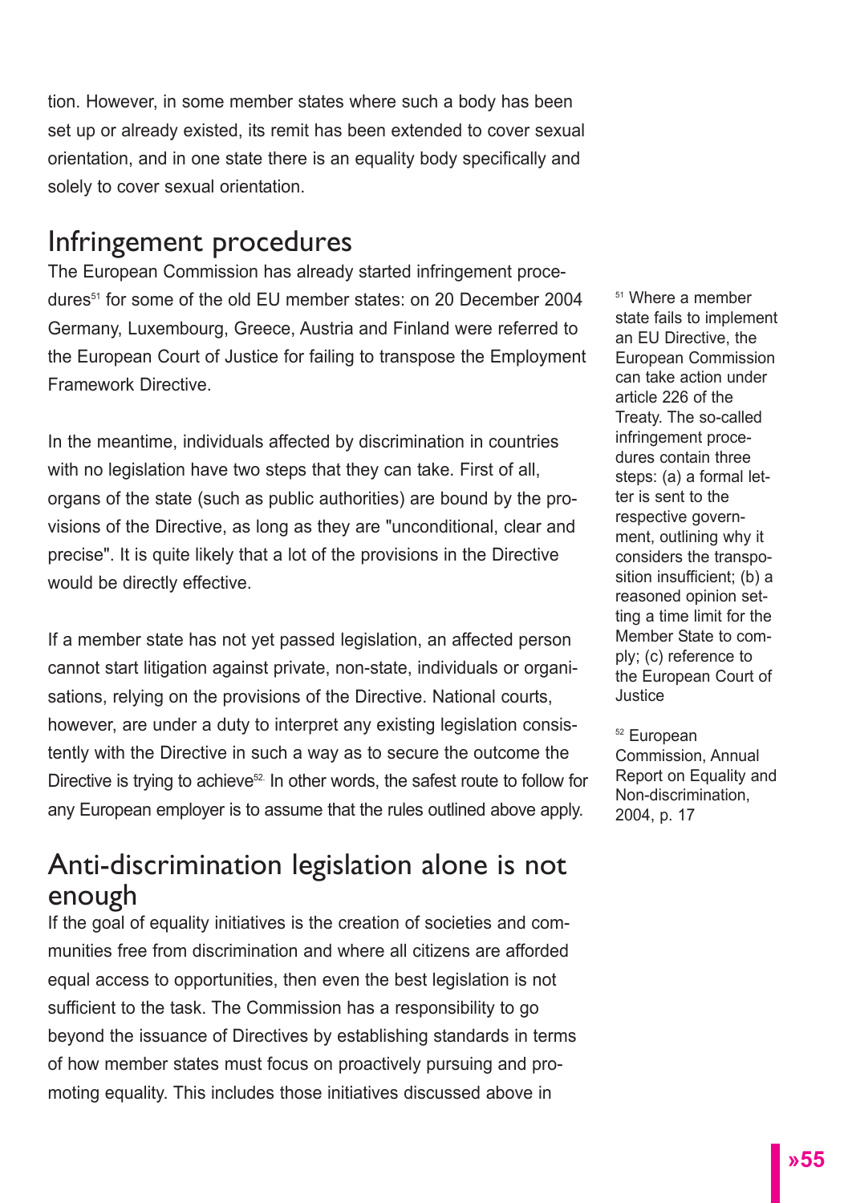tion. However, in some member states where such a body has been set up or already existed, its remit has been extended to cover sexual orientation, and in one state there is an equality body specifically and solely to cover sexual orientation.

## Infringement procedures

The European Commission has already started infringement procedures[51] for some of the old EU member states: on 20 December 2004 Germany, Luxembourg, Greece, Austria and Finland were referred to the European Court of Justice for failing to transpose the Employment Framework Directive.

In the meantime, individuals affected by discrimination in countries with no legislation have two steps that they can take. First of all, organs of the state (such as public authorities) are bound by the provisions of the Directive, as long as they are "unconditional, clear and precise". It is quite likely that a lot of the provisions in the Directive would be directly effective.

If a member state has not yet passed legislation, an affected person cannot start litigation against private, non-state, individuals or organisations, relying on the provisions of the Directive. National courts, however, are under a duty to interpret any existing legislation consistently with the Directive in such a way as to secure the outcome the Directive is trying to achieve[52]. In other words, the safest route to follow for any European employer is to assume that the rules outlined above apply.

## Anti-discrimination legislation alone is not enough

If the goal of equality initiatives is the creation of societies and communities free from discrimination and where all citizens are afforded equal access to opportunities, then even the best legislation is not sufficient to the task. The Commission has a responsibility to go beyond the issuance of Directives by establishing standards in terms of how member states must focus on proactively pursuing and promoting equality. This includes those initiatives discussed above in

[51] Where a member state fails to implement an EU Directive, the European Commission can take action under article 226 of the Treaty. The so-called infringement procedures contain three steps: (a) a formal letter is sent to the respective government, outlining why it considers the transposition insufficient; (b) a reasoned opinion setting a time limit for the Member State to comply; (c) reference to the European Court of Justice

[52] European Commission, Annual Report on Equality and Non-discrimination, 2004, p. 17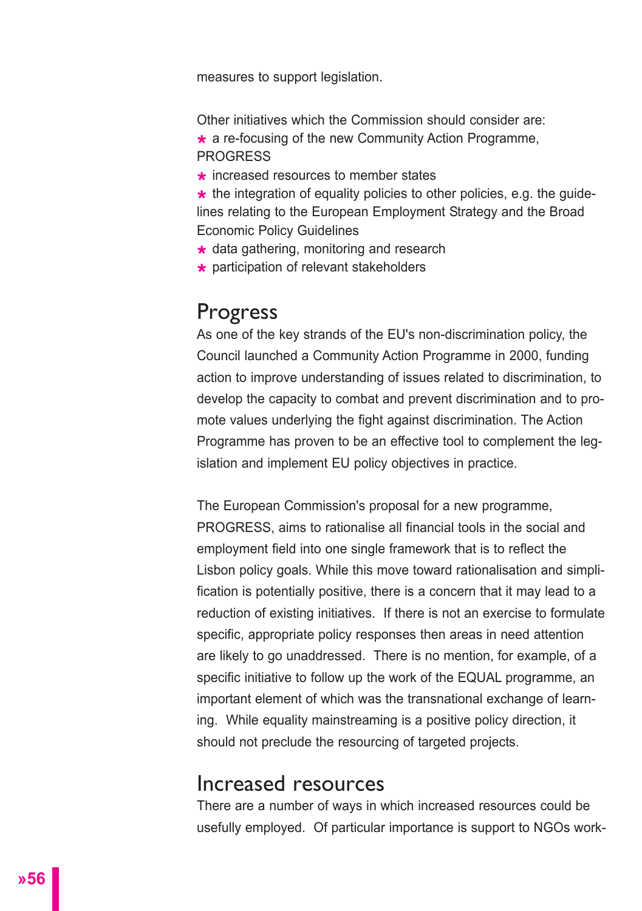measures to support legislation.

Other initiatives which the Commission should consider are:

- a re-focusing of the new Community Action Programme, PROGRESS
- increased resources to member states
- the integration of equality policies to other policies, e.g. the guidelines relating to the European Employment Strategy and the Broad Economic Policy Guidelines
- data gathering, monitoring and research
- participation of relevant stakeholders

## Progress

As one of the key strands of the EU's non-discrimination policy, the Council launched a Community Action Programme in 2000, funding action to improve understanding of issues related to discrimination, to develop the capacity to combat and prevent discrimination and to promote values underlying the fight against discrimination. The Action Programme has proven to be an effective tool to complement the legislation and implement EU policy objectives in practice.

The European Commission's proposal for a new programme, PROGRESS, aims to rationalise all financial tools in the social and employment field into one single framework that is to reflect the Lisbon policy goals. While this move toward rationalisation and simplification is potentially positive, there is a concern that it may lead to a reduction of existing initiatives. If there is not an exercise to formulate specific, appropriate policy responses then areas in need attention are likely to go unaddressed. There is no mention, for example, of a specific initiative to follow up the work of the EQUAL programme, an important element of which was the transnational exchange of learning. While equality mainstreaming is a positive policy direction, it should not preclude the resourcing of targeted projects.

## Increased resources

There are a number of ways in which increased resources could be usefully employed. Of particular importance is support to NGOs work-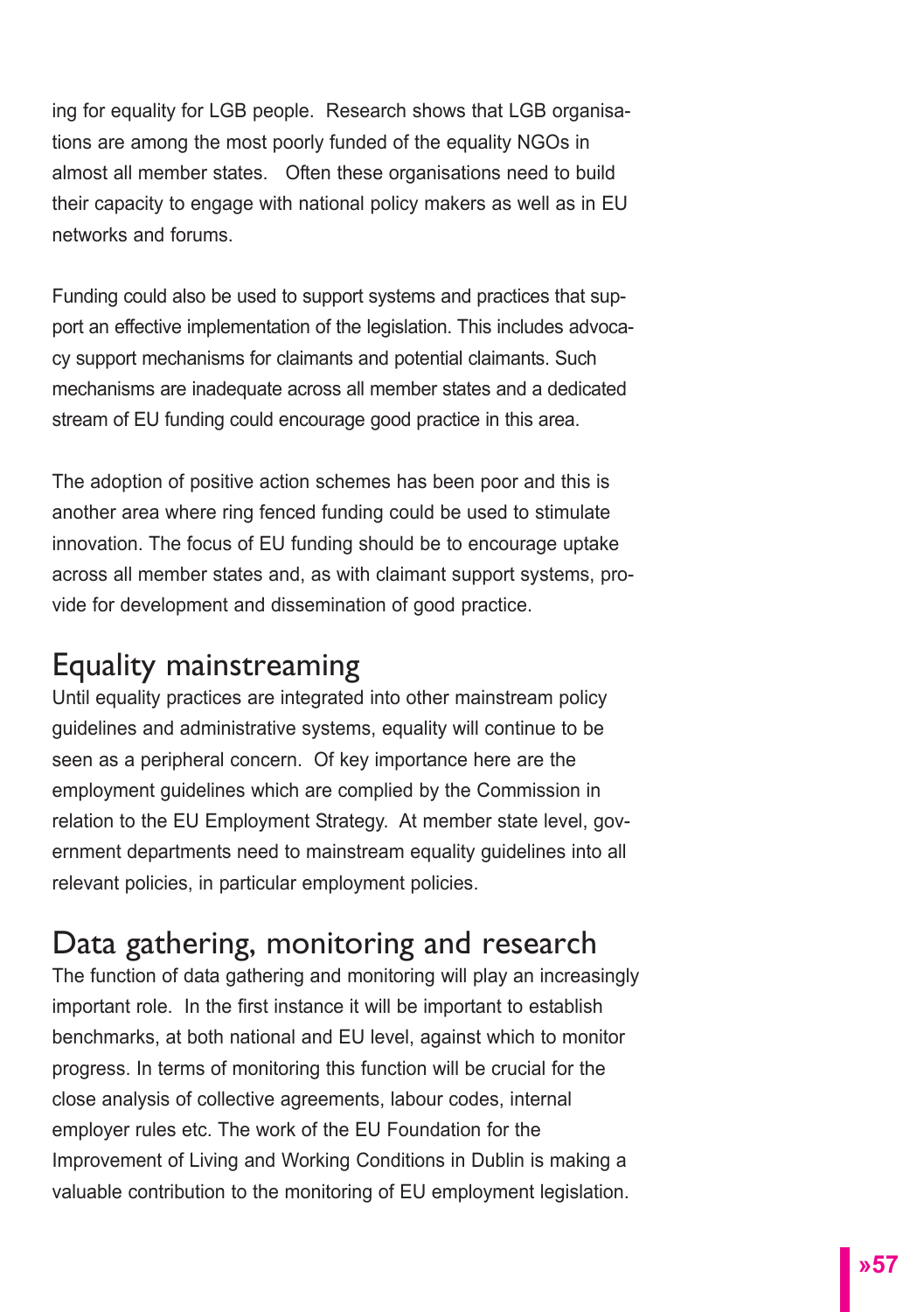ing for equality for LGB people. Research shows that LGB organisations are among the most poorly funded of the equality NGOs in almost all member states. Often these organisations need to build their capacity to engage with national policy makers as well as in EU networks and forums.

Funding could also be used to support systems and practices that support an effective implementation of the legislation. This includes advocacy support mechanisms for claimants and potential claimants. Such mechanisms are inadequate across all member states and a dedicated stream of EU funding could encourage good practice in this area.

The adoption of positive action schemes has been poor and this is another area where ring fenced funding could be used to stimulate innovation. The focus of EU funding should be to encourage uptake across all member states and, as with claimant support systems, provide for development and dissemination of good practice.

## Equality mainstreaming

Until equality practices are integrated into other mainstream policy guidelines and administrative systems, equality will continue to be seen as a peripheral concern. Of key importance here are the employment guidelines which are complied by the Commission in relation to the EU Employment Strategy. At member state level, government departments need to mainstream equality guidelines into all relevant policies, in particular employment policies.

## Data gathering, monitoring and research

The function of data gathering and monitoring will play an increasingly important role. In the first instance it will be important to establish benchmarks, at both national and EU level, against which to monitor progress. In terms of monitoring this function will be crucial for the close analysis of collective agreements, labour codes, internal employer rules etc. The work of the EU Foundation for the Improvement of Living and Working Conditions in Dublin is making a valuable contribution to the monitoring of EU employment legislation.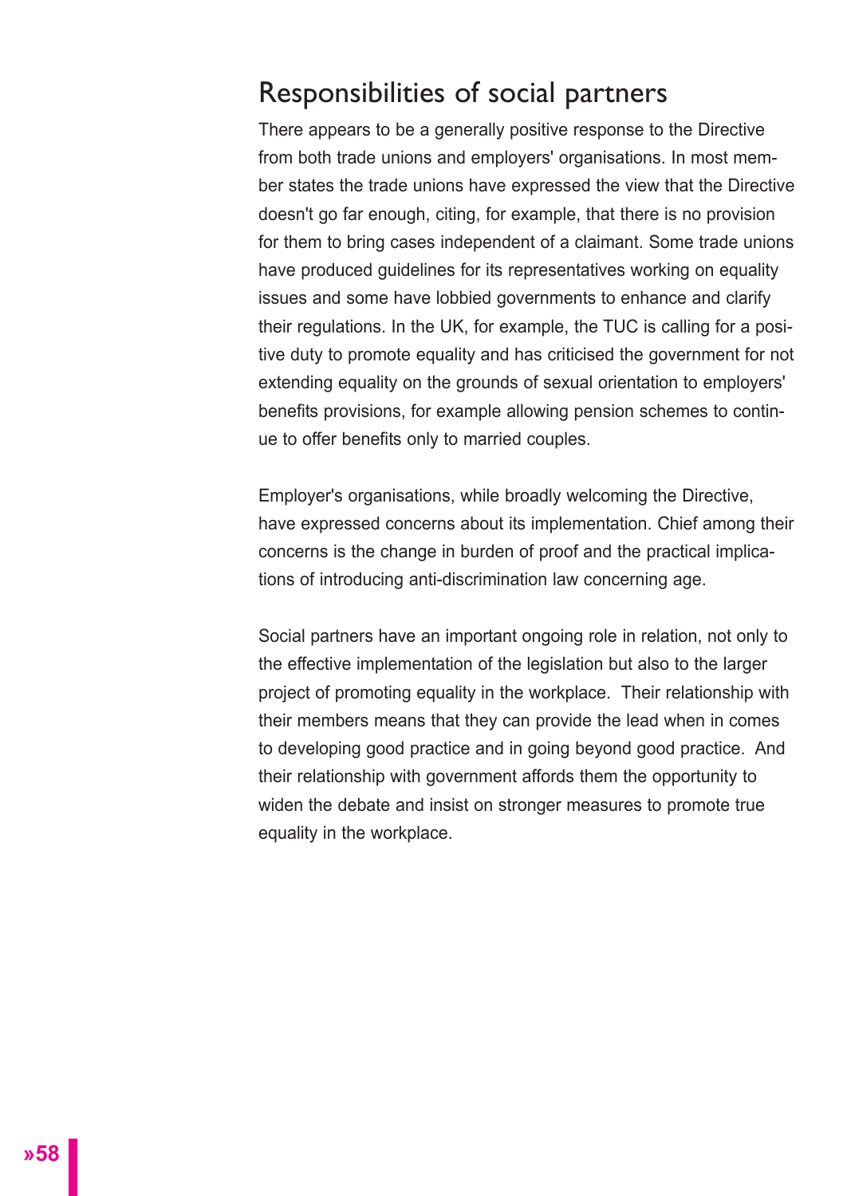## Responsibilities of social partners

There appears to be a generally positive response to the Directive from both trade unions and employers' organisations. In most member states the trade unions have expressed the view that the Directive doesn't go far enough, citing, for example, that there is no provision for them to bring cases independent of a claimant. Some trade unions have produced guidelines for its representatives working on equality issues and some have lobbied governments to enhance and clarify their regulations. In the UK, for example, the TUC is calling for a positive duty to promote equality and has criticised the government for not extending equality on the grounds of sexual orientation to employers' benefits provisions, for example allowing pension schemes to continue to offer benefits only to married couples.

Employer's organisations, while broadly welcoming the Directive, have expressed concerns about its implementation. Chief among their concerns is the change in burden of proof and the practical implications of introducing anti-discrimination law concerning age.

Social partners have an important ongoing role in relation, not only to the effective implementation of the legislation but also to the larger project of promoting equality in the workplace. Their relationship with their members means that they can provide the lead when in comes to developing good practice and in going beyond good practice. And their relationship with government affords them the opportunity to widen the debate and insist on stronger measures to promote true equality in the workplace.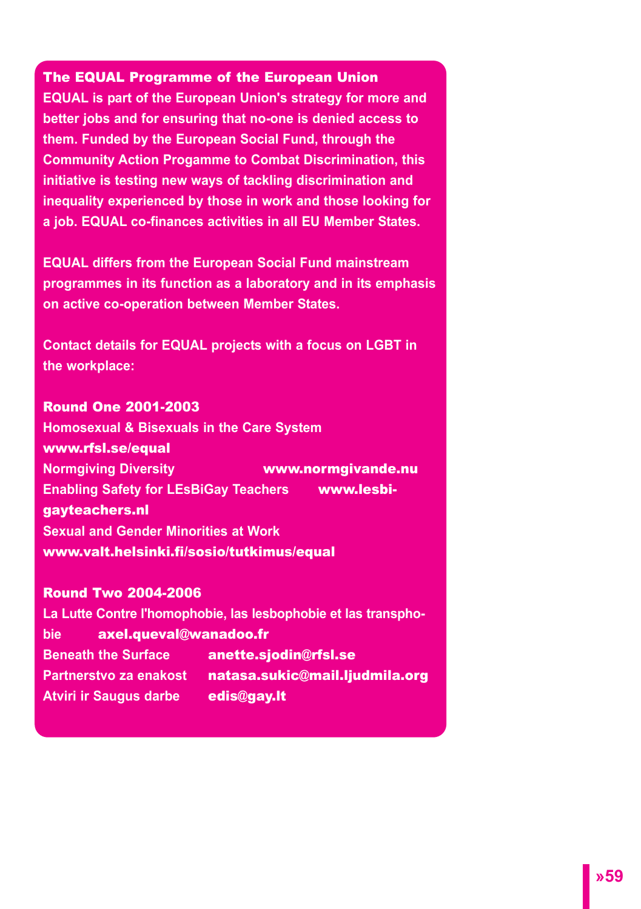## The EQUAL Programme of the European Union

EQUAL is part of the European Union's strategy for more and better jobs and for ensuring that no-one is denied access to them. Funded by the European Social Fund, through the Community Action Progamme to Combat Discrimination, this initiative is testing new ways of tackling discrimination and inequality experienced by those in work and those looking for a job. EQUAL co-finances activities in all EU Member States.

EQUAL differs from the European Social Fund mainstream programmes in its function as a laboratory and in its emphasis on active co-operation between Member States.

Contact details for EQUAL projects with a focus on LGBT in the workplace:

### Round One 2001-2003

Homosexual & Bisexuals in the Care System
**www.rfsl.se/equal**

Normgiving Diversity **www.normgivande.nu**

Enabling Safety for LEsBiGay Teachers **www.lesbi-gayteachers.nl**

Sexual and Gender Minorities at Work
**www.valt.helsinki.fi/sosio/tutkimus/equal**

### Round Two 2004-2006

La Lutte Contre l'homophobie, las lesbophobie et las transphobie **axel.queval@wanadoo.fr**

Beneath the Surface **anette.sjodin@rfsl.se**

Partnerstvo za enakost **natasa.sukic@mail.ljudmila.org**

Atviri ir Saugus darbe **edis@gay.lt**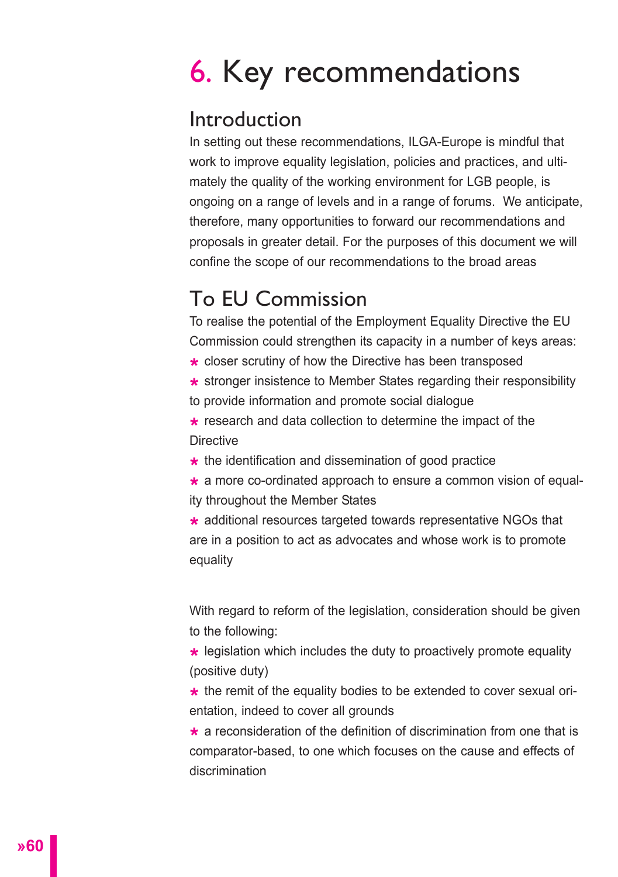# 6. Key recommendations

## Introduction

In setting out these recommendations, ILGA-Europe is mindful that work to improve equality legislation, policies and practices, and ultimately the quality of the working environment for LGB people, is ongoing on a range of levels and in a range of forums. We anticipate, therefore, many opportunities to forward our recommendations and proposals in greater detail. For the purposes of this document we will confine the scope of our recommendations to the broad areas

## To EU Commission

To realise the potential of the Employment Equality Directive the EU Commission could strengthen its capacity in a number of keys areas:

- closer scrutiny of how the Directive has been transposed
- stronger insistence to Member States regarding their responsibility to provide information and promote social dialogue
- research and data collection to determine the impact of the Directive
- the identification and dissemination of good practice
- a more co-ordinated approach to ensure a common vision of equality throughout the Member States
- additional resources targeted towards representative NGOs that are in a position to act as advocates and whose work is to promote equality

With regard to reform of the legislation, consideration should be given to the following:

- legislation which includes the duty to proactively promote equality (positive duty)
- the remit of the equality bodies to be extended to cover sexual orientation, indeed to cover all grounds
- a reconsideration of the definition of discrimination from one that is comparator-based, to one which focuses on the cause and effects of discrimination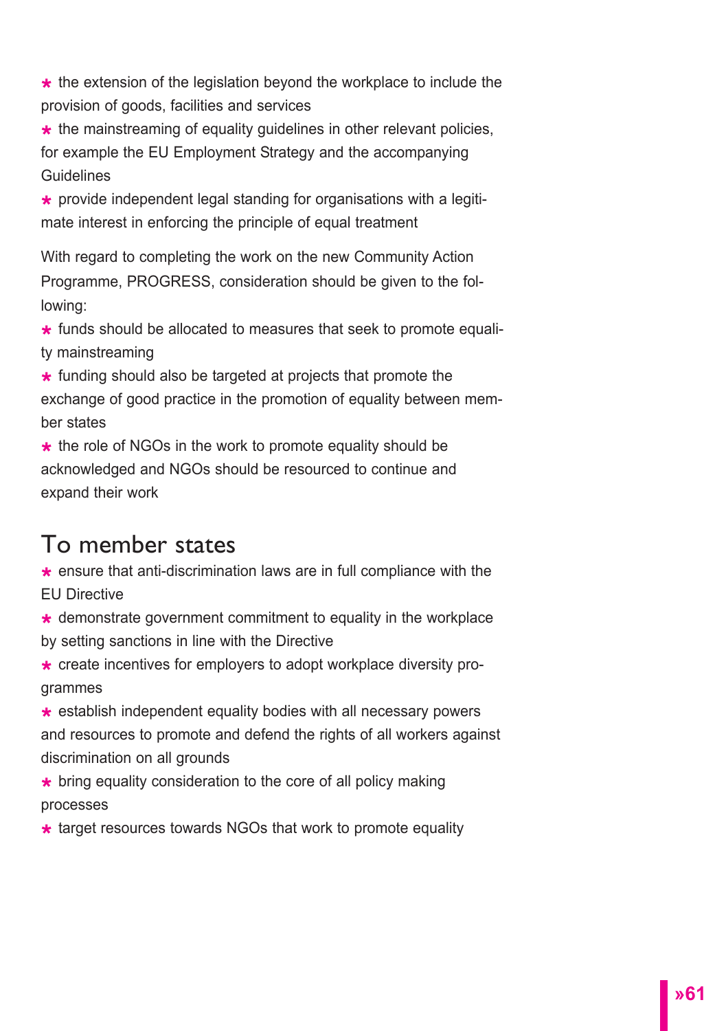* the extension of the legislation beyond the workplace to include the provision of goods, facilities and services
* the mainstreaming of equality guidelines in other relevant policies, for example the EU Employment Strategy and the accompanying Guidelines
* provide independent legal standing for organisations with a legitimate interest in enforcing the principle of equal treatment

With regard to completing the work on the new Community Action Programme, PROGRESS, consideration should be given to the following:

* funds should be allocated to measures that seek to promote equality mainstreaming
* funding should also be targeted at projects that promote the exchange of good practice in the promotion of equality between member states
* the role of NGOs in the work to promote equality should be acknowledged and NGOs should be resourced to continue and expand their work

## To member states

* ensure that anti-discrimination laws are in full compliance with the EU Directive
* demonstrate government commitment to equality in the workplace by setting sanctions in line with the Directive
* create incentives for employers to adopt workplace diversity programmes
* establish independent equality bodies with all necessary powers and resources to promote and defend the rights of all workers against discrimination on all grounds
* bring equality consideration to the core of all policy making processes
* target resources towards NGOs that work to promote equality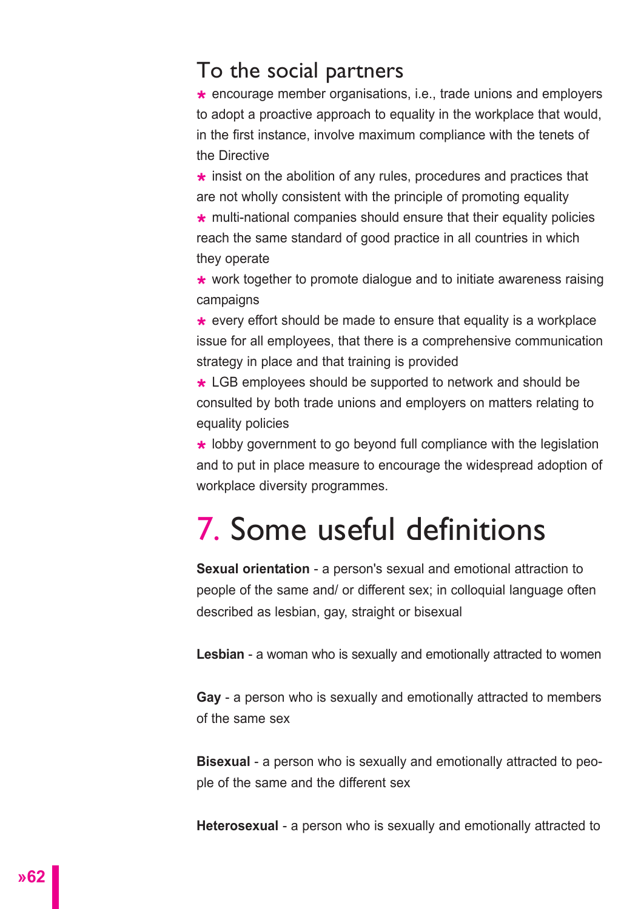## To the social partners

- encourage member organisations, i.e., trade unions and employers to adopt a proactive approach to equality in the workplace that would, in the first instance, involve maximum compliance with the tenets of the Directive
- insist on the abolition of any rules, procedures and practices that are not wholly consistent with the principle of promoting equality
- multi-national companies should ensure that their equality policies reach the same standard of good practice in all countries in which they operate
- work together to promote dialogue and to initiate awareness raising campaigns
- every effort should be made to ensure that equality is a workplace issue for all employees, that there is a comprehensive communication strategy in place and that training is provided
- LGB employees should be supported to network and should be consulted by both trade unions and employers on matters relating to equality policies
- lobby government to go beyond full compliance with the legislation and to put in place measure to encourage the widespread adoption of workplace diversity programmes.

# 7. Some useful definitions

**Sexual orientation** - a person's sexual and emotional attraction to people of the same and/ or different sex; in colloquial language often described as lesbian, gay, straight or bisexual

**Lesbian** - a woman who is sexually and emotionally attracted to women

**Gay** - a person who is sexually and emotionally attracted to members of the same sex

**Bisexual** - a person who is sexually and emotionally attracted to people of the same and the different sex

**Heterosexual** - a person who is sexually and emotionally attracted to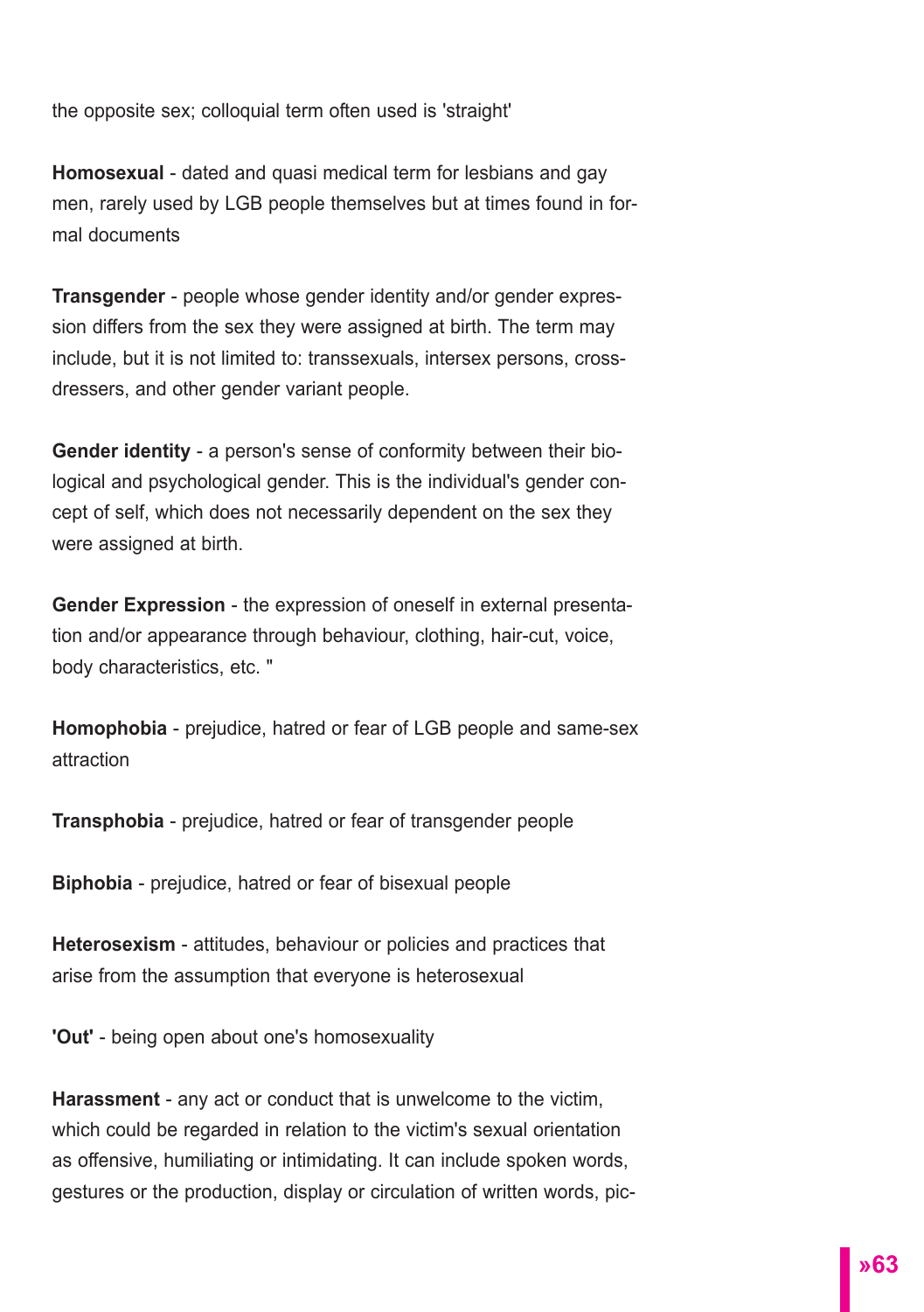the opposite sex; colloquial term often used is 'straight'

**Homosexual** - dated and quasi medical term for lesbians and gay men, rarely used by LGB people themselves but at times found in formal documents

**Transgender** - people whose gender identity and/or gender expression differs from the sex they were assigned at birth. The term may include, but it is not limited to: transsexuals, intersex persons, cross-dressers, and other gender variant people.

**Gender identity** - a person's sense of conformity between their biological and psychological gender. This is the individual's gender concept of self, which does not necessarily dependent on the sex they were assigned at birth.

**Gender Expression** - the expression of oneself in external presentation and/or appearance through behaviour, clothing, hair-cut, voice, body characteristics, etc. "

**Homophobia** - prejudice, hatred or fear of LGB people and same-sex attraction

**Transphobia** - prejudice, hatred or fear of transgender people

**Biphobia** - prejudice, hatred or fear of bisexual people

**Heterosexism** - attitudes, behaviour or policies and practices that arise from the assumption that everyone is heterosexual

**'Out'** - being open about one's homosexuality

**Harassment** - any act or conduct that is unwelcome to the victim, which could be regarded in relation to the victim's sexual orientation as offensive, humiliating or intimidating. It can include spoken words, gestures or the production, display or circulation of written words, pic-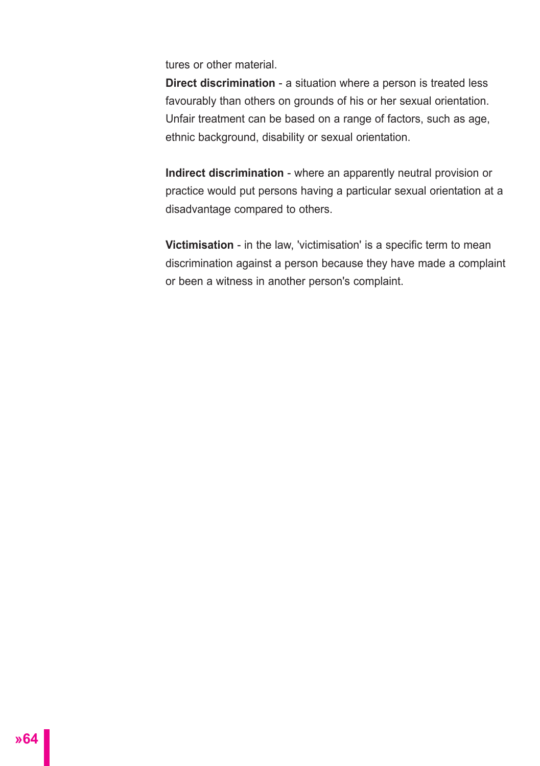tures or other material.

**Direct discrimination** - a situation where a person is treated less favourably than others on grounds of his or her sexual orientation. Unfair treatment can be based on a range of factors, such as age, ethnic background, disability or sexual orientation.

**Indirect discrimination** - where an apparently neutral provision or practice would put persons having a particular sexual orientation at a disadvantage compared to others.

**Victimisation** - in the law, 'victimisation' is a specific term to mean discrimination against a person because they have made a complaint or been a witness in another person's complaint.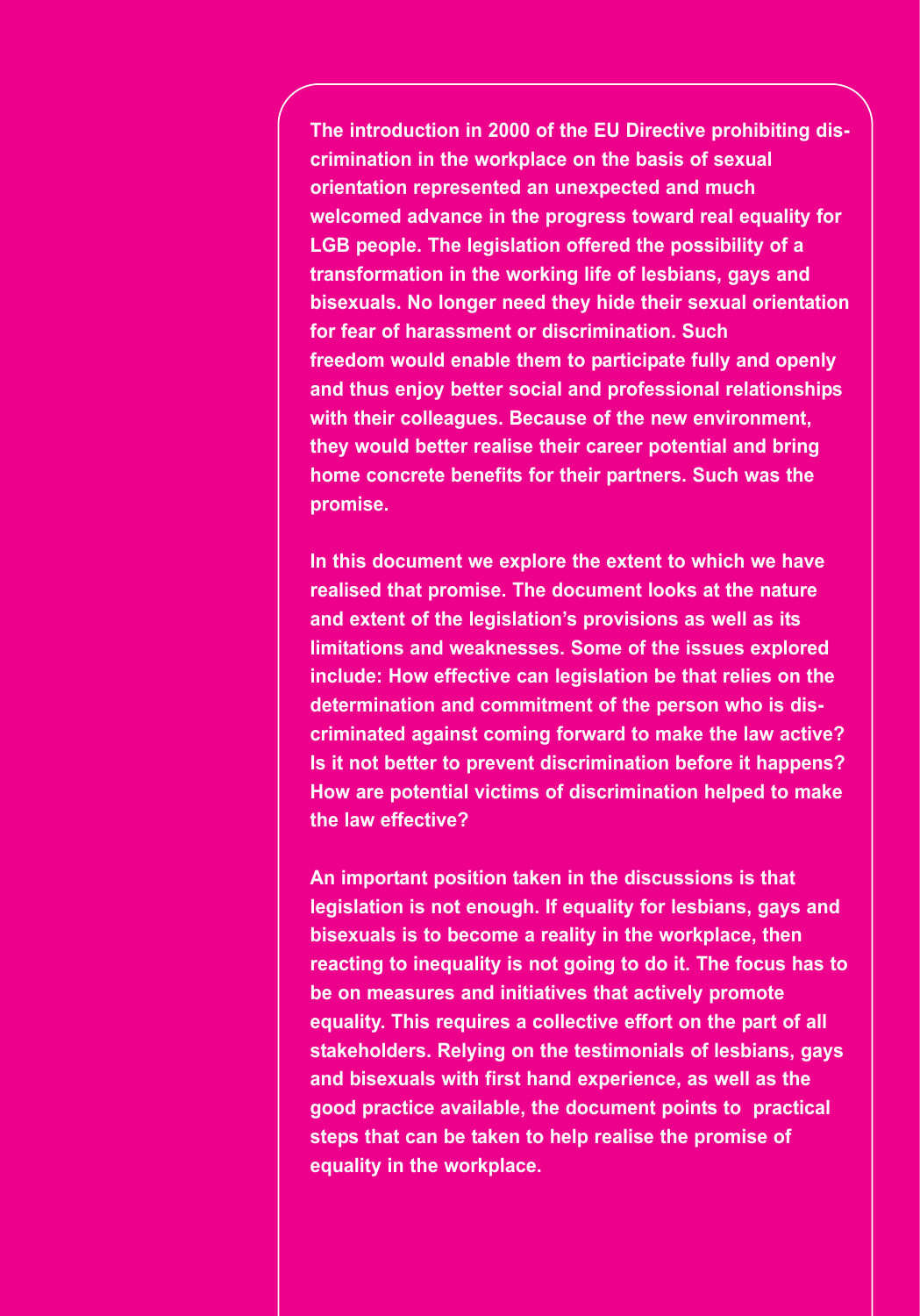**The introduction in 2000 of the EU Directive prohibiting discrimination in the workplace on the basis of sexual orientation represented an unexpected and much welcomed advance in the progress toward real equality for LGB people. The legislation offered the possibility of a transformation in the working life of lesbians, gays and bisexuals. No longer need they hide their sexual orientation for fear of harassment or discrimination. Such freedom would enable them to participate fully and openly and thus enjoy better social and professional relationships with their colleagues. Because of the new environment, they would better realise their career potential and bring home concrete benefits for their partners. Such was the promise.**

**In this document we explore the extent to which we have realised that promise. The document looks at the nature and extent of the legislation's provisions as well as its limitations and weaknesses. Some of the issues explored include: How effective can legislation be that relies on the determination and commitment of the person who is discriminated against coming forward to make the law active? Is it not better to prevent discrimination before it happens? How are potential victims of discrimination helped to make the law effective?**

**An important position taken in the discussions is that legislation is not enough. If equality for lesbians, gays and bisexuals is to become a reality in the workplace, then reacting to inequality is not going to do it. The focus has to be on measures and initiatives that actively promote equality. This requires a collective effort on the part of all stakeholders. Relying on the testimonials of lesbians, gays and bisexuals with first hand experience, as well as the good practice available, the document points to practical steps that can be taken to help realise the promise of equality in the workplace.**